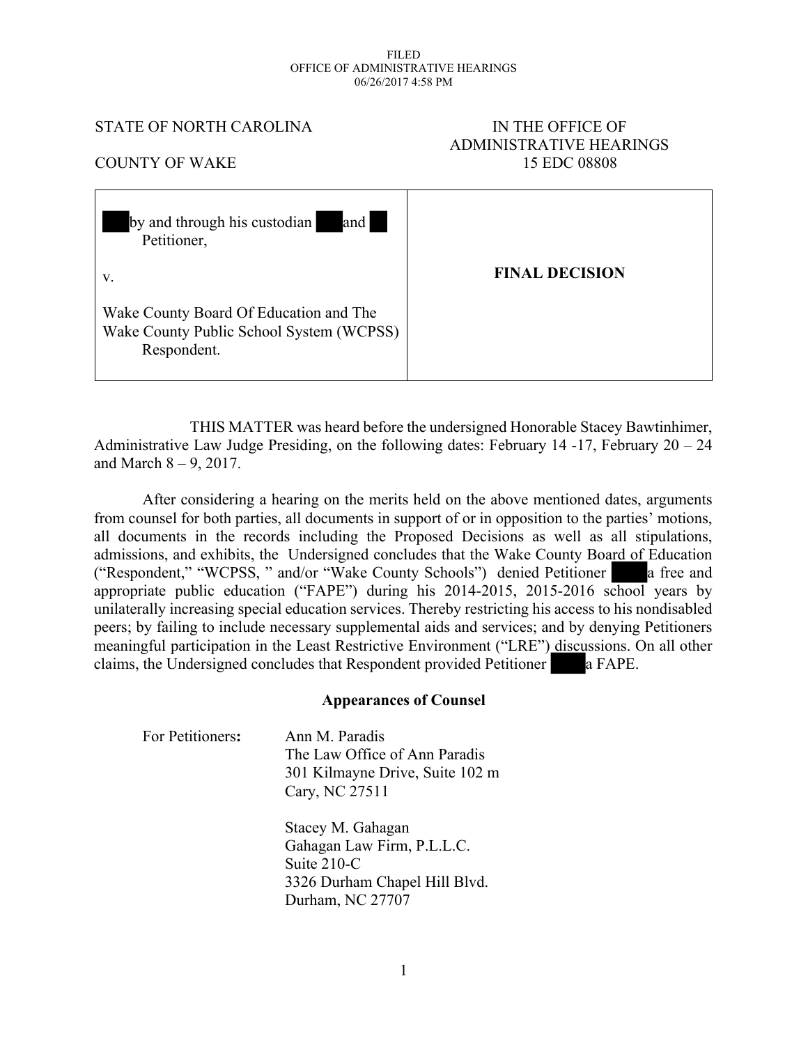FILED
OFFICE OF ADMINISTRATIVE HEARINGS
06/26/2017 4:58 PM

STATE OF NORTH CAROLINA

COUNTY OF WAKE

IN THE OFFICE OF
ADMINISTRATIVE HEARINGS
15 EDC 08808

| | |
|---|---|
| ███ by and through his custodian ███ and ██ <br> Petitioner, <br><br> v. <br><br> Wake County Board Of Education and The Wake County Public School System (WCPSS) <br> Respondent. | **FINAL DECISION** |

THIS MATTER was heard before the undersigned Honorable Stacey Bawtinhimer, Administrative Law Judge Presiding, on the following dates: February 14 -17, February 20 – 24 and March 8 – 9, 2017.

After considering a hearing on the merits held on the above mentioned dates, arguments from counsel for both parties, all documents in support of or in opposition to the parties' motions, all documents in the records including the Proposed Decisions as well as all stipulations, admissions, and exhibits, the Undersigned concludes that the Wake County Board of Education ("Respondent," "WCPSS, " and/or "Wake County Schools") denied Petitioner ████ a free and appropriate public education ("FAPE") during his 2014-2015, 2015-2016 school years by unilaterally increasing special education services. Thereby restricting his access to his nondisabled peers; by failing to include necessary supplemental aids and services; and by denying Petitioners meaningful participation in the Least Restrictive Environment ("LRE") discussions. On all other claims, the Undersigned concludes that Respondent provided Petitioner ████ a FAPE.

## Appearances of Counsel

For Petitioners**:**

Ann M. Paradis
The Law Office of Ann Paradis
301 Kilmayne Drive, Suite 102 m
Cary, NC 27511

Stacey M. Gahagan
Gahagan Law Firm, P.L.L.C.
Suite 210-C
3326 Durham Chapel Hill Blvd.
Durham, NC 27707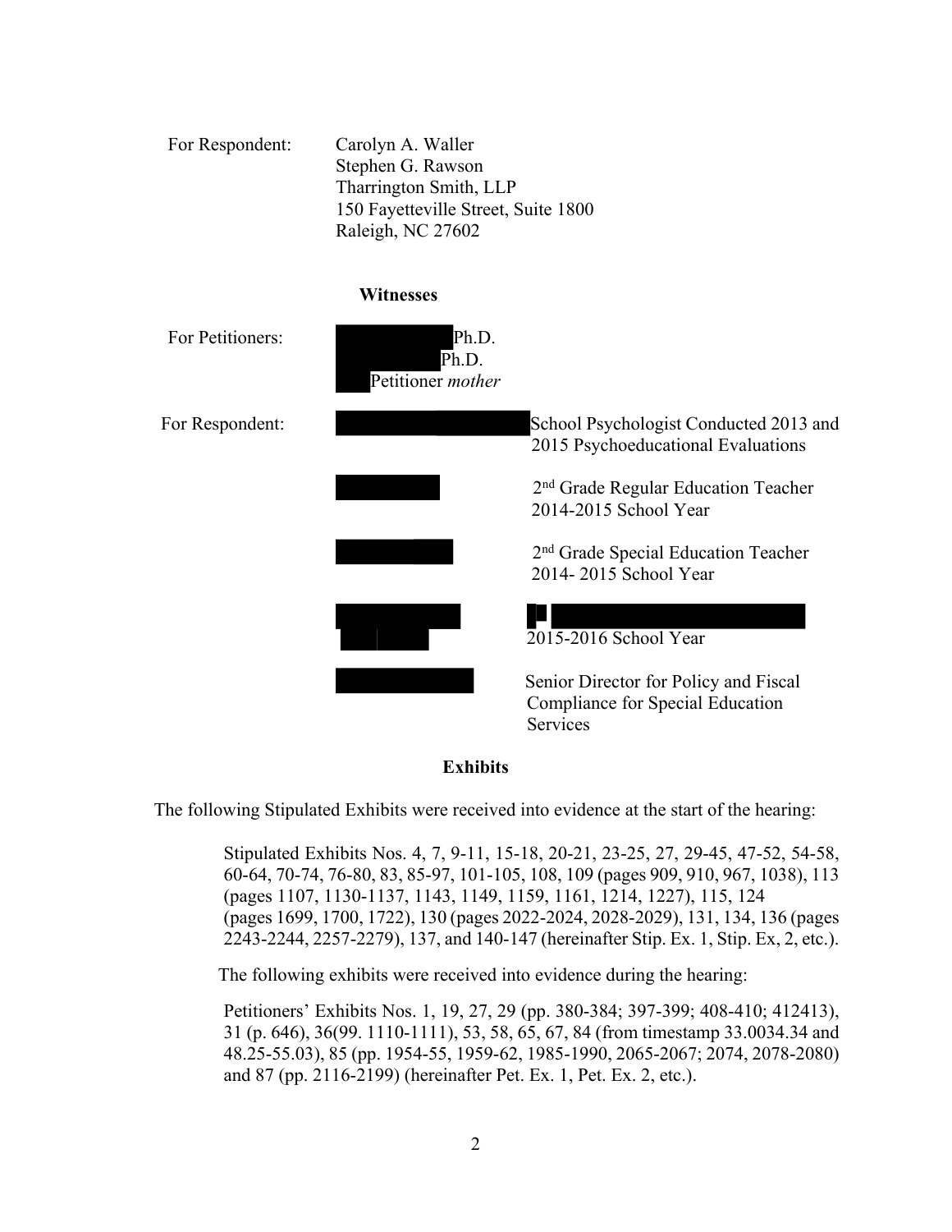For Respondent: Carolyn A. Waller
Stephen G. Rawson
Tharrington Smith, LLP
150 Fayetteville Street, Suite 1800
Raleigh, NC 27602

**Witnesses**

For Petitioners: Ph.D.
Ph.D.
Petitioner *mother*

For Respondent: School Psychologist Conducted 2013 and 2015 Psychoeducational Evaluations

2nd Grade Regular Education Teacher 2014-2015 School Year

2nd Grade Special Education Teacher 2014- 2015 School Year

2015-2016 School Year

Senior Director for Policy and Fiscal Compliance for Special Education Services

**Exhibits**

The following Stipulated Exhibits were received into evidence at the start of the hearing:

> Stipulated Exhibits Nos. 4, 7, 9-11, 15-18, 20-21, 23-25, 27, 29-45, 47-52, 54-58, 60-64, 70-74, 76-80, 83, 85-97, 101-105, 108, 109 (pages 909, 910, 967, 1038), 113 (pages 1107, 1130-1137, 1143, 1149, 1159, 1161, 1214, 1227), 115, 124 (pages 1699, 1700, 1722), 130 (pages 2022-2024, 2028-2029), 131, 134, 136 (pages 2243-2244, 2257-2279), 137, and 140-147 (hereinafter Stip. Ex. 1, Stip. Ex, 2, etc.).

The following exhibits were received into evidence during the hearing:

> Petitioners' Exhibits Nos. 1, 19, 27, 29 (pp. 380-384; 397-399; 408-410; 412413), 31 (p. 646), 36(99. 1110-1111), 53, 58, 65, 67, 84 (from timestamp 33.0034.34 and 48.25-55.03), 85 (pp. 1954-55, 1959-62, 1985-1990, 2065-2067; 2074, 2078-2080) and 87 (pp. 2116-2199) (hereinafter Pet. Ex. 1, Pet. Ex. 2, etc.).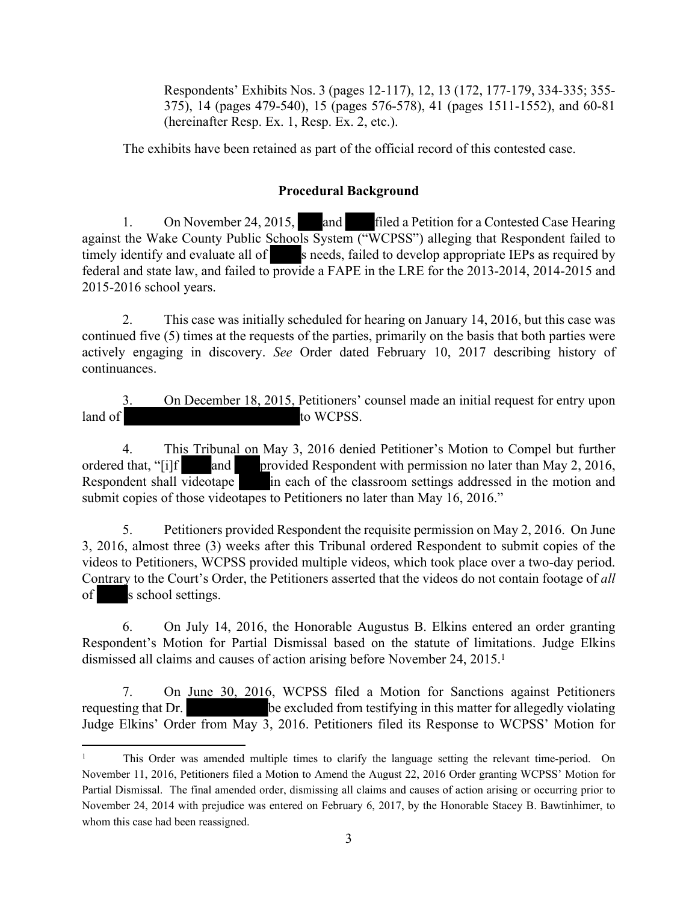Respondents' Exhibits Nos. 3 (pages 12-117), 12, 13 (172, 177-179, 334-335; 355-375), 14 (pages 479-540), 15 (pages 576-578), 41 (pages 1511-1552), and 60-81 (hereinafter Resp. Ex. 1, Resp. Ex. 2, etc.).

The exhibits have been retained as part of the official record of this contested case.

## Procedural Background

1. On November 24, 2015, ███ and ███ filed a Petition for a Contested Case Hearing against the Wake County Public Schools System ("WCPSS") alleging that Respondent failed to timely identify and evaluate all of ████s needs, failed to develop appropriate IEPs as required by federal and state law, and failed to provide a FAPE in the LRE for the 2013-2014, 2014-2015 and 2015-2016 school years.

2. This case was initially scheduled for hearing on January 14, 2016, but this case was continued five (5) times at the requests of the parties, primarily on the basis that both parties were actively engaging in discovery. *See* Order dated February 10, 2017 describing history of continuances.

3. On December 18, 2015, Petitioners' counsel made an initial request for entry upon land of ████████████████ to WCPSS.

4. This Tribunal on May 3, 2016 denied Petitioner's Motion to Compel but further ordered that, "[i]f ███ and ███ provided Respondent with permission no later than May 2, 2016, Respondent shall videotape ████ in each of the classroom settings addressed in the motion and submit copies of those videotapes to Petitioners no later than May 16, 2016."

5. Petitioners provided Respondent the requisite permission on May 2, 2016. On June 3, 2016, almost three (3) weeks after this Tribunal ordered Respondent to submit copies of the videos to Petitioners, WCPSS provided multiple videos, which took place over a two-day period. Contrary to the Court's Order, the Petitioners asserted that the videos do not contain footage of *all* of ████s school settings.

6. On July 14, 2016, the Honorable Augustus B. Elkins entered an order granting Respondent's Motion for Partial Dismissal based on the statute of limitations. Judge Elkins dismissed all claims and causes of action arising before November 24, 2015.[1]

7. On June 30, 2016, WCPSS filed a Motion for Sanctions against Petitioners requesting that Dr. ████████ be excluded from testifying in this matter for allegedly violating Judge Elkins' Order from May 3, 2016. Petitioners filed its Response to WCPSS' Motion for

---

[1] This Order was amended multiple times to clarify the language setting the relevant time-period. On November 11, 2016, Petitioners filed a Motion to Amend the August 22, 2016 Order granting WCPSS' Motion for Partial Dismissal. The final amended order, dismissing all claims and causes of action arising or occurring prior to November 24, 2014 with prejudice was entered on February 6, 2017, by the Honorable Stacey B. Bawtinhimer, to whom this case had been reassigned.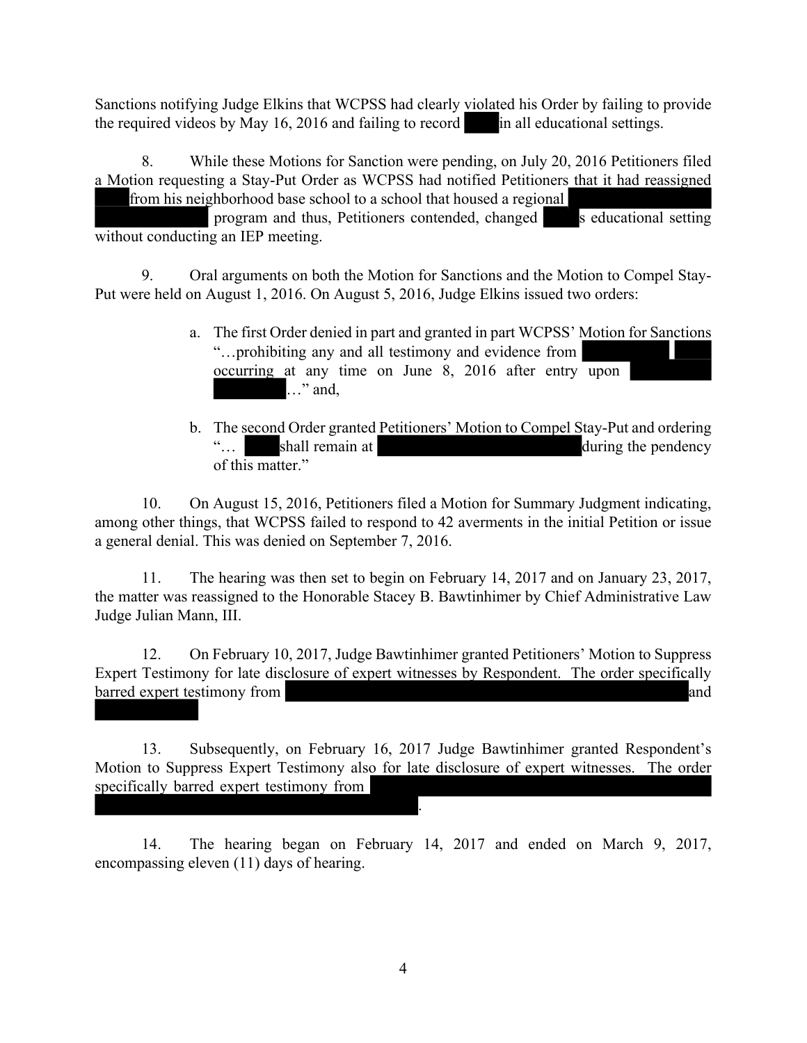Sanctions notifying Judge Elkins that WCPSS had clearly violated his Order by failing to provide the required videos by May 16, 2016 and failing to record in all educational settings.

8. While these Motions for Sanction were pending, on July 20, 2016 Petitioners filed a Motion requesting a Stay-Put Order as WCPSS had notified Petitioners that it had reassigned from his neighborhood base school to a school that housed a regional program and thus, Petitioners contended, changed s educational setting without conducting an IEP meeting.

9. Oral arguments on both the Motion for Sanctions and the Motion to Compel Stay-Put were held on August 1, 2016. On August 5, 2016, Judge Elkins issued two orders:

a. The first Order denied in part and granted in part WCPSS' Motion for Sanctions "…prohibiting any and all testimony and evidence from occurring at any time on June 8, 2016 after entry upon …" and,

b. The second Order granted Petitioners' Motion to Compel Stay-Put and ordering "… shall remain at during the pendency of this matter."

10. On August 15, 2016, Petitioners filed a Motion for Summary Judgment indicating, among other things, that WCPSS failed to respond to 42 averments in the initial Petition or issue a general denial. This was denied on September 7, 2016.

11. The hearing was then set to begin on February 14, 2017 and on January 23, 2017, the matter was reassigned to the Honorable Stacey B. Bawtinhimer by Chief Administrative Law Judge Julian Mann, III.

12. On February 10, 2017, Judge Bawtinhimer granted Petitioners' Motion to Suppress Expert Testimony for late disclosure of expert witnesses by Respondent. The order specifically barred expert testimony from and

13. Subsequently, on February 16, 2017 Judge Bawtinhimer granted Respondent's Motion to Suppress Expert Testimony also for late disclosure of expert witnesses. The order specifically barred expert testimony from .

14. The hearing began on February 14, 2017 and ended on March 9, 2017, encompassing eleven (11) days of hearing.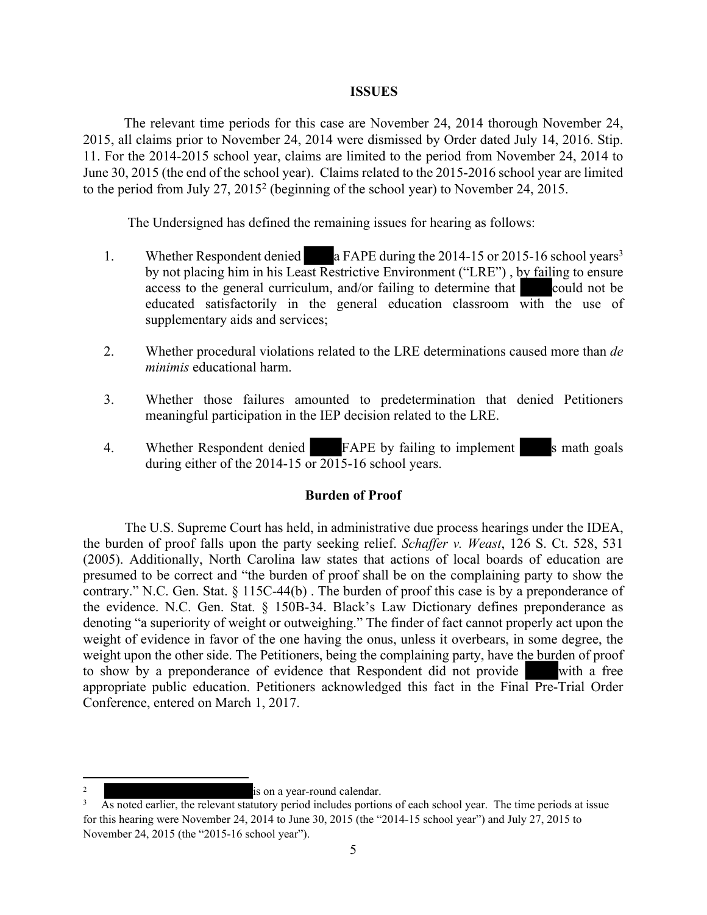## ISSUES

The relevant time periods for this case are November 24, 2014 thorough November 24, 2015, all claims prior to November 24, 2014 were dismissed by Order dated July 14, 2016. Stip. 11. For the 2014-2015 school year, claims are limited to the period from November 24, 2014 to June 30, 2015 (the end of the school year). Claims related to the 2015-2016 school year are limited to the period from July 27, 2015[2] (beginning of the school year) to November 24, 2015.

The Undersigned has defined the remaining issues for hearing as follows:

1. Whether Respondent denied ████ a FAPE during the 2014-15 or 2015-16 school years[3] by not placing him in his Least Restrictive Environment ("LRE") , by failing to ensure access to the general curriculum, and/or failing to determine that ████ could not be educated satisfactorily in the general education classroom with the use of supplementary aids and services;

2. Whether procedural violations related to the LRE determinations caused more than *de minimis* educational harm.

3. Whether those failures amounted to predetermination that denied Petitioners meaningful participation in the IEP decision related to the LRE.

4. Whether Respondent denied ████ FAPE by failing to implement ████s math goals during either of the 2014-15 or 2015-16 school years.

## Burden of Proof

The U.S. Supreme Court has held, in administrative due process hearings under the IDEA, the burden of proof falls upon the party seeking relief. *Schaffer v. Weast*, 126 S. Ct. 528, 531 (2005). Additionally, North Carolina law states that actions of local boards of education are presumed to be correct and "the burden of proof shall be on the complaining party to show the contrary." N.C. Gen. Stat. § 115C-44(b) . The burden of proof this case is by a preponderance of the evidence. N.C. Gen. Stat. § 150B-34. Black's Law Dictionary defines preponderance as denoting "a superiority of weight or outweighing." The finder of fact cannot properly act upon the weight of evidence in favor of the one having the onus, unless it overbears, in some degree, the weight upon the other side. The Petitioners, being the complaining party, have the burden of proof to show by a preponderance of evidence that Respondent did not provide ████ with a free appropriate public education. Petitioners acknowledged this fact in the Final Pre-Trial Order Conference, entered on March 1, 2017.

---

[2] ████████████████ is on a year-round calendar.

[3] As noted earlier, the relevant statutory period includes portions of each school year. The time periods at issue for this hearing were November 24, 2014 to June 30, 2015 (the "2014-15 school year") and July 27, 2015 to November 24, 2015 (the "2015-16 school year").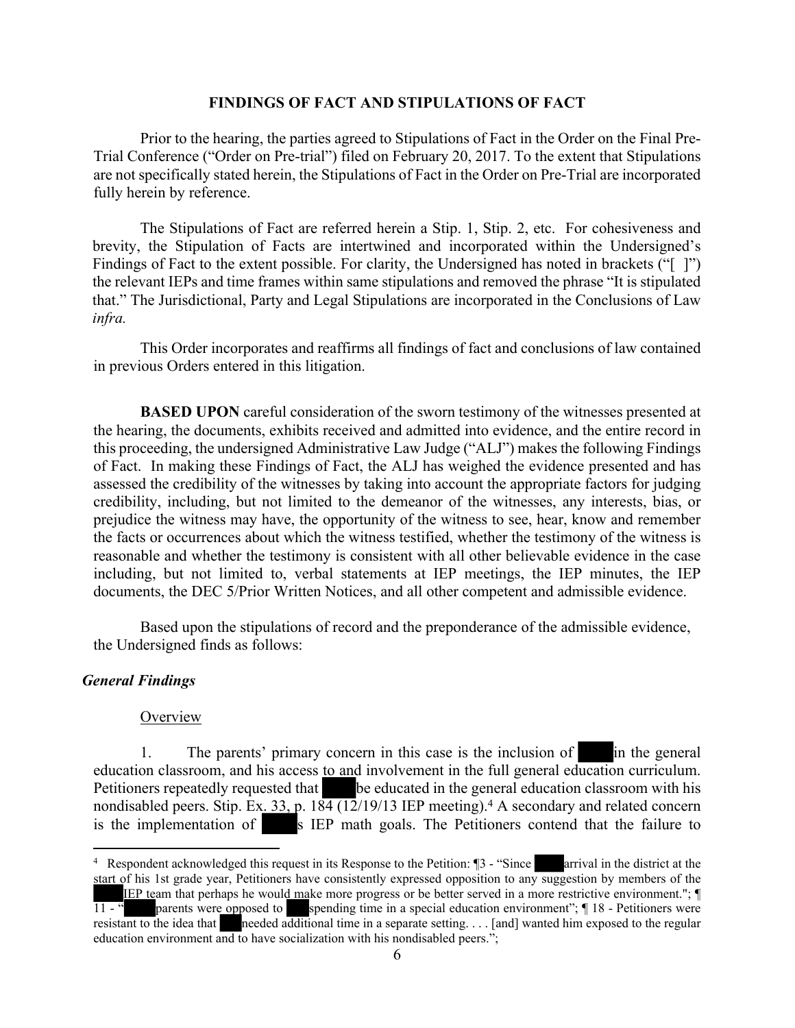## FINDINGS OF FACT AND STIPULATIONS OF FACT

Prior to the hearing, the parties agreed to Stipulations of Fact in the Order on the Final Pre-Trial Conference ("Order on Pre-trial") filed on February 20, 2017. To the extent that Stipulations are not specifically stated herein, the Stipulations of Fact in the Order on Pre-Trial are incorporated fully herein by reference.

The Stipulations of Fact are referred herein a Stip. 1, Stip. 2, etc. For cohesiveness and brevity, the Stipulation of Facts are intertwined and incorporated within the Undersigned's Findings of Fact to the extent possible. For clarity, the Undersigned has noted in brackets ("[ ]") the relevant IEPs and time frames within same stipulations and removed the phrase "It is stipulated that." The Jurisdictional, Party and Legal Stipulations are incorporated in the Conclusions of Law *infra.*

This Order incorporates and reaffirms all findings of fact and conclusions of law contained in previous Orders entered in this litigation.

**BASED UPON** careful consideration of the sworn testimony of the witnesses presented at the hearing, the documents, exhibits received and admitted into evidence, and the entire record in this proceeding, the undersigned Administrative Law Judge ("ALJ") makes the following Findings of Fact. In making these Findings of Fact, the ALJ has weighed the evidence presented and has assessed the credibility of the witnesses by taking into account the appropriate factors for judging credibility, including, but not limited to the demeanor of the witnesses, any interests, bias, or prejudice the witness may have, the opportunity of the witness to see, hear, know and remember the facts or occurrences about which the witness testified, whether the testimony of the witness is reasonable and whether the testimony is consistent with all other believable evidence in the case including, but not limited to, verbal statements at IEP meetings, the IEP minutes, the IEP documents, the DEC 5/Prior Written Notices, and all other competent and admissible evidence.

Based upon the stipulations of record and the preponderance of the admissible evidence, the Undersigned finds as follows:

### *General Findings*

Overview

1. The parents' primary concern in this case is the inclusion of [REDACTED] in the general education classroom, and his access to and involvement in the full general education curriculum. Petitioners repeatedly requested that [REDACTED] be educated in the general education classroom with his nondisabled peers. Stip. Ex. 33, p. 184 (12/19/13 IEP meeting).[4] A secondary and related concern is the implementation of [REDACTED]s IEP math goals. The Petitioners contend that the failure to

---

[4] Respondent acknowledged this request in its Response to the Petition: ¶3 - "Since [REDACTED] arrival in the district at the start of his 1st grade year, Petitioners have consistently expressed opposition to any suggestion by members of the [REDACTED] IEP team that perhaps he would make more progress or be better served in a more restrictive environment."; ¶ 11 - "[REDACTED] parents were opposed to [REDACTED] spending time in a special education environment"; ¶ 18 - Petitioners were resistant to the idea that [REDACTED] needed additional time in a separate setting. . . . [and] wanted him exposed to the regular education environment and to have socialization with his nondisabled peers.";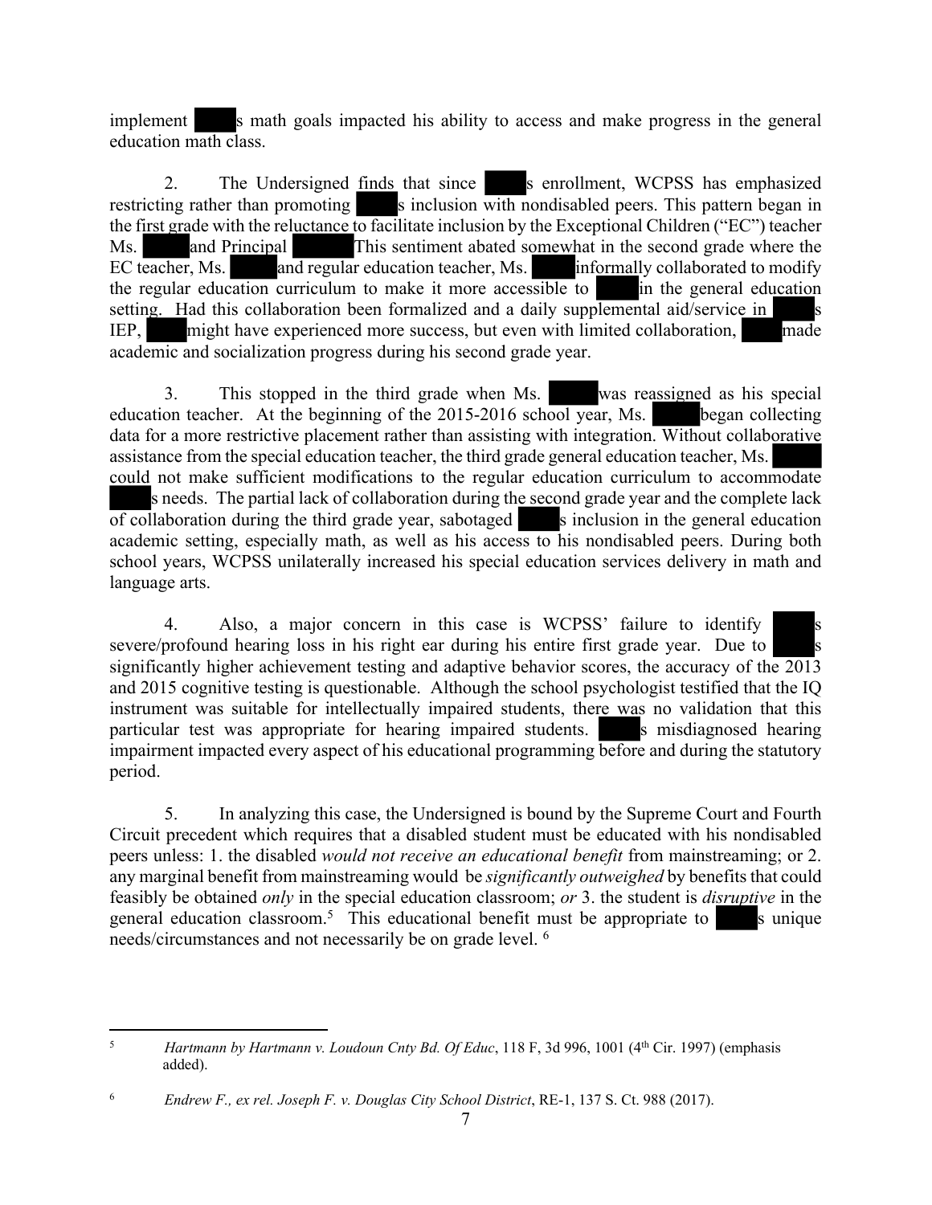implement ████'s math goals impacted his ability to access and make progress in the general education math class.

2. The Undersigned finds that since ████'s enrollment, WCPSS has emphasized restricting rather than promoting ████'s inclusion with nondisabled peers. This pattern began in the first grade with the reluctance to facilitate inclusion by the Exceptional Children ("EC") teacher Ms. ████ and Principal ████ This sentiment abated somewhat in the second grade where the EC teacher, Ms. ████ and regular education teacher, Ms. ████ informally collaborated to modify the regular education curriculum to make it more accessible to ████ in the general education setting. Had this collaboration been formalized and a daily supplemental aid/service in ████'s IEP, ████ might have experienced more success, but even with limited collaboration, ████ made academic and socialization progress during his second grade year.

3. This stopped in the third grade when Ms. ████ was reassigned as his special education teacher. At the beginning of the 2015-2016 school year, Ms. ████ began collecting data for a more restrictive placement rather than assisting with integration. Without collaborative assistance from the special education teacher, the third grade general education teacher, Ms. ████ could not make sufficient modifications to the regular education curriculum to accommodate ████'s needs. The partial lack of collaboration during the second grade year and the complete lack of collaboration during the third grade year, sabotaged ████'s inclusion in the general education academic setting, especially math, as well as his access to his nondisabled peers. During both school years, WCPSS unilaterally increased his special education services delivery in math and language arts.

4. Also, a major concern in this case is WCPSS' failure to identify ████'s severe/profound hearing loss in his right ear during his entire first grade year. Due to ████'s significantly higher achievement testing and adaptive behavior scores, the accuracy of the 2013 and 2015 cognitive testing is questionable. Although the school psychologist testified that the IQ instrument was suitable for intellectually impaired students, there was no validation that this particular test was appropriate for hearing impaired students. ████'s misdiagnosed hearing impairment impacted every aspect of his educational programming before and during the statutory period.

5. In analyzing this case, the Undersigned is bound by the Supreme Court and Fourth Circuit precedent which requires that a disabled student must be educated with his nondisabled peers unless: 1. the disabled *would not receive an educational benefit* from mainstreaming; or 2. any marginal benefit from mainstreaming would be *significantly outweighed* by benefits that could feasibly be obtained *only* in the special education classroom; *or* 3. the student is *disruptive* in the general education classroom.[5] This educational benefit must be appropriate to ████'s unique needs/circumstances and not necessarily be on grade level. [6]

---

[5] *Hartmann by Hartmann v. Loudoun Cnty Bd. Of Educ*, 118 F, 3d 996, 1001 (4th Cir. 1997) (emphasis added).

[6] *Endrew F., ex rel. Joseph F. v. Douglas City School District*, RE-1, 137 S. Ct. 988 (2017).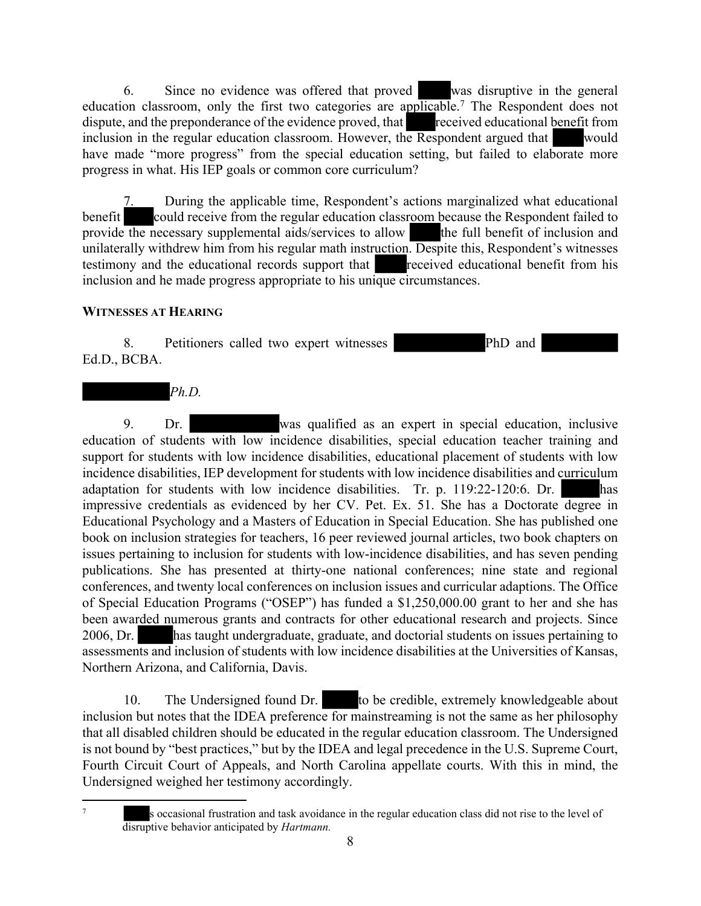6. Since no evidence was offered that proved ████ was disruptive in the general education classroom, only the first two categories are applicable.[7] The Respondent does not dispute, and the preponderance of the evidence proved, that ████ received educational benefit from inclusion in the regular education classroom. However, the Respondent argued that ████ would have made "more progress" from the special education setting, but failed to elaborate more progress in what. His IEP goals or common core curriculum?

7. During the applicable time, Respondent's actions marginalized what educational benefit ████ could receive from the regular education classroom because the Respondent failed to provide the necessary supplemental aids/services to allow ████ the full benefit of inclusion and unilaterally withdrew him from his regular math instruction. Despite this, Respondent's witnesses testimony and the educational records support that ████ received educational benefit from his inclusion and he made progress appropriate to his unique circumstances.

**WITNESSES AT HEARING**

8. Petitioners called two expert witnesses ████████ PhD and ████████ Ed.D., BCBA.

████████ *Ph.D.*

9. Dr. ████████ was qualified as an expert in special education, inclusive education of students with low incidence disabilities, special education teacher training and support for students with low incidence disabilities, educational placement of students with low incidence disabilities, IEP development for students with low incidence disabilities and curriculum adaptation for students with low incidence disabilities. Tr. p. 119:22-120:6. Dr. ████ has impressive credentials as evidenced by her CV. Pet. Ex. 51. She has a Doctorate degree in Educational Psychology and a Masters of Education in Special Education. She has published one book on inclusion strategies for teachers, 16 peer reviewed journal articles, two book chapters on issues pertaining to inclusion for students with low-incidence disabilities, and has seven pending publications. She has presented at thirty-one national conferences; nine state and regional conferences, and twenty local conferences on inclusion issues and curricular adaptions. The Office of Special Education Programs ("OSEP") has funded a $1,250,000.00 grant to her and she has been awarded numerous grants and contracts for other educational research and projects. Since 2006, Dr. ████ has taught undergraduate, graduate, and doctorial students on issues pertaining to assessments and inclusion of students with low incidence disabilities at the Universities of Kansas, Northern Arizona, and California, Davis.

10. The Undersigned found Dr. ████ to be credible, extremely knowledgeable about inclusion but notes that the IDEA preference for mainstreaming is not the same as her philosophy that all disabled children should be educated in the regular education classroom. The Undersigned is not bound by "best practices," but by the IDEA and legal precedence in the U.S. Supreme Court, Fourth Circuit Court of Appeals, and North Carolina appellate courts. With this in mind, the Undersigned weighed her testimony accordingly.

---

[7] ████s occasional frustration and task avoidance in the regular education class did not rise to the level of disruptive behavior anticipated by *Hartmann.*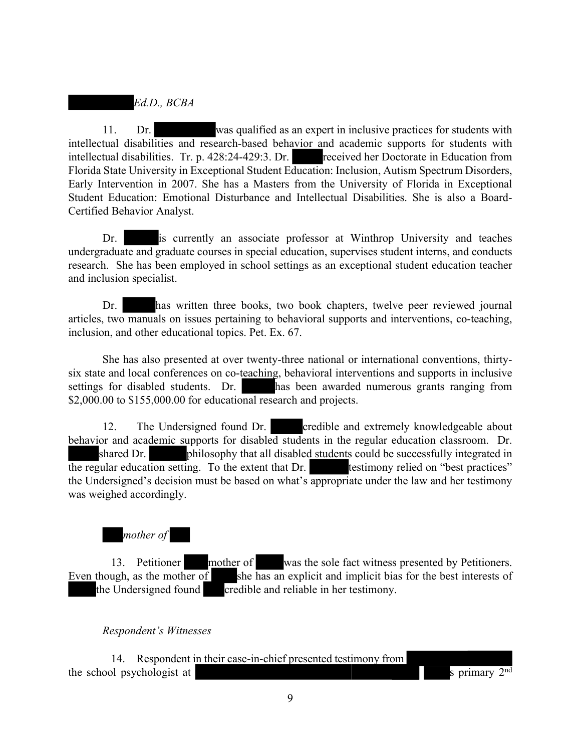*Ed.D., BCBA*

11. Dr. was qualified as an expert in inclusive practices for students with intellectual disabilities and research-based behavior and academic supports for students with intellectual disabilities. Tr. p. 428:24-429:3. Dr. received her Doctorate in Education from Florida State University in Exceptional Student Education: Inclusion, Autism Spectrum Disorders, Early Intervention in 2007. She has a Masters from the University of Florida in Exceptional Student Education: Emotional Disturbance and Intellectual Disabilities. She is also a Board-Certified Behavior Analyst.

Dr. is currently an associate professor at Winthrop University and teaches undergraduate and graduate courses in special education, supervises student interns, and conducts research. She has been employed in school settings as an exceptional student education teacher and inclusion specialist.

Dr. has written three books, two book chapters, twelve peer reviewed journal articles, two manuals on issues pertaining to behavioral supports and interventions, co-teaching, inclusion, and other educational topics. Pet. Ex. 67.

She has also presented at over twenty-three national or international conventions, thirty-six state and local conferences on co-teaching, behavioral interventions and supports in inclusive settings for disabled students. Dr. has been awarded numerous grants ranging from $2,000.00 to $155,000.00 for educational research and projects.

12. The Undersigned found Dr. credible and extremely knowledgeable about behavior and academic supports for disabled students in the regular education classroom. Dr. shared Dr. philosophy that all disabled students could be successfully integrated in the regular education setting. To the extent that Dr. testimony relied on "best practices" the Undersigned's decision must be based on what's appropriate under the law and her testimony was weighed accordingly.

*mother of*

13. Petitioner mother of was the sole fact witness presented by Petitioners. Even though, as the mother of she has an explicit and implicit bias for the best interests of the Undersigned found credible and reliable in her testimony.

*Respondent's Witnesses*

14. Respondent in their case-in-chief presented testimony from the school psychologist at s primary 2nd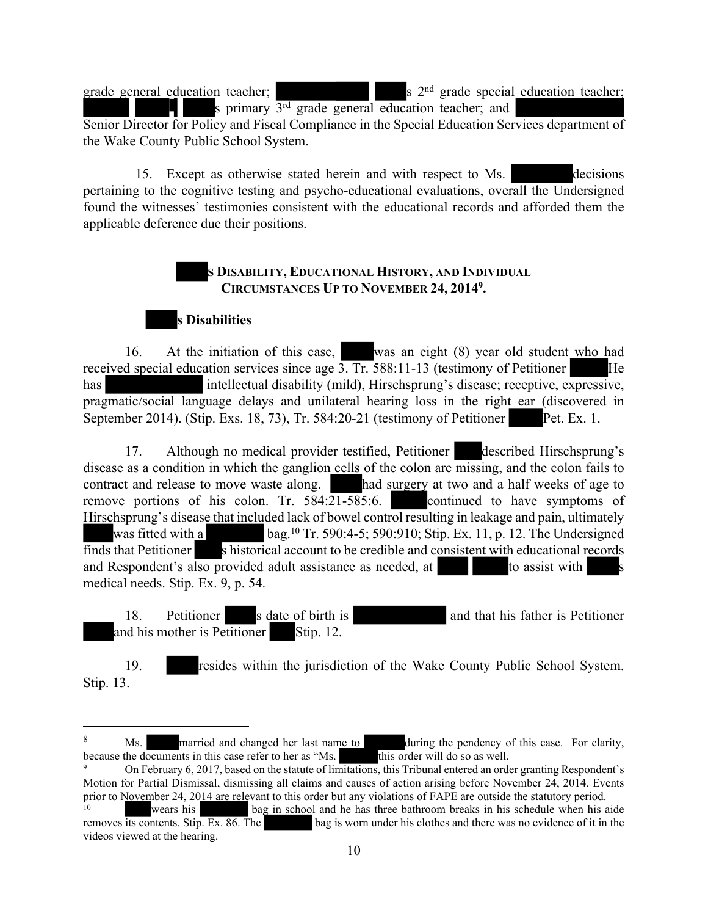grade general education teacher; ██████ ██'s 2nd grade special education teacher; ███ ███ ███'s primary 3rd grade general education teacher; and ██████ Senior Director for Policy and Fiscal Compliance in the Special Education Services department of the Wake County Public School System.

15. Except as otherwise stated herein and with respect to Ms. ████ decisions pertaining to the cognitive testing and psycho-educational evaluations, overall the Undersigned found the witnesses' testimonies consistent with the educational records and afforded them the applicable deference due their positions.

### ██'s Disability, Educational History, and Individual Circumstances Up to November 24, 2014[9].

#### ██'s Disabilities

16. At the initiation of this case, ██ was an eight (8) year old student who had received special education services since age 3. Tr. 588:11-13 (testimony of Petitioner ██ He has ██████ intellectual disability (mild), Hirschsprung's disease; receptive, expressive, pragmatic/social language delays and unilateral hearing loss in the right ear (discovered in September 2014). (Stip. Exs. 18, 73), Tr. 584:20-21 (testimony of Petitioner ██ Pet. Ex. 1.

17. Although no medical provider testified, Petitioner ██ described Hirschsprung's disease as a condition in which the ganglion cells of the colon are missing, and the colon fails to contract and release to move waste along. ██ had surgery at two and a half weeks of age to remove portions of his colon. Tr. 584:21-585:6. ██ continued to have symptoms of Hirschsprung's disease that included lack of bowel control resulting in leakage and pain, ultimately ██ was fitted with a ████ bag.[10] Tr. 590:4-5; 590:910; Stip. Ex. 11, p. 12. The Undersigned finds that Petitioner ██'s historical account to be credible and consistent with educational records and Respondent's also provided adult assistance as needed, at ██ ██ to assist with ██'s medical needs. Stip. Ex. 9, p. 54.

18. Petitioner ██'s date of birth is ██████ and that his father is Petitioner ██ and his mother is Petitioner ██ Stip. 12.

19. ██ resides within the jurisdiction of the Wake County Public School System. Stip. 13.

---

[8] Ms. ███ married and changed her last name to ████ during the pendency of this case. For clarity, because the documents in this case refer to her as "Ms. ████ this order will do so as well.

[9] On February 6, 2017, based on the statute of limitations, this Tribunal entered an order granting Respondent's Motion for Partial Dismissal, dismissing all claims and causes of action arising before November 24, 2014. Events prior to November 24, 2014 are relevant to this order but any violations of FAPE are outside the statutory period.

[10] ██ wears his ████ bag in school and he has three bathroom breaks in his schedule when his aide removes its contents. Stip. Ex. 86. The ████ bag is worn under his clothes and there was no evidence of it in the videos viewed at the hearing.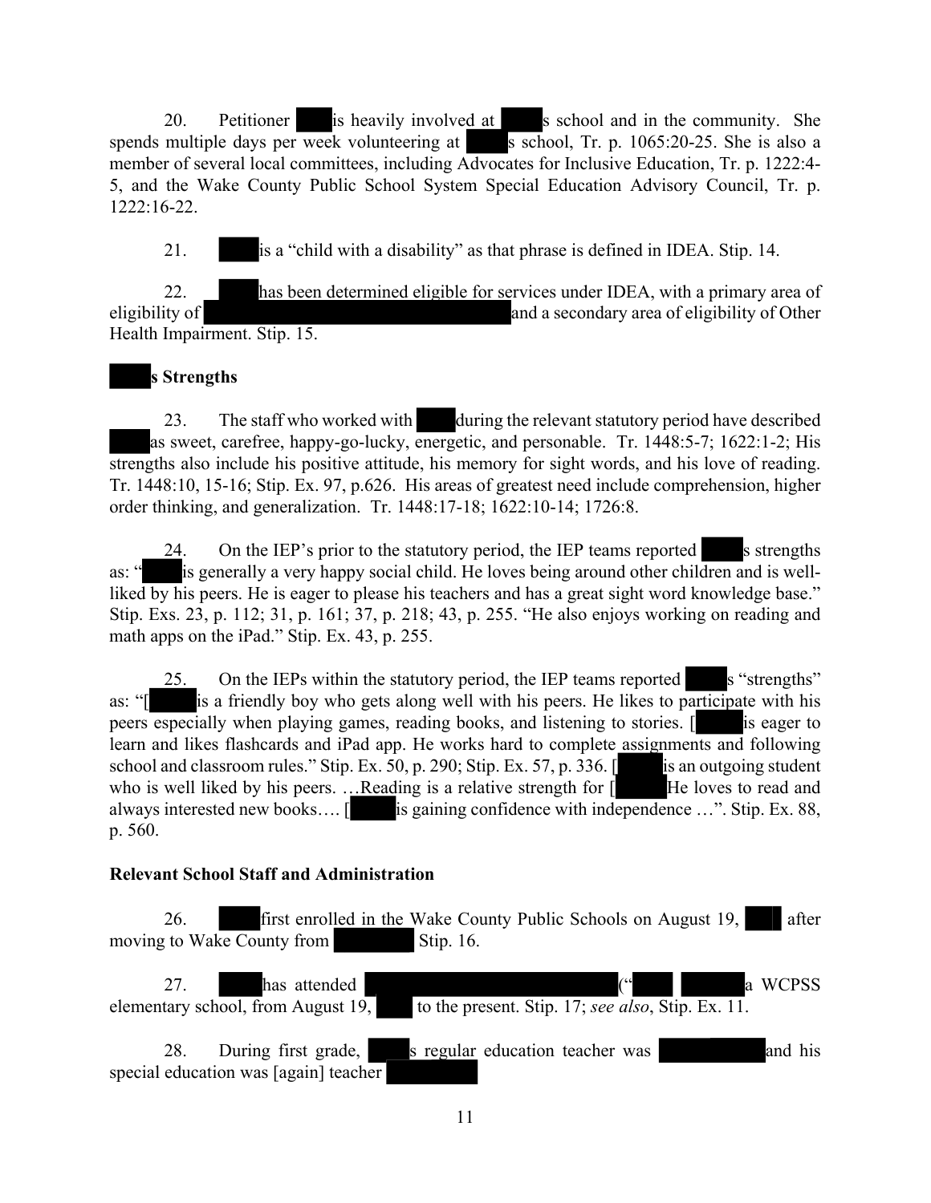20. Petitioner is heavily involved at s school and in the community. She spends multiple days per week volunteering at s school, Tr. p. 1065:20-25. She is also a member of several local committees, including Advocates for Inclusive Education, Tr. p. 1222:4-5, and the Wake County Public School System Special Education Advisory Council, Tr. p. 1222:16-22.

21. is a "child with a disability" as that phrase is defined in IDEA. Stip. 14.

22. has been determined eligible for services under IDEA, with a primary area of eligibility of and a secondary area of eligibility of Other Health Impairment. Stip. 15.

**s Strengths**

23. The staff who worked with during the relevant statutory period have described as sweet, carefree, happy-go-lucky, energetic, and personable. Tr. 1448:5-7; 1622:1-2; His strengths also include his positive attitude, his memory for sight words, and his love of reading. Tr. 1448:10, 15-16; Stip. Ex. 97, p.626. His areas of greatest need include comprehension, higher order thinking, and generalization. Tr. 1448:17-18; 1622:10-14; 1726:8.

24. On the IEP's prior to the statutory period, the IEP teams reported s strengths as: " is generally a very happy social child. He loves being around other children and is well-liked by his peers. He is eager to please his teachers and has a great sight word knowledge base." Stip. Exs. 23, p. 112; 31, p. 161; 37, p. 218; 43, p. 255. "He also enjoys working on reading and math apps on the iPad." Stip. Ex. 43, p. 255.

25. On the IEPs within the statutory period, the IEP teams reported s "strengths" as: "[ is a friendly boy who gets along well with his peers. He likes to participate with his peers especially when playing games, reading books, and listening to stories. [ is eager to learn and likes flashcards and iPad app. He works hard to complete assignments and following school and classroom rules." Stip. Ex. 50, p. 290; Stip. Ex. 57, p. 336. [ is an outgoing student who is well liked by his peers. …Reading is a relative strength for [ He loves to read and always interested new books…. [ is gaining confidence with independence …". Stip. Ex. 88, p. 560.

**Relevant School Staff and Administration**

26. first enrolled in the Wake County Public Schools on August 19, after moving to Wake County from Stip. 16.

27. has attended (" a WCPSS elementary school, from August 19, to the present. Stip. 17; *see also*, Stip. Ex. 11.

28. During first grade, s regular education teacher was and his special education was [again] teacher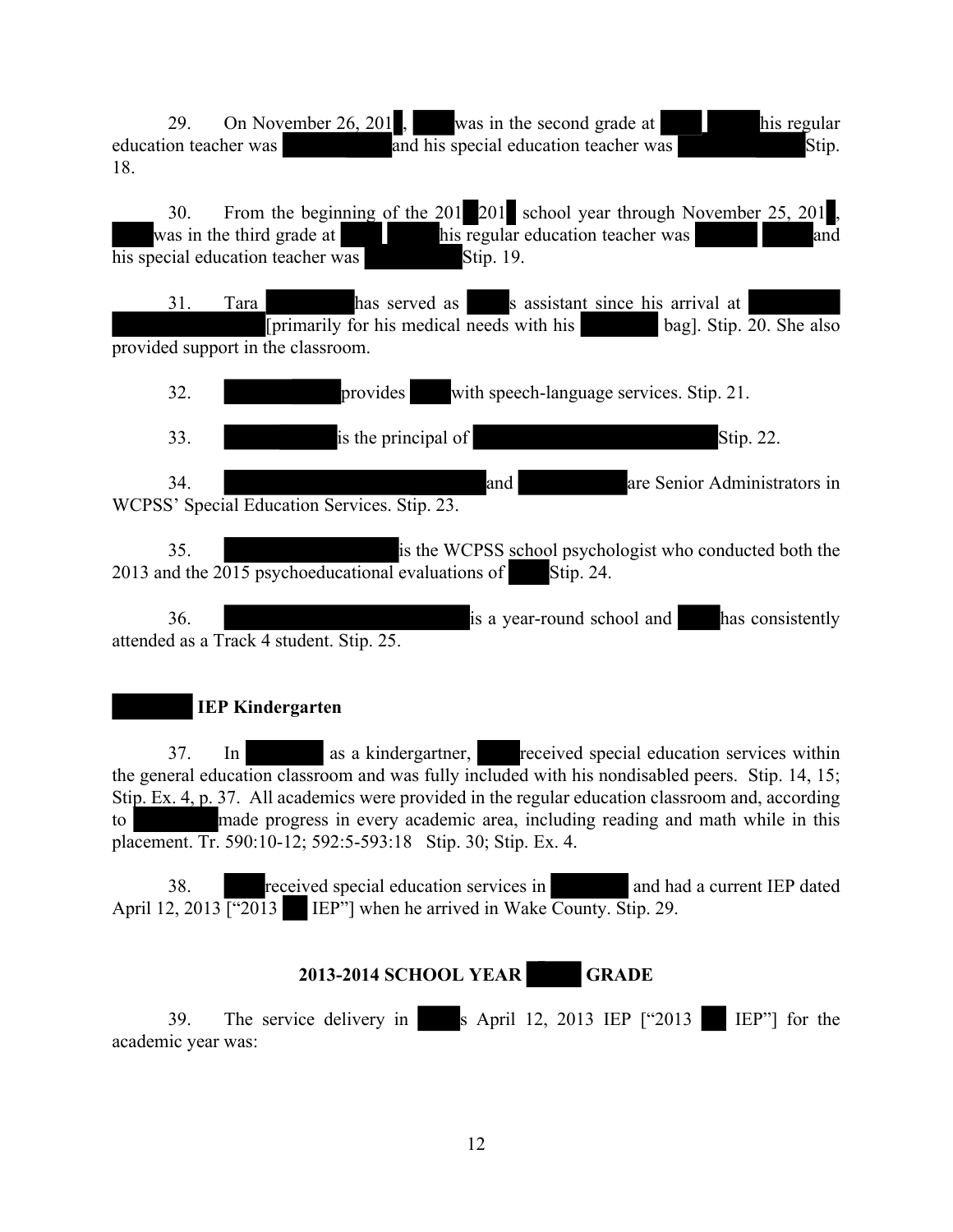29. On November 26, 201 , was in the second grade at his regular education teacher was and his special education teacher was Stip. 18.

30. From the beginning of the 201 201 school year through November 25, 201 , was in the third grade at his regular education teacher was and his special education teacher was Stip. 19.

31. Tara has served as s assistant since his arrival at [primarily for his medical needs with his bag]. Stip. 20. She also provided support in the classroom.

32. provides with speech-language services. Stip. 21.

33. is the principal of Stip. 22.

34. and are Senior Administrators in WCPSS' Special Education Services. Stip. 23.

35. is the WCPSS school psychologist who conducted both the 2013 and the 2015 psychoeducational evaluations of Stip. 24.

36. is a year-round school and has consistently attended as a Track 4 student. Stip. 25.

### IEP Kindergarten

37. In as a kindergartner, received special education services within the general education classroom and was fully included with his nondisabled peers. Stip. 14, 15; Stip. Ex. 4, p. 37. All academics were provided in the regular education classroom and, according to made progress in every academic area, including reading and math while in this placement. Tr. 590:10-12; 592:5-593:18 Stip. 30; Stip. Ex. 4.

38. received special education services in and had a current IEP dated April 12, 2013 ["2013 IEP"] when he arrived in Wake County. Stip. 29.

## 2013-2014 SCHOOL YEAR GRADE

39. The service delivery in s April 12, 2013 IEP ["2013 IEP"] for the academic year was: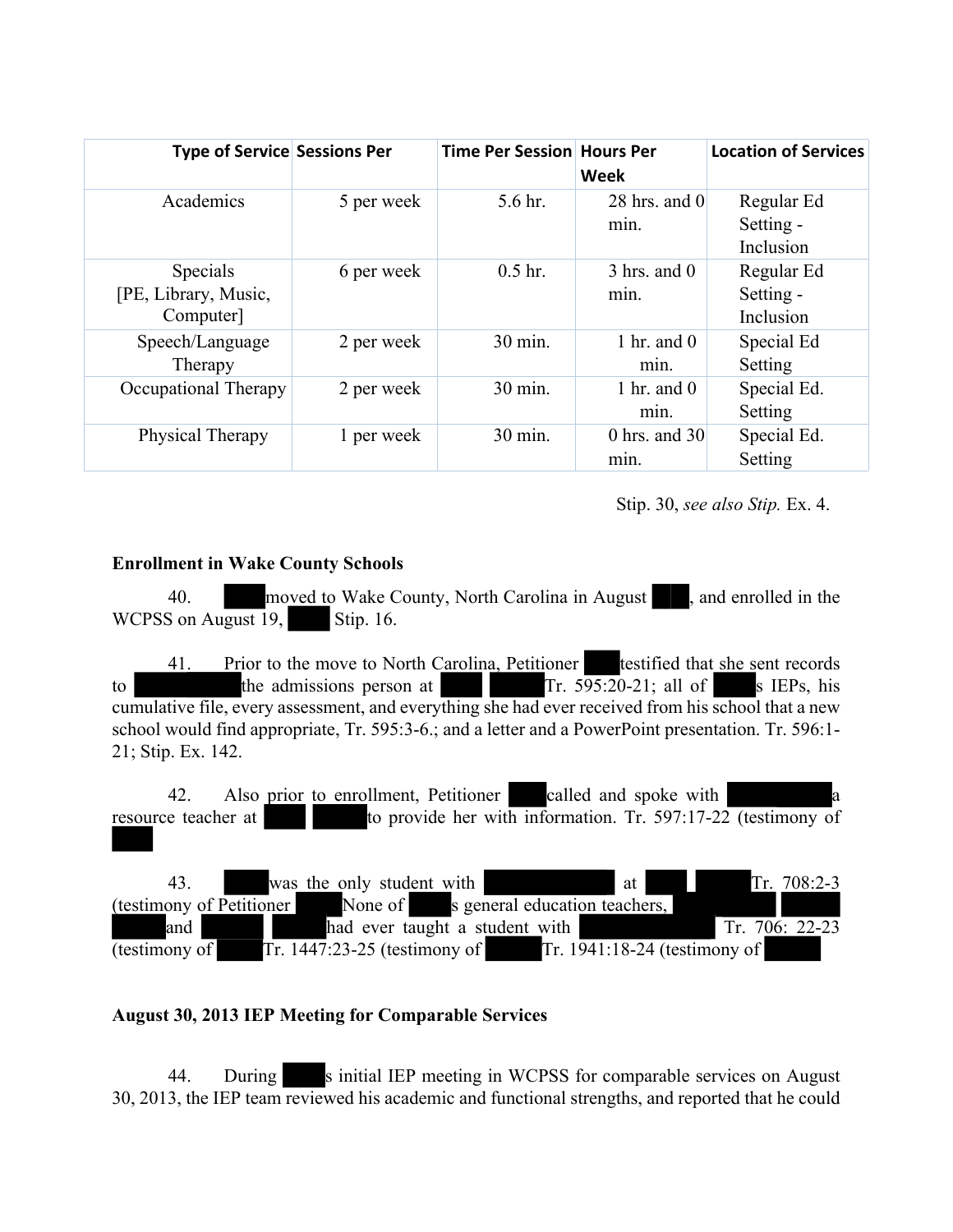| Type of Service | Sessions Per | Time Per Session | Hours Per Week | Location of Services |
|---|---|---|---|---|
| Academics | 5 per week | 5.6 hr. | 28 hrs. and 0 min. | Regular Ed Setting - Inclusion |
| Specials [PE, Library, Music, Computer] | 6 per week | 0.5 hr. | 3 hrs. and 0 min. | Regular Ed Setting - Inclusion |
| Speech/Language Therapy | 2 per week | 30 min. | 1 hr. and 0 min. | Special Ed Setting |
| Occupational Therapy | 2 per week | 30 min. | 1 hr. and 0 min. | Special Ed. Setting |
| Physical Therapy | 1 per week | 30 min. | 0 hrs. and 30 min. | Special Ed. Setting |

Stip. 30, *see also Stip.* Ex. 4.

**Enrollment in Wake County Schools**

40. moved to Wake County, North Carolina in August , and enrolled in the WCPSS on August 19, Stip. 16.

41. Prior to the move to North Carolina, Petitioner testified that she sent records to the admissions person at Tr. 595:20-21; all of s IEPs, his cumulative file, every assessment, and everything she had ever received from his school that a new school would find appropriate, Tr. 595:3-6.; and a letter and a PowerPoint presentation. Tr. 596:1-21; Stip. Ex. 142.

42. Also prior to enrollment, Petitioner called and spoke with a resource teacher at to provide her with information. Tr. 597:17-22 (testimony of

43. was the only student with at Tr. 708:2-3 (testimony of Petitioner None of s general education teachers, and had ever taught a student with Tr. 706: 22-23 (testimony of Tr. 1447:23-25 (testimony of Tr. 1941:18-24 (testimony of

**August 30, 2013 IEP Meeting for Comparable Services**

44. During s initial IEP meeting in WCPSS for comparable services on August 30, 2013, the IEP team reviewed his academic and functional strengths, and reported that he could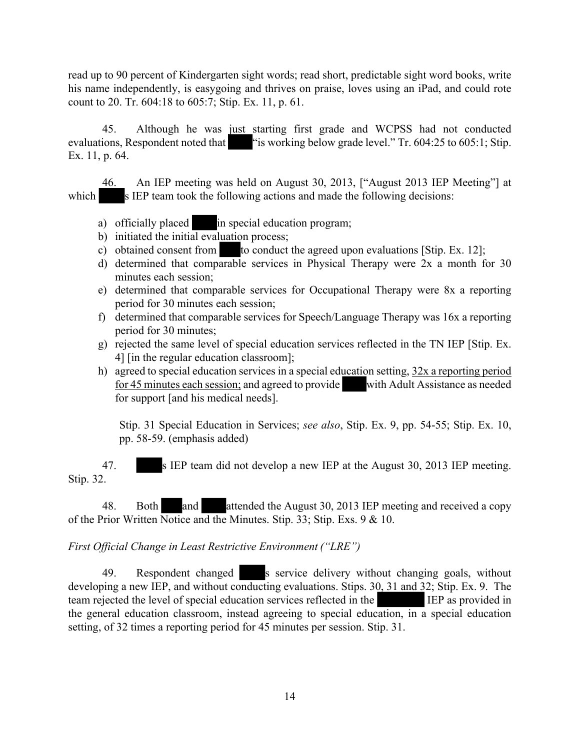read up to 90 percent of Kindergarten sight words; read short, predictable sight word books, write his name independently, is easygoing and thrives on praise, loves using an iPad, and could rote count to 20. Tr. 604:18 to 605:7; Stip. Ex. 11, p. 61.

45. Although he was just starting first grade and WCPSS had not conducted evaluations, Respondent noted that "is working below grade level." Tr. 604:25 to 605:1; Stip. Ex. 11, p. 64.

46. An IEP meeting was held on August 30, 2013, ["August 2013 IEP Meeting"] at which s IEP team took the following actions and made the following decisions:

a) officially placed in special education program;
b) initiated the initial evaluation process;
c) obtained consent from to conduct the agreed upon evaluations [Stip. Ex. 12];
d) determined that comparable services in Physical Therapy were 2x a month for 30 minutes each session;
e) determined that comparable services for Occupational Therapy were 8x a reporting period for 30 minutes each session;
f) determined that comparable services for Speech/Language Therapy was 16x a reporting period for 30 minutes;
g) rejected the same level of special education services reflected in the TN IEP [Stip. Ex. 4] [in the regular education classroom];
h) agreed to special education services in a special education setting, <u>32x a reporting period for 45 minutes each session;</u> and agreed to provide with Adult Assistance as needed for support [and his medical needs].

Stip. 31 Special Education in Services; *see also*, Stip. Ex. 9, pp. 54-55; Stip. Ex. 10, pp. 58-59. (emphasis added)

47. s IEP team did not develop a new IEP at the August 30, 2013 IEP meeting. Stip. 32.

48. Both and attended the August 30, 2013 IEP meeting and received a copy of the Prior Written Notice and the Minutes. Stip. 33; Stip. Exs. 9 & 10.

*First Official Change in Least Restrictive Environment ("LRE")*

49. Respondent changed s service delivery without changing goals, without developing a new IEP, and without conducting evaluations. Stips. 30, 31 and 32; Stip. Ex. 9. The team rejected the level of special education services reflected in the IEP as provided in the general education classroom, instead agreeing to special education, in a special education setting, of 32 times a reporting period for 45 minutes per session. Stip. 31.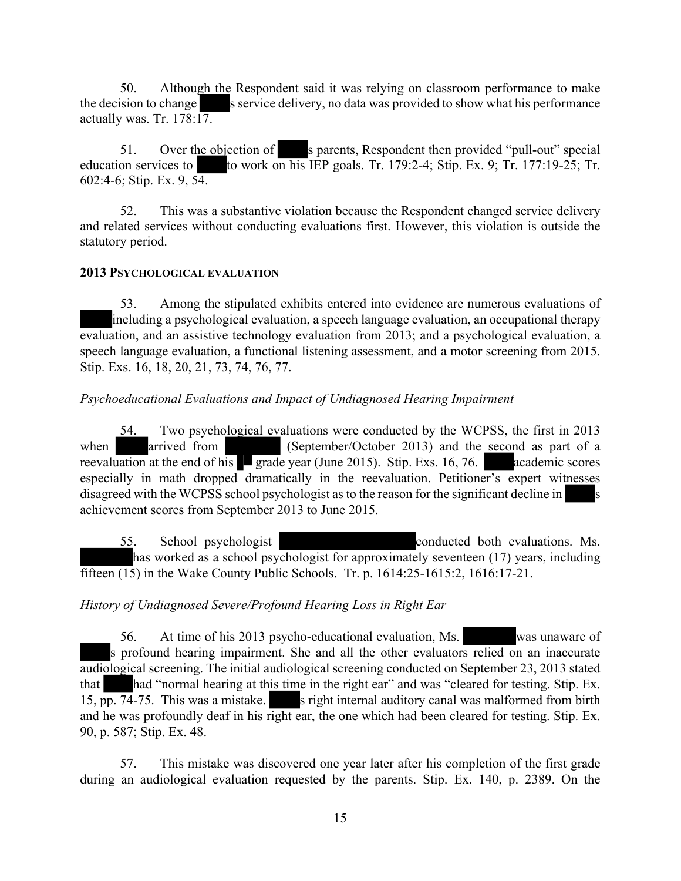50. Although the Respondent said it was relying on classroom performance to make the decision to change ███s service delivery, no data was provided to show what his performance actually was. Tr. 178:17.

51. Over the objection of ███s parents, Respondent then provided "pull-out" special education services to ███ to work on his IEP goals. Tr. 179:2-4; Stip. Ex. 9; Tr. 177:19-25; Tr. 602:4-6; Stip. Ex. 9, 54.

52. This was a substantive violation because the Respondent changed service delivery and related services without conducting evaluations first. However, this violation is outside the statutory period.

**2013 PSYCHOLOGICAL EVALUATION**

53. Among the stipulated exhibits entered into evidence are numerous evaluations of ███ including a psychological evaluation, a speech language evaluation, an occupational therapy evaluation, and an assistive technology evaluation from 2013; and a psychological evaluation, a speech language evaluation, a functional listening assessment, and a motor screening from 2015. Stip. Exs. 16, 18, 20, 21, 73, 74, 76, 77.

*Psychoeducational Evaluations and Impact of Undiagnosed Hearing Impairment*

54. Two psychological evaluations were conducted by the WCPSS, the first in 2013 when ███ arrived from ███ (September/October 2013) and the second as part of a reevaluation at the end of his ██ grade year (June 2015). Stip. Exs. 16, 76. ███ academic scores especially in math dropped dramatically in the reevaluation. Petitioner's expert witnesses disagreed with the WCPSS school psychologist as to the reason for the significant decline in ███s achievement scores from September 2013 to June 2015.

55. School psychologist ███ conducted both evaluations. Ms. ███ has worked as a school psychologist for approximately seventeen (17) years, including fifteen (15) in the Wake County Public Schools. Tr. p. 1614:25-1615:2, 1616:17-21.

*History of Undiagnosed Severe/Profound Hearing Loss in Right Ear*

56. At time of his 2013 psycho-educational evaluation, Ms. ███ was unaware of ███s profound hearing impairment. She and all the other evaluators relied on an inaccurate audiological screening. The initial audiological screening conducted on September 23, 2013 stated that ███ had "normal hearing at this time in the right ear" and was "cleared for testing. Stip. Ex. 15, pp. 74-75. This was a mistake. ███s right internal auditory canal was malformed from birth and he was profoundly deaf in his right ear, the one which had been cleared for testing. Stip. Ex. 90, p. 587; Stip. Ex. 48.

57. This mistake was discovered one year later after his completion of the first grade during an audiological evaluation requested by the parents. Stip. Ex. 140, p. 2389. On the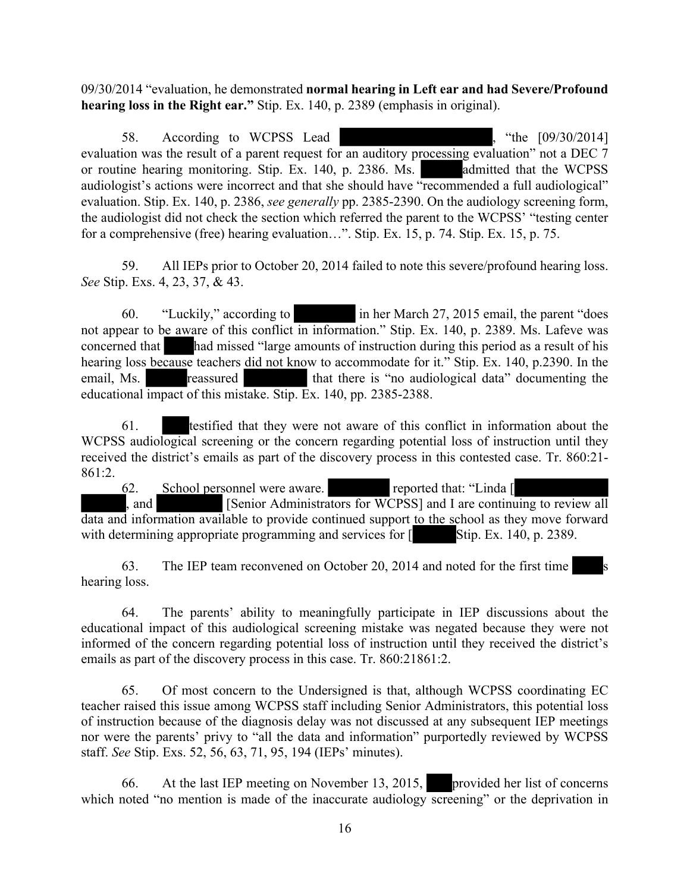09/30/2014 "evaluation, he demonstrated **normal hearing in Left ear and had Severe/Profound hearing loss in the Right ear."** Stip. Ex. 140, p. 2389 (emphasis in original).

58. According to WCPSS Lead ██████████████, "the [09/30/2014] evaluation was the result of a parent request for an auditory processing evaluation" not a DEC 7 or routine hearing monitoring. Stip. Ex. 140, p. 2386. Ms. ████ admitted that the WCPSS audiologist's actions were incorrect and that she should have "recommended a full audiological" evaluation. Stip. Ex. 140, p. 2386, *see generally* pp. 2385-2390. On the audiology screening form, the audiologist did not check the section which referred the parent to the WCPSS' "testing center for a comprehensive (free) hearing evaluation…". Stip. Ex. 15, p. 74. Stip. Ex. 15, p. 75.

59. All IEPs prior to October 20, 2014 failed to note this severe/profound hearing loss. *See* Stip. Exs. 4, 23, 37, & 43.

60. "Luckily," according to ██████ in her March 27, 2015 email, the parent "does not appear to be aware of this conflict in information." Stip. Ex. 140, p. 2389. Ms. Lafeve was concerned that ███ had missed "large amounts of instruction during this period as a result of his hearing loss because teachers did not know to accommodate for it." Stip. Ex. 140, p.2390. In the email, Ms. ████ reassured ██████ that there is "no audiological data" documenting the educational impact of this mistake. Stip. Ex. 140, pp. 2385-2388.

61. ███ testified that they were not aware of this conflict in information about the WCPSS audiological screening or the concern regarding potential loss of instruction until they received the district's emails as part of the discovery process in this contested case. Tr. 860:21-861:2.

62. School personnel were aware. ██████ reported that: "Linda [████████ ████, and ██████ [Senior Administrators for WCPSS] and I are continuing to review all data and information available to provide continued support to the school as they move forward with determining appropriate programming and services for [████ Stip. Ex. 140, p. 2389.

63. The IEP team reconvened on October 20, 2014 and noted for the first time ███s hearing loss.

64. The parents' ability to meaningfully participate in IEP discussions about the educational impact of this audiological screening mistake was negated because they were not informed of the concern regarding potential loss of instruction until they received the district's emails as part of the discovery process in this case. Tr. 860:21861:2.

65. Of most concern to the Undersigned is that, although WCPSS coordinating EC teacher raised this issue among WCPSS staff including Senior Administrators, this potential loss of instruction because of the diagnosis delay was not discussed at any subsequent IEP meetings nor were the parents' privy to "all the data and information" purportedly reviewed by WCPSS staff. *See* Stip. Exs. 52, 56, 63, 71, 95, 194 (IEPs' minutes).

66. At the last IEP meeting on November 13, 2015, ███ provided her list of concerns which noted "no mention is made of the inaccurate audiology screening" or the deprivation in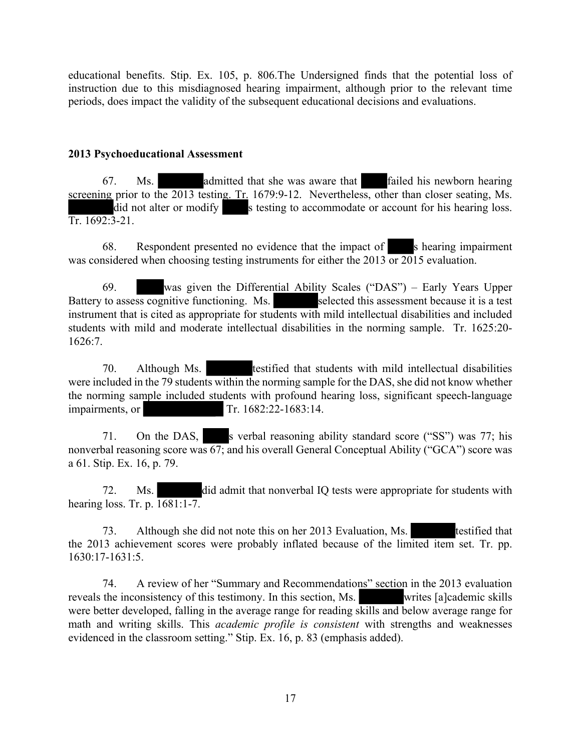educational benefits. Stip. Ex. 105, p. 806.The Undersigned finds that the potential loss of instruction due to this misdiagnosed hearing impairment, although prior to the relevant time periods, does impact the validity of the subsequent educational decisions and evaluations.

**2013 Psychoeducational Assessment**

67. Ms. [REDACTED] admitted that she was aware that [REDACTED] failed his newborn hearing screening prior to the 2013 testing. Tr. 1679:9-12. Nevertheless, other than closer seating, Ms. [REDACTED] did not alter or modify [REDACTED]s testing to accommodate or account for his hearing loss. Tr. 1692:3-21.

68. Respondent presented no evidence that the impact of [REDACTED]s hearing impairment was considered when choosing testing instruments for either the 2013 or 2015 evaluation.

69. [REDACTED] was given the Differential Ability Scales ("DAS") – Early Years Upper Battery to assess cognitive functioning. Ms. [REDACTED] selected this assessment because it is a test instrument that is cited as appropriate for students with mild intellectual disabilities and included students with mild and moderate intellectual disabilities in the norming sample. Tr. 1625:20-1626:7.

70. Although Ms. [REDACTED] testified that students with mild intellectual disabilities were included in the 79 students within the norming sample for the DAS, she did not know whether the norming sample included students with profound hearing loss, significant speech-language impairments, or [REDACTED] Tr. 1682:22-1683:14.

71. On the DAS, [REDACTED]s verbal reasoning ability standard score ("SS") was 77; his nonverbal reasoning score was 67; and his overall General Conceptual Ability ("GCA") score was a 61. Stip. Ex. 16, p. 79.

72. Ms. [REDACTED] did admit that nonverbal IQ tests were appropriate for students with hearing loss. Tr. p. 1681:1-7.

73. Although she did not note this on her 2013 Evaluation, Ms. [REDACTED] testified that the 2013 achievement scores were probably inflated because of the limited item set. Tr. pp. 1630:17-1631:5.

74. A review of her "Summary and Recommendations" section in the 2013 evaluation reveals the inconsistency of this testimony. In this section, Ms. [REDACTED] writes [a]cademic skills were better developed, falling in the average range for reading skills and below average range for math and writing skills. This *academic profile is consistent* with strengths and weaknesses evidenced in the classroom setting." Stip. Ex. 16, p. 83 (emphasis added).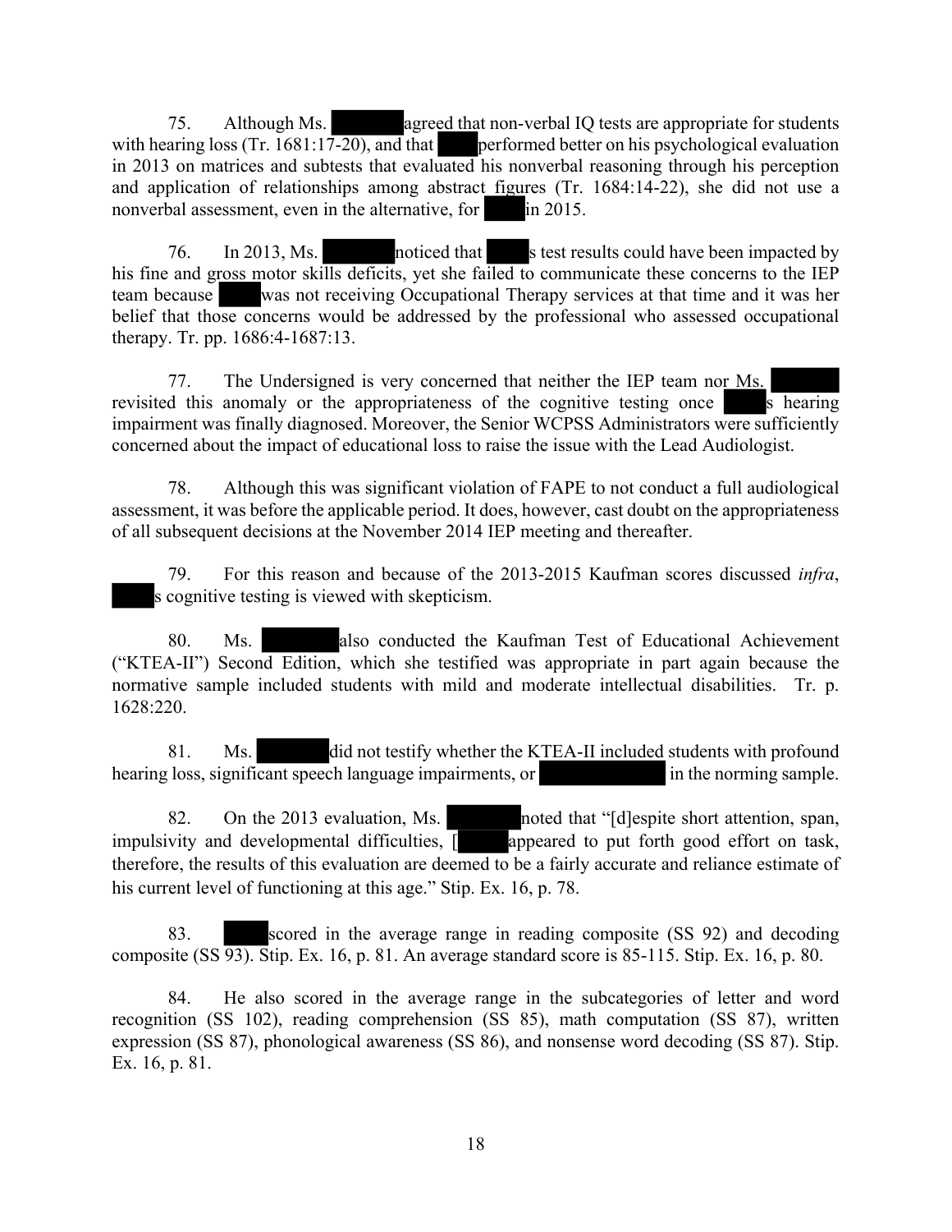75. Although Ms. ██████ agreed that non-verbal IQ tests are appropriate for students with hearing loss (Tr. 1681:17-20), and that ████ performed better on his psychological evaluation in 2013 on matrices and subtests that evaluated his nonverbal reasoning through his perception and application of relationships among abstract figures (Tr. 1684:14-22), she did not use a nonverbal assessment, even in the alternative, for ████ in 2015.

76. In 2013, Ms. ██████ noticed that ████s test results could have been impacted by his fine and gross motor skills deficits, yet she failed to communicate these concerns to the IEP team because ████ was not receiving Occupational Therapy services at that time and it was her belief that those concerns would be addressed by the professional who assessed occupational therapy. Tr. pp. 1686:4-1687:13.

77. The Undersigned is very concerned that neither the IEP team nor Ms. ██████ revisited this anomaly or the appropriateness of the cognitive testing once ████s hearing impairment was finally diagnosed. Moreover, the Senior WCPSS Administrators were sufficiently concerned about the impact of educational loss to raise the issue with the Lead Audiologist.

78. Although this was significant violation of FAPE to not conduct a full audiological assessment, it was before the applicable period. It does, however, cast doubt on the appropriateness of all subsequent decisions at the November 2014 IEP meeting and thereafter.

79. For this reason and because of the 2013-2015 Kaufman scores discussed *infra*, ████s cognitive testing is viewed with skepticism.

80. Ms. ██████ also conducted the Kaufman Test of Educational Achievement ("KTEA-II") Second Edition, which she testified was appropriate in part again because the normative sample included students with mild and moderate intellectual disabilities. Tr. p. 1628:220.

81. Ms. ██████ did not testify whether the KTEA-II included students with profound hearing loss, significant speech language impairments, or ██████████ in the norming sample.

82. On the 2013 evaluation, Ms. ██████ noted that "[d]espite short attention, span, impulsivity and developmental difficulties, [████ appeared to put forth good effort on task, therefore, the results of this evaluation are deemed to be a fairly accurate and reliance estimate of his current level of functioning at this age." Stip. Ex. 16, p. 78.

83. ████ scored in the average range in reading composite (SS 92) and decoding composite (SS 93). Stip. Ex. 16, p. 81. An average standard score is 85-115. Stip. Ex. 16, p. 80.

84. He also scored in the average range in the subcategories of letter and word recognition (SS 102), reading comprehension (SS 85), math computation (SS 87), written expression (SS 87), phonological awareness (SS 86), and nonsense word decoding (SS 87). Stip. Ex. 16, p. 81.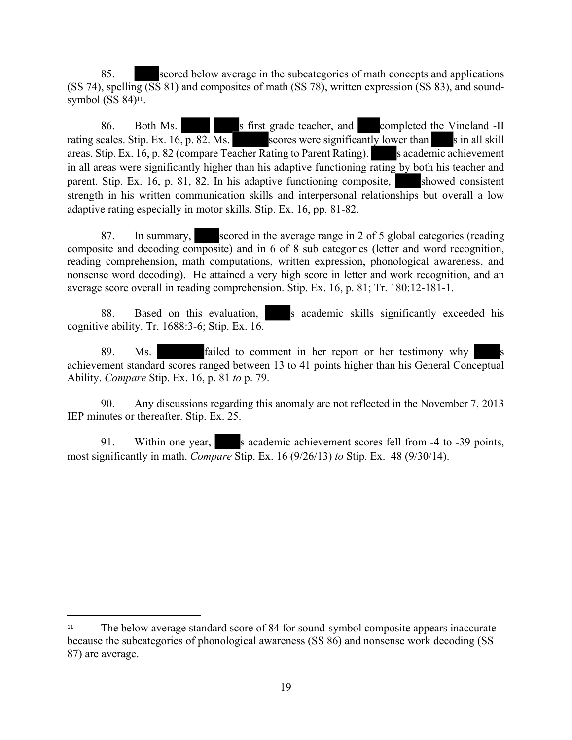85. ████ scored below average in the subcategories of math concepts and applications (SS 74), spelling (SS 81) and composites of math (SS 78), written expression (SS 83), and sound-symbol (SS 84)[11].

86. Both Ms. ████ ████s first grade teacher, and ███ completed the Vineland -II rating scales. Stip. Ex. 16, p. 82. Ms. ██████ scores were significantly lower than ████s in all skill areas. Stip. Ex. 16, p. 82 (compare Teacher Rating to Parent Rating). ████s academic achievement in all areas were significantly higher than his adaptive functioning rating by both his teacher and parent. Stip. Ex. 16, p. 81, 82. In his adaptive functioning composite, █████ showed consistent strength in his written communication skills and interpersonal relationships but overall a low adaptive rating especially in motor skills. Stip. Ex. 16, pp. 81-82.

87. In summary, ████ scored in the average range in 2 of 5 global categories (reading composite and decoding composite) and in 6 of 8 sub categories (letter and word recognition, reading comprehension, math computations, written expression, phonological awareness, and nonsense word decoding). He attained a very high score in letter and work recognition, and an average score overall in reading comprehension. Stip. Ex. 16, p. 81; Tr. 180:12-181-1.

88. Based on this evaluation, ████s academic skills significantly exceeded his cognitive ability. Tr. 1688:3-6; Stip. Ex. 16.

89. Ms. ████████ failed to comment in her report or her testimony why █████s achievement standard scores ranged between 13 to 41 points higher than his General Conceptual Ability. *Compare* Stip. Ex. 16, p. 81 *to* p. 79.

90. Any discussions regarding this anomaly are not reflected in the November 7, 2013 IEP minutes or thereafter. Stip. Ex. 25.

91. Within one year, ████s academic achievement scores fell from -4 to -39 points, most significantly in math. *Compare* Stip. Ex. 16 (9/26/13) *to* Stip. Ex. 48 (9/30/14).

---

[11] The below average standard score of 84 for sound-symbol composite appears inaccurate because the subcategories of phonological awareness (SS 86) and nonsense work decoding (SS 87) are average.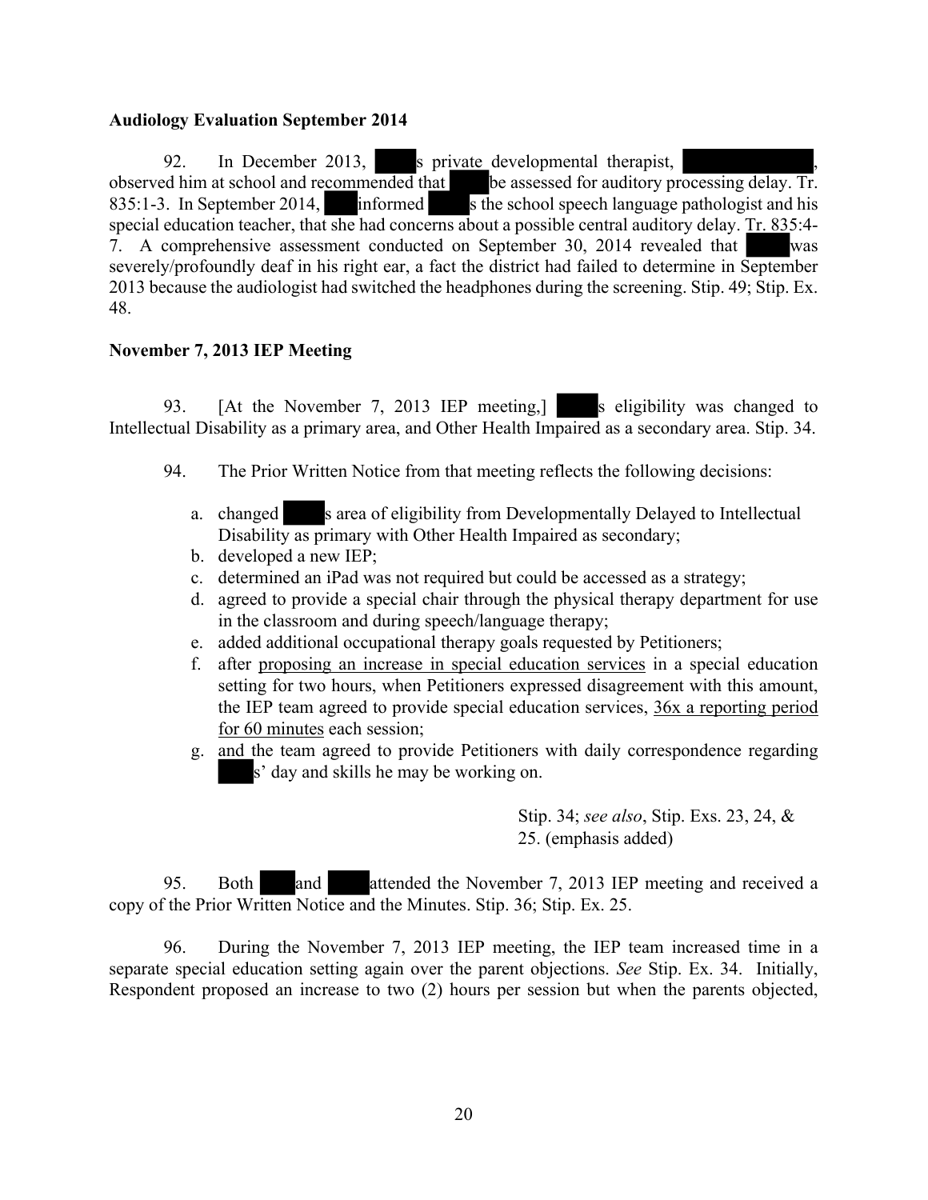**Audiology Evaluation September 2014**

92. In December 2013, ███'s private developmental therapist, ██████████, observed him at school and recommended that ███ be assessed for auditory processing delay. Tr. 835:1-3. In September 2014, ███ informed ███'s the school speech language pathologist and his special education teacher, that she had concerns about a possible central auditory delay. Tr. 835:4-7. A comprehensive assessment conducted on September 30, 2014 revealed that ███ was severely/profoundly deaf in his right ear, a fact the district had failed to determine in September 2013 because the audiologist had switched the headphones during the screening. Stip. 49; Stip. Ex. 48.

**November 7, 2013 IEP Meeting**

93. [At the November 7, 2013 IEP meeting,] ███'s eligibility was changed to Intellectual Disability as a primary area, and Other Health Impaired as a secondary area. Stip. 34.

94. The Prior Written Notice from that meeting reflects the following decisions:

a. changed ███'s area of eligibility from Developmentally Delayed to Intellectual Disability as primary with Other Health Impaired as secondary;
b. developed a new IEP;
c. determined an iPad was not required but could be accessed as a strategy;
d. agreed to provide a special chair through the physical therapy department for use in the classroom and during speech/language therapy;
e. added additional occupational therapy goals requested by Petitioners;
f. after <u>proposing an increase in special education services</u> in a special education setting for two hours, when Petitioners expressed disagreement with this amount, the IEP team agreed to provide special education services, <u>36x a reporting period for 60 minutes</u> each session;
g. and the team agreed to provide Petitioners with daily correspondence regarding ███'s' day and skills he may be working on.

Stip. 34; *see also*, Stip. Exs. 23, 24, & 25. (emphasis added)

95. Both ███ and ███ attended the November 7, 2013 IEP meeting and received a copy of the Prior Written Notice and the Minutes. Stip. 36; Stip. Ex. 25.

96. During the November 7, 2013 IEP meeting, the IEP team increased time in a separate special education setting again over the parent objections. *See* Stip. Ex. 34. Initially, Respondent proposed an increase to two (2) hours per session but when the parents objected,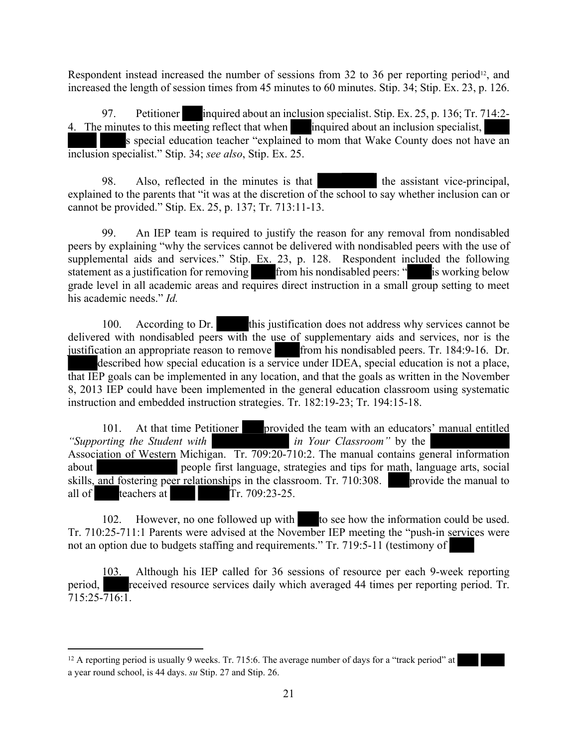Respondent instead increased the number of sessions from 32 to 36 per reporting period[12], and increased the length of session times from 45 minutes to 60 minutes. Stip. 34; Stip. Ex. 23, p. 126.

97. Petitioner inquired about an inclusion specialist. Stip. Ex. 25, p. 136; Tr. 714:2-4. The minutes to this meeting reflect that when inquired about an inclusion specialist, s special education teacher "explained to mom that Wake County does not have an inclusion specialist." Stip. 34; *see also*, Stip. Ex. 25.

98. Also, reflected in the minutes is that the assistant vice-principal, explained to the parents that "it was at the discretion of the school to say whether inclusion can or cannot be provided." Stip. Ex. 25, p. 137; Tr. 713:11-13.

99. An IEP team is required to justify the reason for any removal from nondisabled peers by explaining "why the services cannot be delivered with nondisabled peers with the use of supplemental aids and services." Stip. Ex. 23, p. 128. Respondent included the following statement as a justification for removing from his nondisabled peers: " is working below grade level in all academic areas and requires direct instruction in a small group setting to meet his academic needs." *Id.*

100. According to Dr. this justification does not address why services cannot be delivered with nondisabled peers with the use of supplementary aids and services, nor is the justification an appropriate reason to remove from his nondisabled peers. Tr. 184:9-16. Dr. described how special education is a service under IDEA, special education is not a place, that IEP goals can be implemented in any location, and that the goals as written in the November 8, 2013 IEP could have been implemented in the general education classroom using systematic instruction and embedded instruction strategies. Tr. 182:19-23; Tr. 194:15-18.

101. At that time Petitioner provided the team with an educators' manual entitled *"Supporting the Student with in Your Classroom"* by the Association of Western Michigan. Tr. 709:20-710:2. The manual contains general information about people first language, strategies and tips for math, language arts, social skills, and fostering peer relationships in the classroom. Tr. 710:308. provide the manual to all of teachers at Tr. 709:23-25.

102. However, no one followed up with to see how the information could be used. Tr. 710:25-711:1 Parents were advised at the November IEP meeting the "push-in services were not an option due to budgets staffing and requirements." Tr. 719:5-11 (testimony of

103. Although his IEP called for 36 sessions of resource per each 9-week reporting period, received resource services daily which averaged 44 times per reporting period. Tr. 715:25-716:1.

---

[12] A reporting period is usually 9 weeks. Tr. 715:6. The average number of days for a "track period" at a year round school, is 44 days. *su* Stip. 27 and Stip. 26.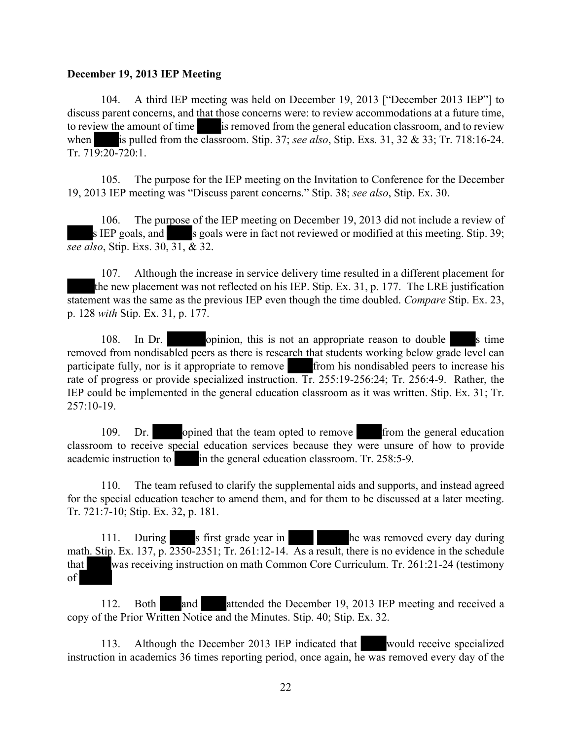**December 19, 2013 IEP Meeting**

104. A third IEP meeting was held on December 19, 2013 ["December 2013 IEP"] to discuss parent concerns, and that those concerns were: to review accommodations at a future time, to review the amount of time is removed from the general education classroom, and to review when is pulled from the classroom. Stip. 37; *see also*, Stip. Exs. 31, 32 & 33; Tr. 718:16-24. Tr. 719:20-720:1.

105. The purpose for the IEP meeting on the Invitation to Conference for the December 19, 2013 IEP meeting was "Discuss parent concerns." Stip. 38; *see also*, Stip. Ex. 30.

106. The purpose of the IEP meeting on December 19, 2013 did not include a review of s IEP goals, and s goals were in fact not reviewed or modified at this meeting. Stip. 39; *see also*, Stip. Exs. 30, 31, & 32.

107. Although the increase in service delivery time resulted in a different placement for the new placement was not reflected on his IEP. Stip. Ex. 31, p. 177. The LRE justification statement was the same as the previous IEP even though the time doubled. *Compare* Stip. Ex. 23, p. 128 *with* Stip. Ex. 31, p. 177.

108. In Dr. opinion, this is not an appropriate reason to double s time removed from nondisabled peers as there is research that students working below grade level can participate fully, nor is it appropriate to remove from his nondisabled peers to increase his rate of progress or provide specialized instruction. Tr. 255:19-256:24; Tr. 256:4-9. Rather, the IEP could be implemented in the general education classroom as it was written. Stip. Ex. 31; Tr. 257:10-19.

109. Dr. opined that the team opted to remove from the general education classroom to receive special education services because they were unsure of how to provide academic instruction to in the general education classroom. Tr. 258:5-9.

110. The team refused to clarify the supplemental aids and supports, and instead agreed for the special education teacher to amend them, and for them to be discussed at a later meeting. Tr. 721:7-10; Stip. Ex. 32, p. 181.

111. During s first grade year in he was removed every day during math. Stip. Ex. 137, p. 2350-2351; Tr. 261:12-14. As a result, there is no evidence in the schedule that was receiving instruction on math Common Core Curriculum. Tr. 261:21-24 (testimony of

112. Both and attended the December 19, 2013 IEP meeting and received a copy of the Prior Written Notice and the Minutes. Stip. 40; Stip. Ex. 32.

113. Although the December 2013 IEP indicated that would receive specialized instruction in academics 36 times reporting period, once again, he was removed every day of the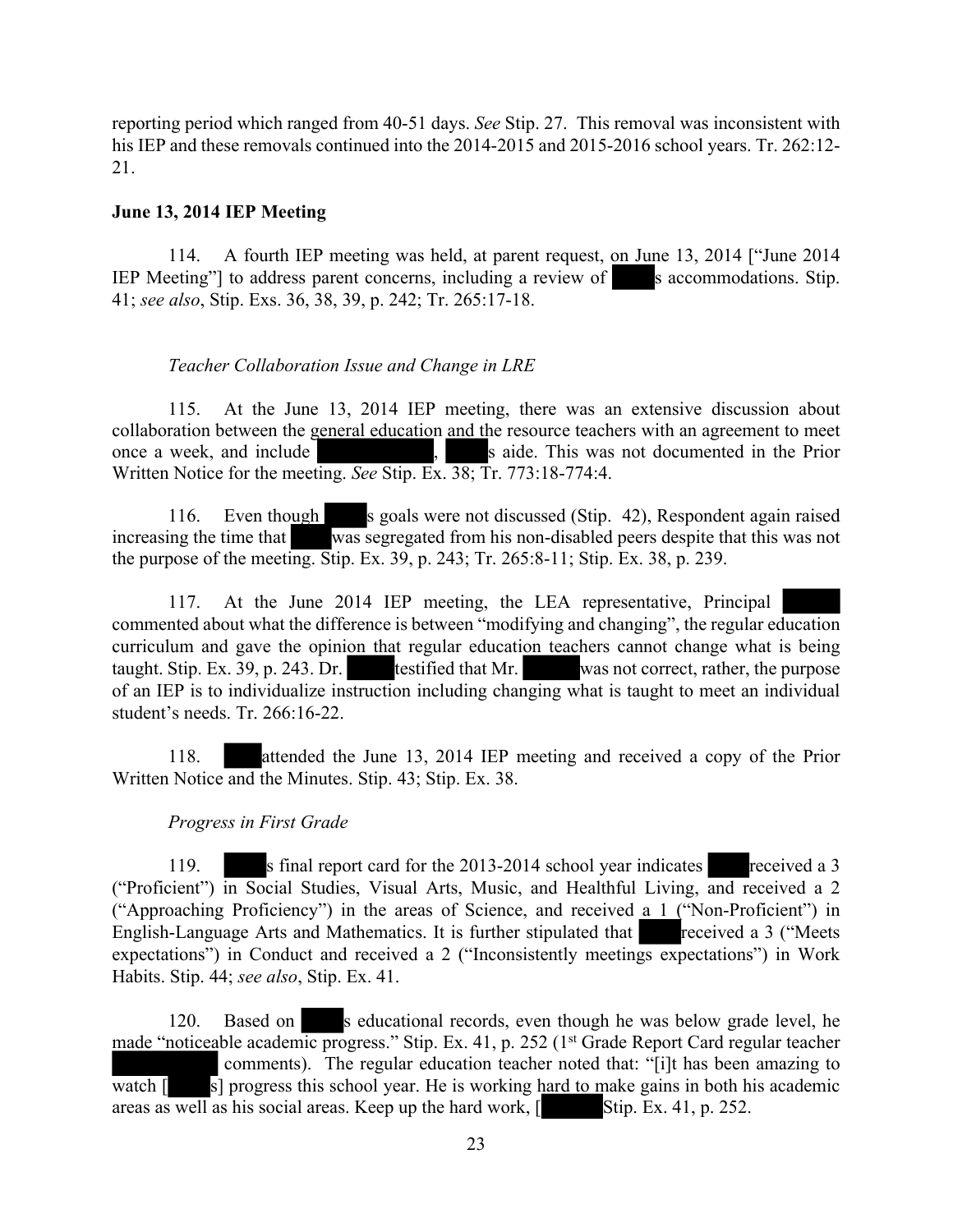reporting period which ranged from 40-51 days. *See* Stip. 27. This removal was inconsistent with his IEP and these removals continued into the 2014-2015 and 2015-2016 school years. Tr. 262:12-21.

**June 13, 2014 IEP Meeting**

114. A fourth IEP meeting was held, at parent request, on June 13, 2014 ["June 2014 IEP Meeting"] to address parent concerns, including a review of s accommodations. Stip. 41; *see also*, Stip. Exs. 36, 38, 39, p. 242; Tr. 265:17-18.

*Teacher Collaboration Issue and Change in LRE*

115. At the June 13, 2014 IEP meeting, there was an extensive discussion about collaboration between the general education and the resource teachers with an agreement to meet once a week, and include , s aide. This was not documented in the Prior Written Notice for the meeting. *See* Stip. Ex. 38; Tr. 773:18-774:4.

116. Even though s goals were not discussed (Stip. 42), Respondent again raised increasing the time that was segregated from his non-disabled peers despite that this was not the purpose of the meeting. Stip. Ex. 39, p. 243; Tr. 265:8-11; Stip. Ex. 38, p. 239.

117. At the June 2014 IEP meeting, the LEA representative, Principal commented about what the difference is between "modifying and changing", the regular education curriculum and gave the opinion that regular education teachers cannot change what is being taught. Stip. Ex. 39, p. 243. Dr. testified that Mr. was not correct, rather, the purpose of an IEP is to individualize instruction including changing what is taught to meet an individual student's needs. Tr. 266:16-22.

118. attended the June 13, 2014 IEP meeting and received a copy of the Prior Written Notice and the Minutes. Stip. 43; Stip. Ex. 38.

*Progress in First Grade*

119. s final report card for the 2013-2014 school year indicates received a 3 ("Proficient") in Social Studies, Visual Arts, Music, and Healthful Living, and received a 2 ("Approaching Proficiency") in the areas of Science, and received a 1 ("Non-Proficient") in English-Language Arts and Mathematics. It is further stipulated that received a 3 ("Meets expectations") in Conduct and received a 2 ("Inconsistently meetings expectations") in Work Habits. Stip. 44; *see also*, Stip. Ex. 41.

120. Based on s educational records, even though he was below grade level, he made "noticeable academic progress." Stip. Ex. 41, p. 252 (1st Grade Report Card regular teacher comments). The regular education teacher noted that: "[i]t has been amazing to watch [ s] progress this school year. He is working hard to make gains in both his academic areas as well as his social areas. Keep up the hard work, [ Stip. Ex. 41, p. 252.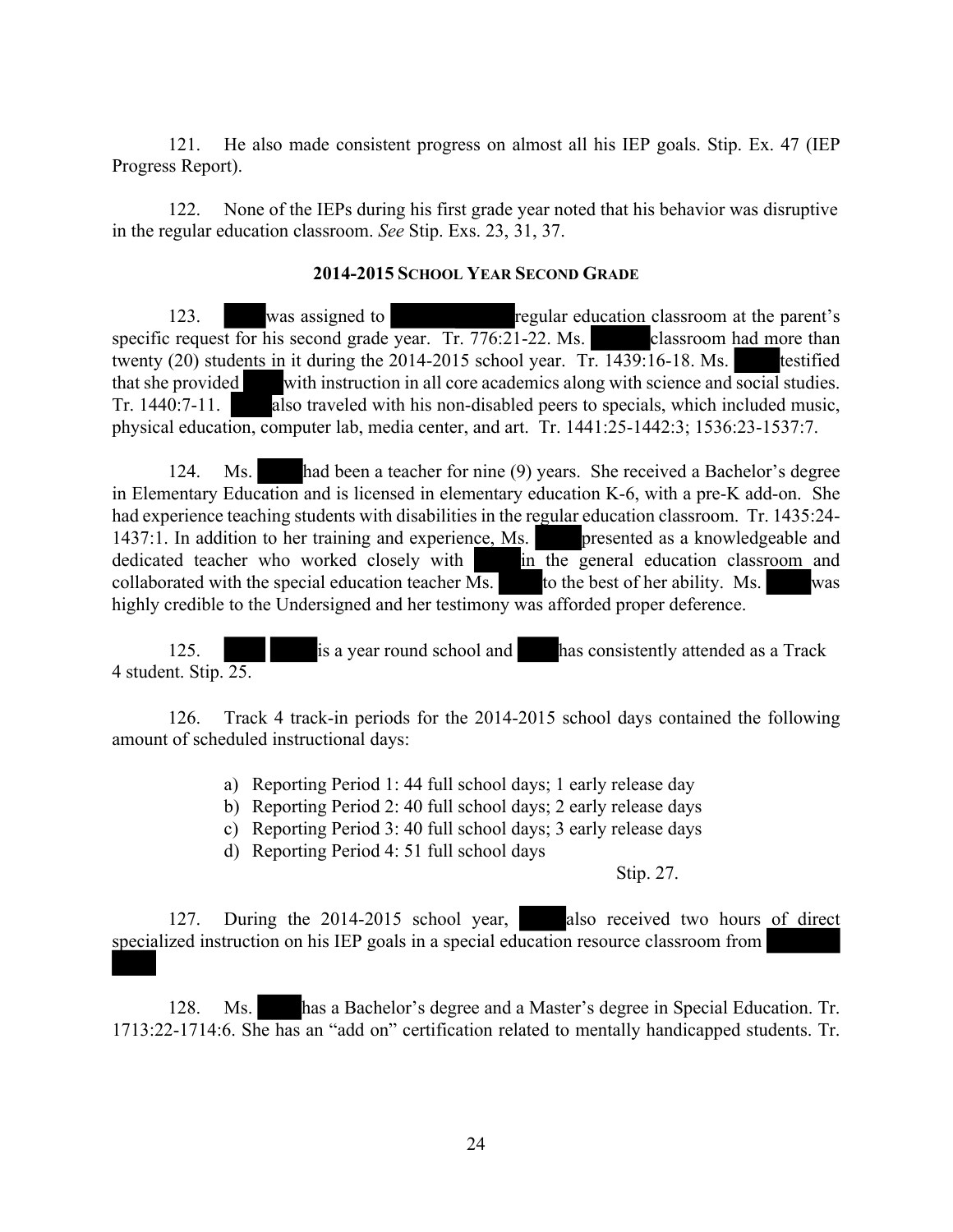121. He also made consistent progress on almost all his IEP goals. Stip. Ex. 47 (IEP Progress Report).

122. None of the IEPs during his first grade year noted that his behavior was disruptive in the regular education classroom. *See* Stip. Exs. 23, 31, 37.

### 2014-2015 School Year Second Grade

123. was assigned to regular education classroom at the parent's specific request for his second grade year. Tr. 776:21-22. Ms. classroom had more than twenty (20) students in it during the 2014-2015 school year. Tr. 1439:16-18. Ms. testified that she provided with instruction in all core academics along with science and social studies. Tr. 1440:7-11. also traveled with his non-disabled peers to specials, which included music, physical education, computer lab, media center, and art. Tr. 1441:25-1442:3; 1536:23-1537:7.

124. Ms. had been a teacher for nine (9) years. She received a Bachelor's degree in Elementary Education and is licensed in elementary education K-6, with a pre-K add-on. She had experience teaching students with disabilities in the regular education classroom. Tr. 1435:24-1437:1. In addition to her training and experience, Ms. presented as a knowledgeable and dedicated teacher who worked closely with in the general education classroom and collaborated with the special education teacher Ms. to the best of her ability. Ms. was highly credible to the Undersigned and her testimony was afforded proper deference.

125. is a year round school and has consistently attended as a Track 4 student. Stip. 25.

126. Track 4 track-in periods for the 2014-2015 school days contained the following amount of scheduled instructional days:

a) Reporting Period 1: 44 full school days; 1 early release day
b) Reporting Period 2: 40 full school days; 2 early release days
c) Reporting Period 3: 40 full school days; 3 early release days
d) Reporting Period 4: 51 full school days

Stip. 27.

127. During the 2014-2015 school year, also received two hours of direct specialized instruction on his IEP goals in a special education resource classroom from

128. Ms. has a Bachelor's degree and a Master's degree in Special Education. Tr. 1713:22-1714:6. She has an "add on" certification related to mentally handicapped students. Tr.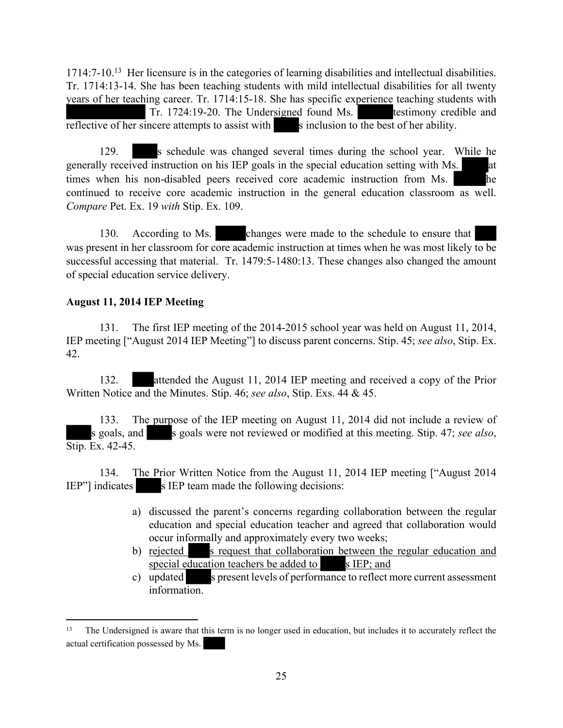1714:7-10.[13] Her licensure is in the categories of learning disabilities and intellectual disabilities. Tr. 1714:13-14. She has been teaching students with mild intellectual disabilities for all twenty years of her teaching career. Tr. 1714:15-18. She has specific experience teaching students with ████████ Tr. 1724:19-20. The Undersigned found Ms. ████ testimony credible and reflective of her sincere attempts to assist with ████s inclusion to the best of her ability.

129. ████s schedule was changed several times during the school year. While he generally received instruction on his IEP goals in the special education setting with Ms. ████ at times when his non-disabled peers received core academic instruction from Ms. ████ he continued to receive core academic instruction in the general education classroom as well. *Compare* Pet. Ex. 19 *with* Stip. Ex. 109.

130. According to Ms. ████ changes were made to the schedule to ensure that ████ was present in her classroom for core academic instruction at times when he was most likely to be successful accessing that material. Tr. 1479:5-1480:13. These changes also changed the amount of special education service delivery.

**August 11, 2014 IEP Meeting**

131. The first IEP meeting of the 2014-2015 school year was held on August 11, 2014, IEP meeting ["August 2014 IEP Meeting"] to discuss parent concerns. Stip. 45; *see also*, Stip. Ex. 42.

132. ████ attended the August 11, 2014 IEP meeting and received a copy of the Prior Written Notice and the Minutes. Stip. 46; *see also*, Stip. Exs. 44 & 45.

133. The purpose of the IEP meeting on August 11, 2014 did not include a review of ████s goals, and ████s goals were not reviewed or modified at this meeting. Stip. 47; *see also*, Stip. Ex. 42-45.

134. The Prior Written Notice from the August 11, 2014 IEP meeting ["August 2014 IEP"] indicates ████s IEP team made the following decisions:

a) discussed the parent's concerns regarding collaboration between the regular education and special education teacher and agreed that collaboration would occur informally and approximately every two weeks;
b) <u>rejected ████s request that collaboration between the regular education and special education teachers be added to ████s IEP; and</u>
c) updated ████s present levels of performance to reflect more current assessment information.

---

[13] The Undersigned is aware that this term is no longer used in education, but includes it to accurately reflect the actual certification possessed by Ms. ████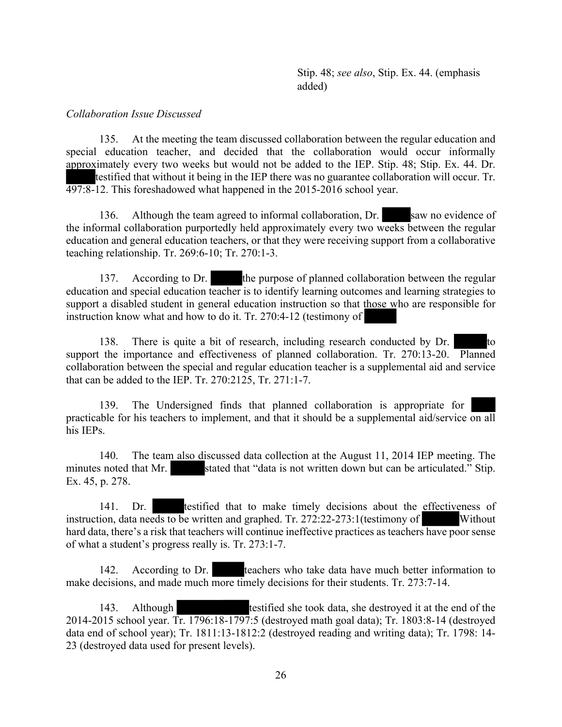Stip. 48; *see also*, Stip. Ex. 44. (emphasis added)

*Collaboration Issue Discussed*

135. At the meeting the team discussed collaboration between the regular education and special education teacher, and decided that the collaboration would occur informally approximately every two weeks but would not be added to the IEP. Stip. 48; Stip. Ex. 44. Dr. ██████ testified that without it being in the IEP there was no guarantee collaboration will occur. Tr. 497:8-12. This foreshadowed what happened in the 2015-2016 school year.

136. Although the team agreed to informal collaboration, Dr. ██████ saw no evidence of the informal collaboration purportedly held approximately every two weeks between the regular education and general education teachers, or that they were receiving support from a collaborative teaching relationship. Tr. 269:6-10; Tr. 270:1-3.

137. According to Dr. ██████ the purpose of planned collaboration between the regular education and special education teacher is to identify learning outcomes and learning strategies to support a disabled student in general education instruction so that those who are responsible for instruction know what and how to do it. Tr. 270:4-12 (testimony of ██████

138. There is quite a bit of research, including research conducted by Dr. ██████ to support the importance and effectiveness of planned collaboration. Tr. 270:13-20. Planned collaboration between the special and regular education teacher is a supplemental aid and service that can be added to the IEP. Tr. 270:2125, Tr. 271:1-7.

139. The Undersigned finds that planned collaboration is appropriate for ██████ practicable for his teachers to implement, and that it should be a supplemental aid/service on all his IEPs.

140. The team also discussed data collection at the August 11, 2014 IEP meeting. The minutes noted that Mr. ██████ stated that "data is not written down but can be articulated." Stip. Ex. 45, p. 278.

141. Dr. ██████ testified that to make timely decisions about the effectiveness of instruction, data needs to be written and graphed. Tr. 272:22-273:1(testimony of ██████ Without hard data, there's a risk that teachers will continue ineffective practices as teachers have poor sense of what a student's progress really is. Tr. 273:1-7.

142. According to Dr. ██████ teachers who take data have much better information to make decisions, and made much more timely decisions for their students. Tr. 273:7-14.

143. Although ████████████ testified she took data, she destroyed it at the end of the 2014-2015 school year. Tr. 1796:18-1797:5 (destroyed math goal data); Tr. 1803:8-14 (destroyed data end of school year); Tr. 1811:13-1812:2 (destroyed reading and writing data); Tr. 1798: 14-23 (destroyed data used for present levels).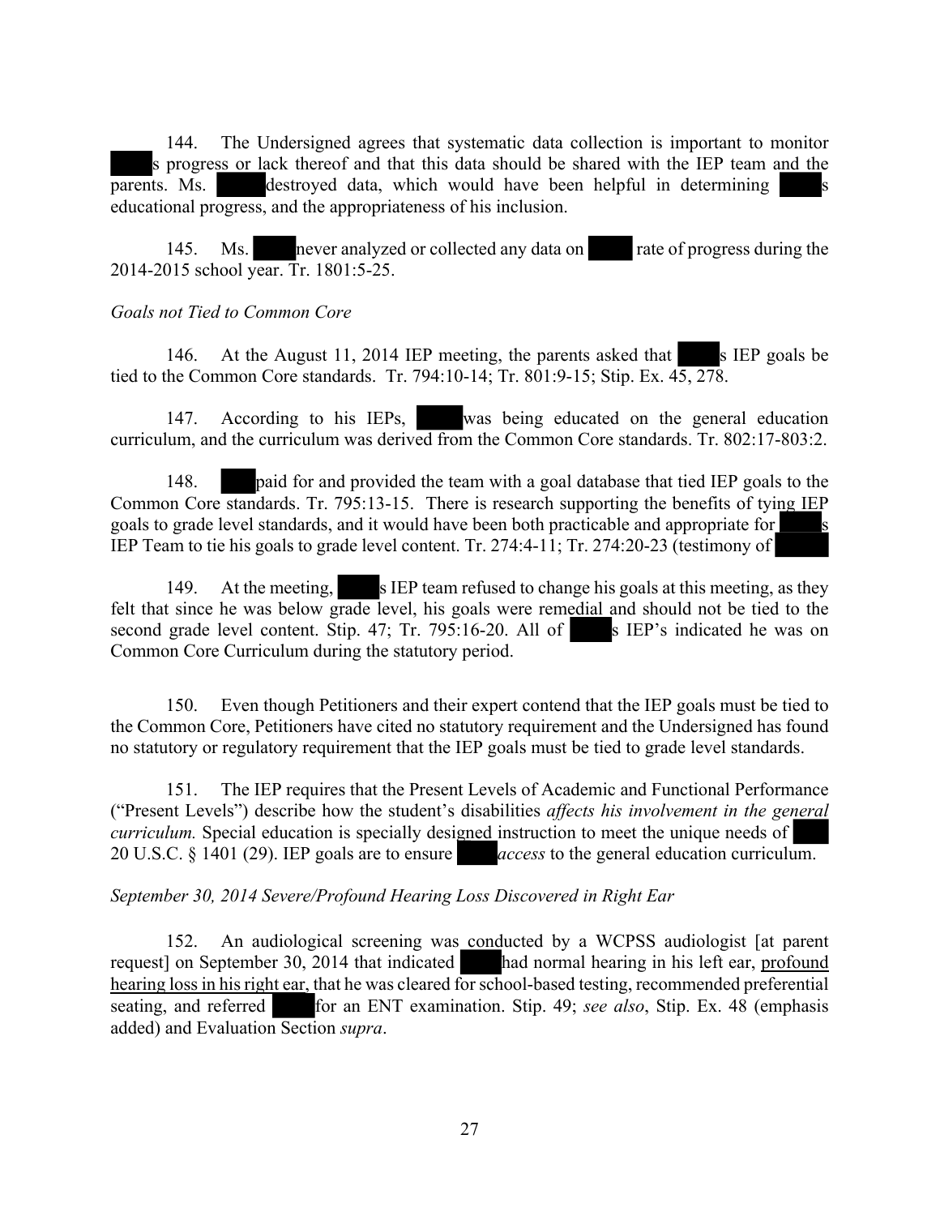144. The Undersigned agrees that systematic data collection is important to monitor ███s progress or lack thereof and that this data should be shared with the IEP team and the parents. Ms. ███ destroyed data, which would have been helpful in determining ███s educational progress, and the appropriateness of his inclusion.

145. Ms. ███ never analyzed or collected any data on ███ rate of progress during the 2014-2015 school year. Tr. 1801:5-25.

*Goals not Tied to Common Core*

146. At the August 11, 2014 IEP meeting, the parents asked that ███s IEP goals be tied to the Common Core standards. Tr. 794:10-14; Tr. 801:9-15; Stip. Ex. 45, 278.

147. According to his IEPs, ███ was being educated on the general education curriculum, and the curriculum was derived from the Common Core standards. Tr. 802:17-803:2.

148. ███ paid for and provided the team with a goal database that tied IEP goals to the Common Core standards. Tr. 795:13-15. There is research supporting the benefits of tying IEP goals to grade level standards, and it would have been both practicable and appropriate for ███s IEP Team to tie his goals to grade level content. Tr. 274:4-11; Tr. 274:20-23 (testimony of ███

149. At the meeting, ███s IEP team refused to change his goals at this meeting, as they felt that since he was below grade level, his goals were remedial and should not be tied to the second grade level content. Stip. 47; Tr. 795:16-20. All of ███s IEP's indicated he was on Common Core Curriculum during the statutory period.

150. Even though Petitioners and their expert contend that the IEP goals must be tied to the Common Core, Petitioners have cited no statutory requirement and the Undersigned has found no statutory or regulatory requirement that the IEP goals must be tied to grade level standards.

151. The IEP requires that the Present Levels of Academic and Functional Performance ("Present Levels") describe how the student's disabilities *affects his involvement in the general curriculum.* Special education is specially designed instruction to meet the unique needs of ███ 20 U.S.C. § 1401 (29). IEP goals are to ensure ███ *access* to the general education curriculum.

*September 30, 2014 Severe/Profound Hearing Loss Discovered in Right Ear*

152. An audiological screening was conducted by a WCPSS audiologist [at parent request] on September 30, 2014 that indicated ███ had normal hearing in his left ear, <u>profound hearing loss in his right ear</u>, that he was cleared for school-based testing, recommended preferential seating, and referred ███ for an ENT examination. Stip. 49; *see also*, Stip. Ex. 48 (emphasis added) and Evaluation Section *supra*.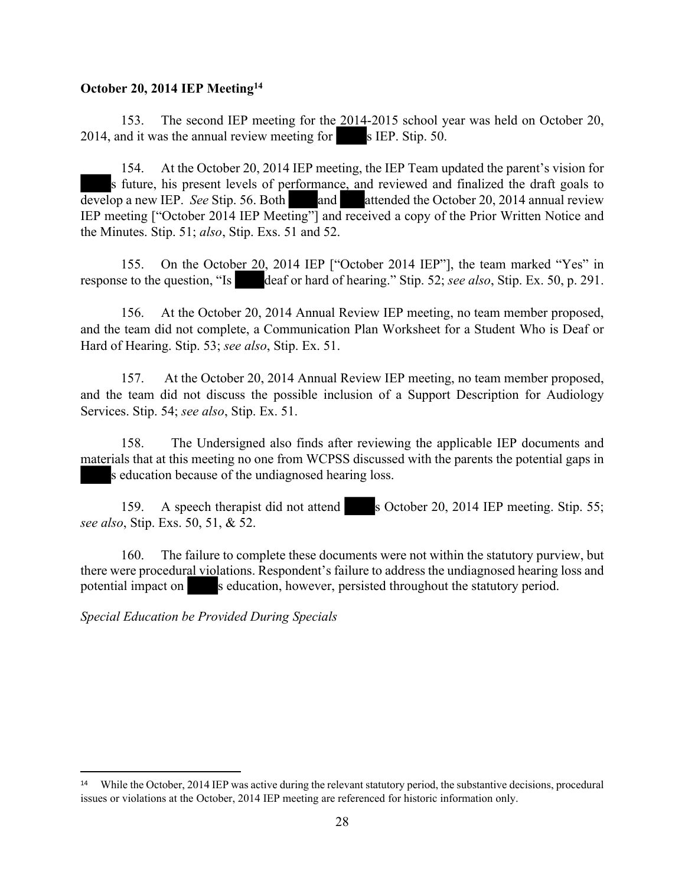**October 20, 2014 IEP Meeting**[14]

153. The second IEP meeting for the 2014-2015 school year was held on October 20, 2014, and it was the annual review meeting for ████s IEP. Stip. 50.

154. At the October 20, 2014 IEP meeting, the IEP Team updated the parent's vision for ████s future, his present levels of performance, and reviewed and finalized the draft goals to develop a new IEP. *See* Stip. 56. Both ████ and ████ attended the October 20, 2014 annual review IEP meeting ["October 2014 IEP Meeting"] and received a copy of the Prior Written Notice and the Minutes. Stip. 51; *also*, Stip. Exs. 51 and 52.

155. On the October 20, 2014 IEP ["October 2014 IEP"], the team marked "Yes" in response to the question, "Is ████ deaf or hard of hearing." Stip. 52; *see also*, Stip. Ex. 50, p. 291.

156. At the October 20, 2014 Annual Review IEP meeting, no team member proposed, and the team did not complete, a Communication Plan Worksheet for a Student Who is Deaf or Hard of Hearing. Stip. 53; *see also*, Stip. Ex. 51.

157. At the October 20, 2014 Annual Review IEP meeting, no team member proposed, and the team did not discuss the possible inclusion of a Support Description for Audiology Services. Stip. 54; *see also*, Stip. Ex. 51.

158. The Undersigned also finds after reviewing the applicable IEP documents and materials that at this meeting no one from WCPSS discussed with the parents the potential gaps in ████s education because of the undiagnosed hearing loss.

159. A speech therapist did not attend ████s October 20, 2014 IEP meeting. Stip. 55; *see also*, Stip. Exs. 50, 51, & 52.

160. The failure to complete these documents were not within the statutory purview, but there were procedural violations. Respondent's failure to address the undiagnosed hearing loss and potential impact on ████s education, however, persisted throughout the statutory period.

*Special Education be Provided During Specials*

---

[14] While the October, 2014 IEP was active during the relevant statutory period, the substantive decisions, procedural issues or violations at the October, 2014 IEP meeting are referenced for historic information only.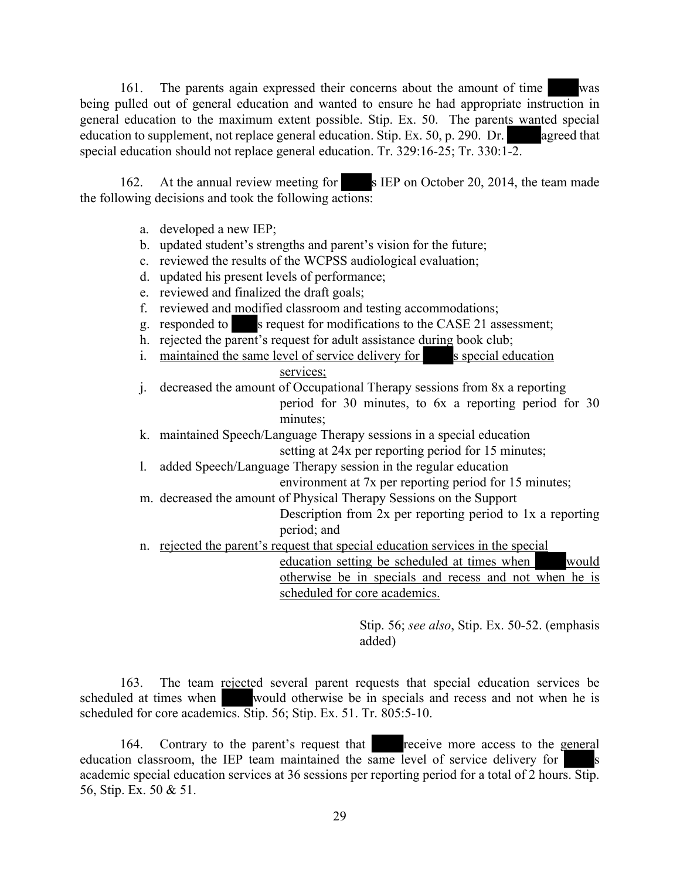161. The parents again expressed their concerns about the amount of time was being pulled out of general education and wanted to ensure he had appropriate instruction in general education to the maximum extent possible. Stip. Ex. 50. The parents wanted special education to supplement, not replace general education. Stip. Ex. 50, p. 290. Dr. agreed that special education should not replace general education. Tr. 329:16-25; Tr. 330:1-2.

162. At the annual review meeting for s IEP on October 20, 2014, the team made the following decisions and took the following actions:

a. developed a new IEP;
b. updated student's strengths and parent's vision for the future;
c. reviewed the results of the WCPSS audiological evaluation;
d. updated his present levels of performance;
e. reviewed and finalized the draft goals;
f. reviewed and modified classroom and testing accommodations;
g. responded to s request for modifications to the CASE 21 assessment;
h. rejected the parent's request for adult assistance during book club;
i. <u>maintained the same level of service delivery for s special education services;</u>
j. decreased the amount of Occupational Therapy sessions from 8x a reporting period for 30 minutes, to 6x a reporting period for 30 minutes;
k. maintained Speech/Language Therapy sessions in a special education setting at 24x per reporting period for 15 minutes;
l. added Speech/Language Therapy session in the regular education environment at 7x per reporting period for 15 minutes;
m. decreased the amount of Physical Therapy Sessions on the Support Description from 2x per reporting period to 1x a reporting period; and
n. <u>rejected the parent's request that special education services in the special education setting be scheduled at times when would otherwise be in specials and recess and not when he is scheduled for core academics.</u>

Stip. 56; *see also*, Stip. Ex. 50-52. (emphasis added)

163. The team rejected several parent requests that special education services be scheduled at times when would otherwise be in specials and recess and not when he is scheduled for core academics. Stip. 56; Stip. Ex. 51. Tr. 805:5-10.

164. Contrary to the parent's request that receive more access to the general education classroom, the IEP team maintained the same level of service delivery for s academic special education services at 36 sessions per reporting period for a total of 2 hours. Stip. 56, Stip. Ex. 50 & 51.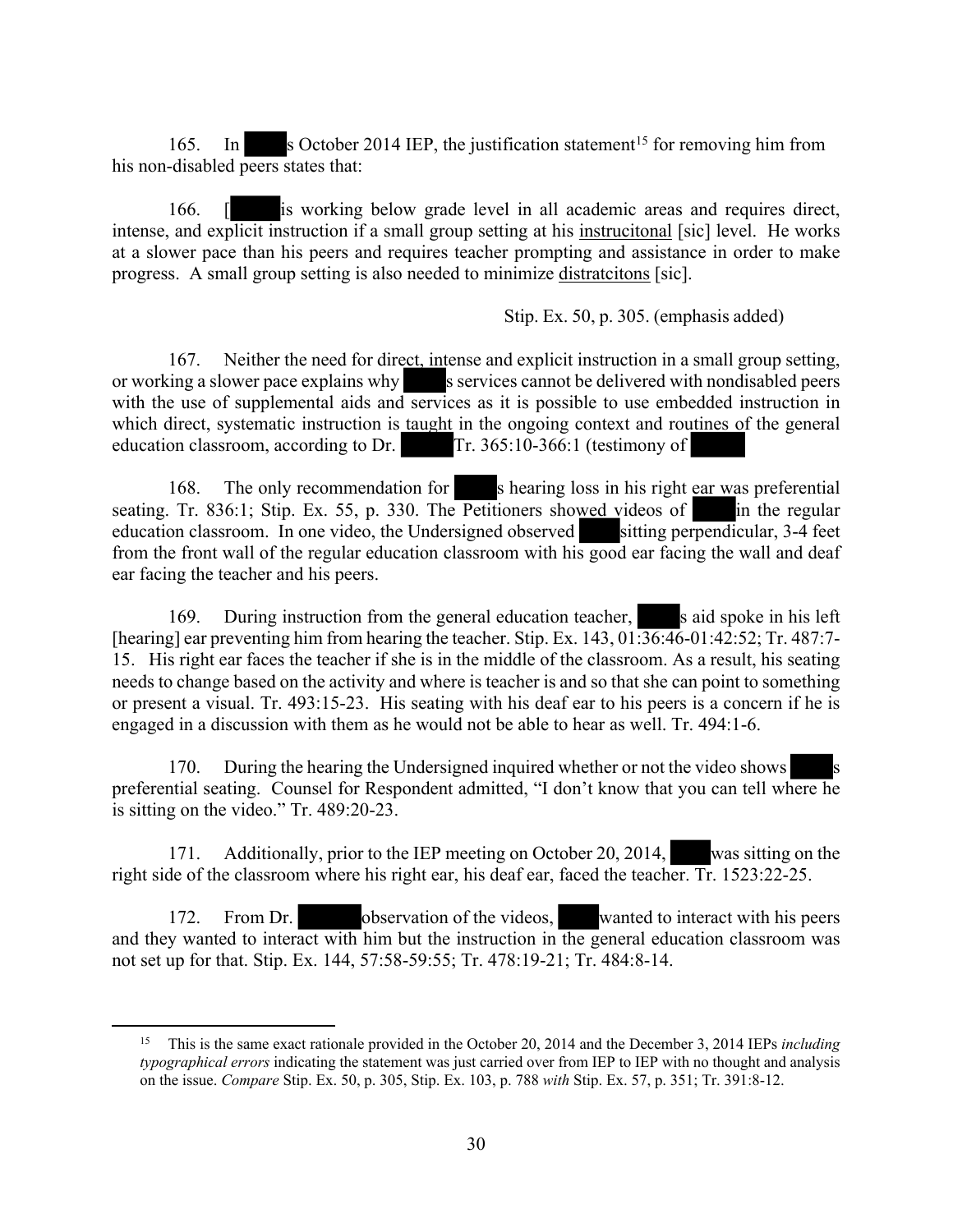165. In ████s October 2014 IEP, the justification statement[15] for removing him from his non-disabled peers states that:

> 166. [█████ is working below grade level in all academic areas and requires direct, intense, and explicit instruction if a small group setting at his <u>instrucitonal</u> [sic] level. He works at a slower pace than his peers and requires teacher prompting and assistance in order to make progress. A small group setting is also needed to minimize <u>distratcitons</u> [sic].
>
> Stip. Ex. 50, p. 305. (emphasis added)

167. Neither the need for direct, intense and explicit instruction in a small group setting, or working a slower pace explains why █████s services cannot be delivered with nondisabled peers with the use of supplemental aids and services as it is possible to use embedded instruction in which direct, systematic instruction is taught in the ongoing context and routines of the general education classroom, according to Dr. ██████ Tr. 365:10-366:1 (testimony of ██████

168. The only recommendation for █████s hearing loss in his right ear was preferential seating. Tr. 836:1; Stip. Ex. 55, p. 330. The Petitioners showed videos of █████ in the regular education classroom. In one video, the Undersigned observed █████ sitting perpendicular, 3-4 feet from the front wall of the regular education classroom with his good ear facing the wall and deaf ear facing the teacher and his peers.

169. During instruction from the general education teacher, █████s aid spoke in his left [hearing] ear preventing him from hearing the teacher. Stip. Ex. 143, 01:36:46-01:42:52; Tr. 487:7-15. His right ear faces the teacher if she is in the middle of the classroom. As a result, his seating needs to change based on the activity and where is teacher is and so that she can point to something or present a visual. Tr. 493:15-23. His seating with his deaf ear to his peers is a concern if he is engaged in a discussion with them as he would not be able to hear as well. Tr. 494:1-6.

170. During the hearing the Undersigned inquired whether or not the video shows █████s preferential seating. Counsel for Respondent admitted, "I don't know that you can tell where he is sitting on the video." Tr. 489:20-23.

171. Additionally, prior to the IEP meeting on October 20, 2014, █████ was sitting on the right side of the classroom where his right ear, his deaf ear, faced the teacher. Tr. 1523:22-25.

172. From Dr. ██████ observation of the videos, █████ wanted to interact with his peers and they wanted to interact with him but the instruction in the general education classroom was not set up for that. Stip. Ex. 144, 57:58-59:55; Tr. 478:19-21; Tr. 484:8-14.

---

[15] This is the same exact rationale provided in the October 20, 2014 and the December 3, 2014 IEPs *including typographical errors* indicating the statement was just carried over from IEP to IEP with no thought and analysis on the issue. *Compare* Stip. Ex. 50, p. 305, Stip. Ex. 103, p. 788 *with* Stip. Ex. 57, p. 351; Tr. 391:8-12.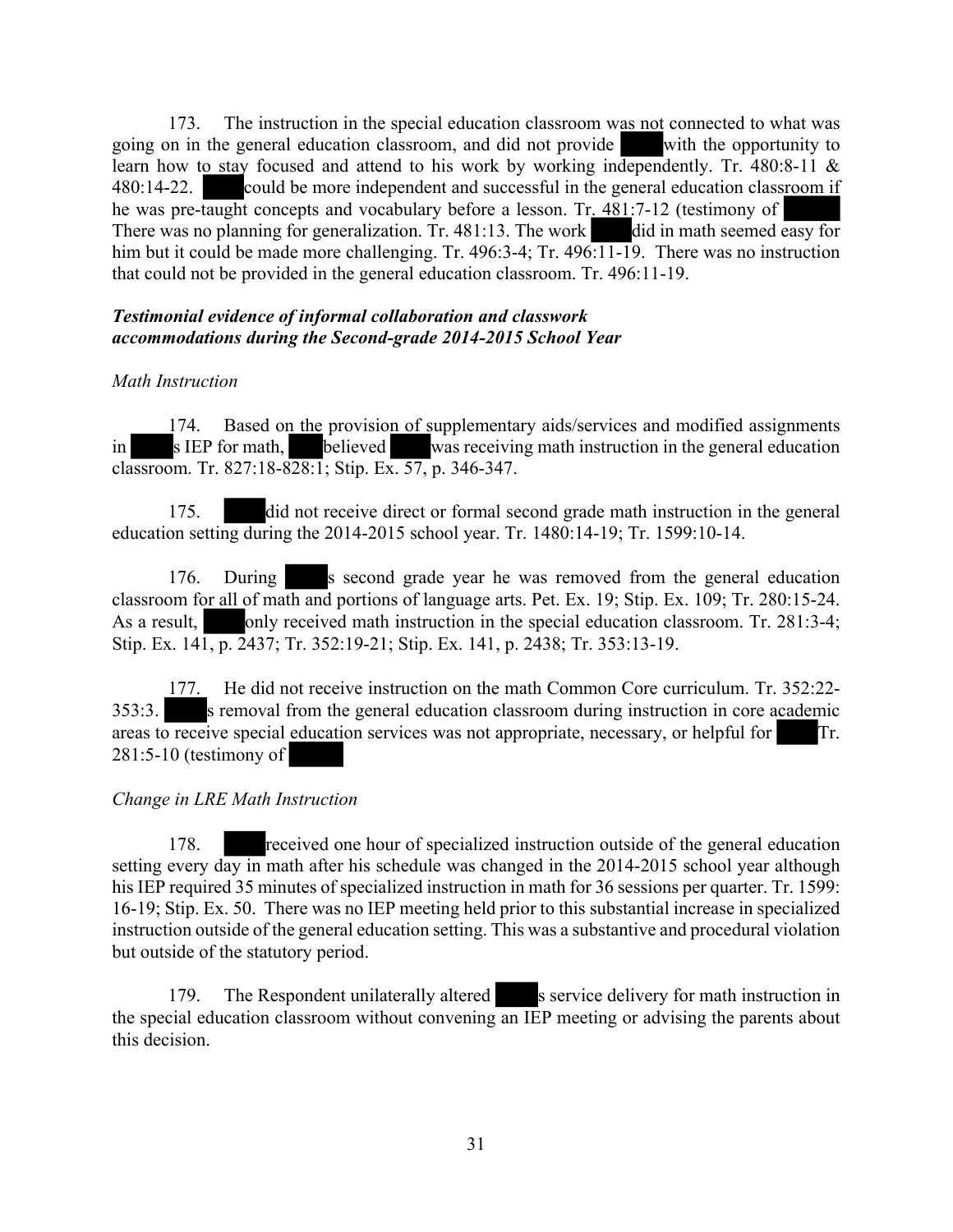173. The instruction in the special education classroom was not connected to what was going on in the general education classroom, and did not provide with the opportunity to learn how to stay focused and attend to his work by working independently. Tr. 480:8-11 & 480:14-22. could be more independent and successful in the general education classroom if he was pre-taught concepts and vocabulary before a lesson. Tr. 481:7-12 (testimony of There was no planning for generalization. Tr. 481:13. The work did in math seemed easy for him but it could be made more challenging. Tr. 496:3-4; Tr. 496:11-19. There was no instruction that could not be provided in the general education classroom. Tr. 496:11-19.

***Testimonial evidence of informal collaboration and classwork accommodations during the Second-grade 2014-2015 School Year***

*Math Instruction*

174. Based on the provision of supplementary aids/services and modified assignments in s IEP for math, believed was receiving math instruction in the general education classroom. Tr. 827:18-828:1; Stip. Ex. 57, p. 346-347.

175. did not receive direct or formal second grade math instruction in the general education setting during the 2014-2015 school year. Tr. 1480:14-19; Tr. 1599:10-14.

176. During s second grade year he was removed from the general education classroom for all of math and portions of language arts. Pet. Ex. 19; Stip. Ex. 109; Tr. 280:15-24. As a result, only received math instruction in the special education classroom. Tr. 281:3-4; Stip. Ex. 141, p. 2437; Tr. 352:19-21; Stip. Ex. 141, p. 2438; Tr. 353:13-19.

177. He did not receive instruction on the math Common Core curriculum. Tr. 352:22-353:3. s removal from the general education classroom during instruction in core academic areas to receive special education services was not appropriate, necessary, or helpful for Tr. 281:5-10 (testimony of

*Change in LRE Math Instruction*

178. received one hour of specialized instruction outside of the general education setting every day in math after his schedule was changed in the 2014-2015 school year although his IEP required 35 minutes of specialized instruction in math for 36 sessions per quarter. Tr. 1599: 16-19; Stip. Ex. 50. There was no IEP meeting held prior to this substantial increase in specialized instruction outside of the general education setting. This was a substantive and procedural violation but outside of the statutory period.

179. The Respondent unilaterally altered s service delivery for math instruction in the special education classroom without convening an IEP meeting or advising the parents about this decision.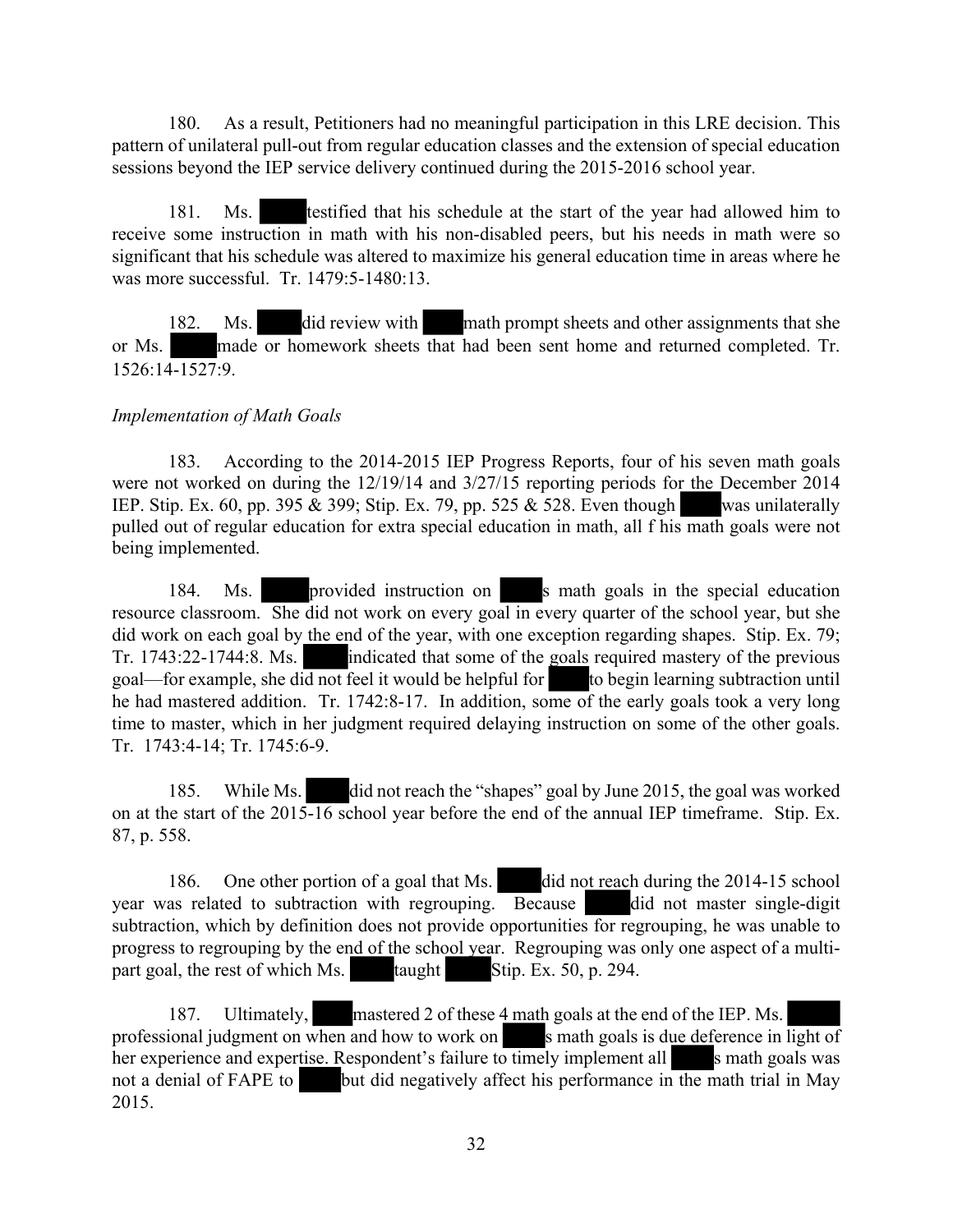180. As a result, Petitioners had no meaningful participation in this LRE decision. This pattern of unilateral pull-out from regular education classes and the extension of special education sessions beyond the IEP service delivery continued during the 2015-2016 school year.

181. Ms. ████ testified that his schedule at the start of the year had allowed him to receive some instruction in math with his non-disabled peers, but his needs in math were so significant that his schedule was altered to maximize his general education time in areas where he was more successful. Tr. 1479:5-1480:13.

182. Ms. ████ did review with ████ math prompt sheets and other assignments that she or Ms. ████ made or homework sheets that had been sent home and returned completed. Tr. 1526:14-1527:9.

*Implementation of Math Goals*

183. According to the 2014-2015 IEP Progress Reports, four of his seven math goals were not worked on during the 12/19/14 and 3/27/15 reporting periods for the December 2014 IEP. Stip. Ex. 60, pp. 395 & 399; Stip. Ex. 79, pp. 525 & 528. Even though ████ was unilaterally pulled out of regular education for extra special education in math, all f his math goals were not being implemented.

184. Ms. ████ provided instruction on ████s math goals in the special education resource classroom. She did not work on every goal in every quarter of the school year, but she did work on each goal by the end of the year, with one exception regarding shapes. Stip. Ex. 79; Tr. 1743:22-1744:8. Ms. ████ indicated that some of the goals required mastery of the previous goal—for example, she did not feel it would be helpful for ████ to begin learning subtraction until he had mastered addition. Tr. 1742:8-17. In addition, some of the early goals took a very long time to master, which in her judgment required delaying instruction on some of the other goals. Tr. 1743:4-14; Tr. 1745:6-9.

185. While Ms. ████ did not reach the "shapes" goal by June 2015, the goal was worked on at the start of the 2015-16 school year before the end of the annual IEP timeframe. Stip. Ex. 87, p. 558.

186. One other portion of a goal that Ms. ████ did not reach during the 2014-15 school year was related to subtraction with regrouping. Because ████ did not master single-digit subtraction, which by definition does not provide opportunities for regrouping, he was unable to progress to regrouping by the end of the school year. Regrouping was only one aspect of a multi-part goal, the rest of which Ms. ████ taught ████ Stip. Ex. 50, p. 294.

187. Ultimately, ████ mastered 2 of these 4 math goals at the end of the IEP. Ms. ████ professional judgment on when and how to work on ████s math goals is due deference in light of her experience and expertise. Respondent's failure to timely implement all ████s math goals was not a denial of FAPE to ████ but did negatively affect his performance in the math trial in May 2015.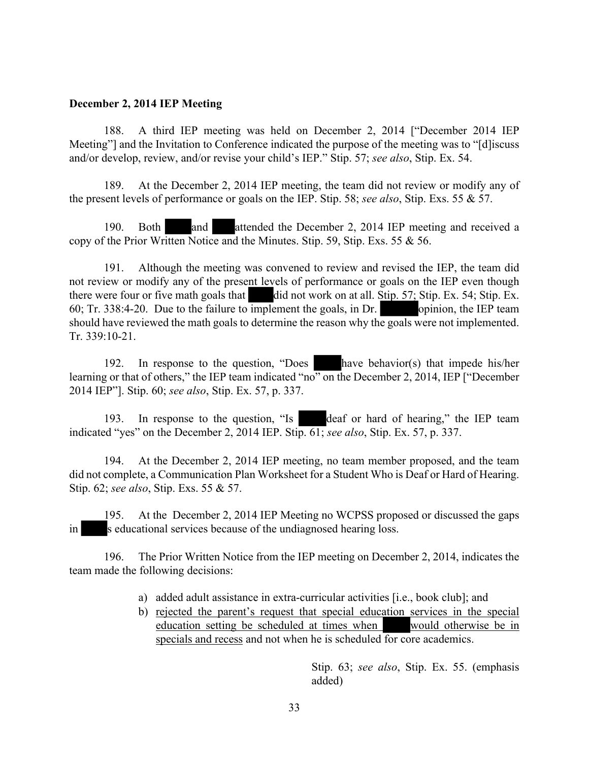**December 2, 2014 IEP Meeting**

188. A third IEP meeting was held on December 2, 2014 ["December 2014 IEP Meeting"] and the Invitation to Conference indicated the purpose of the meeting was to "[d]iscuss and/or develop, review, and/or revise your child's IEP." Stip. 57; *see also*, Stip. Ex. 54.

189. At the December 2, 2014 IEP meeting, the team did not review or modify any of the present levels of performance or goals on the IEP. Stip. 58; *see also*, Stip. Exs. 55 & 57.

190. Both and attended the December 2, 2014 IEP meeting and received a copy of the Prior Written Notice and the Minutes. Stip. 59, Stip. Exs. 55 & 56.

191. Although the meeting was convened to review and revised the IEP, the team did not review or modify any of the present levels of performance or goals on the IEP even though there were four or five math goals that did not work on at all. Stip. 57; Stip. Ex. 54; Stip. Ex. 60; Tr. 338:4-20. Due to the failure to implement the goals, in Dr. opinion, the IEP team should have reviewed the math goals to determine the reason why the goals were not implemented. Tr. 339:10-21.

192. In response to the question, "Does have behavior(s) that impede his/her learning or that of others," the IEP team indicated "no" on the December 2, 2014, IEP ["December 2014 IEP"]. Stip. 60; *see also*, Stip. Ex. 57, p. 337.

193. In response to the question, "Is deaf or hard of hearing," the IEP team indicated "yes" on the December 2, 2014 IEP. Stip. 61; *see also*, Stip. Ex. 57, p. 337.

194. At the December 2, 2014 IEP meeting, no team member proposed, and the team did not complete, a Communication Plan Worksheet for a Student Who is Deaf or Hard of Hearing. Stip. 62; *see also*, Stip. Exs. 55 & 57.

195. At the December 2, 2014 IEP Meeting no WCPSS proposed or discussed the gaps in s educational services because of the undiagnosed hearing loss.

196. The Prior Written Notice from the IEP meeting on December 2, 2014, indicates the team made the following decisions:

a) added adult assistance in extra-curricular activities [i.e., book club]; and
b) <u>rejected the parent's request that special education services in the special education setting be scheduled at times when would otherwise be in specials and recess</u> and not when he is scheduled for core academics.

Stip. 63; *see also*, Stip. Ex. 55. (emphasis added)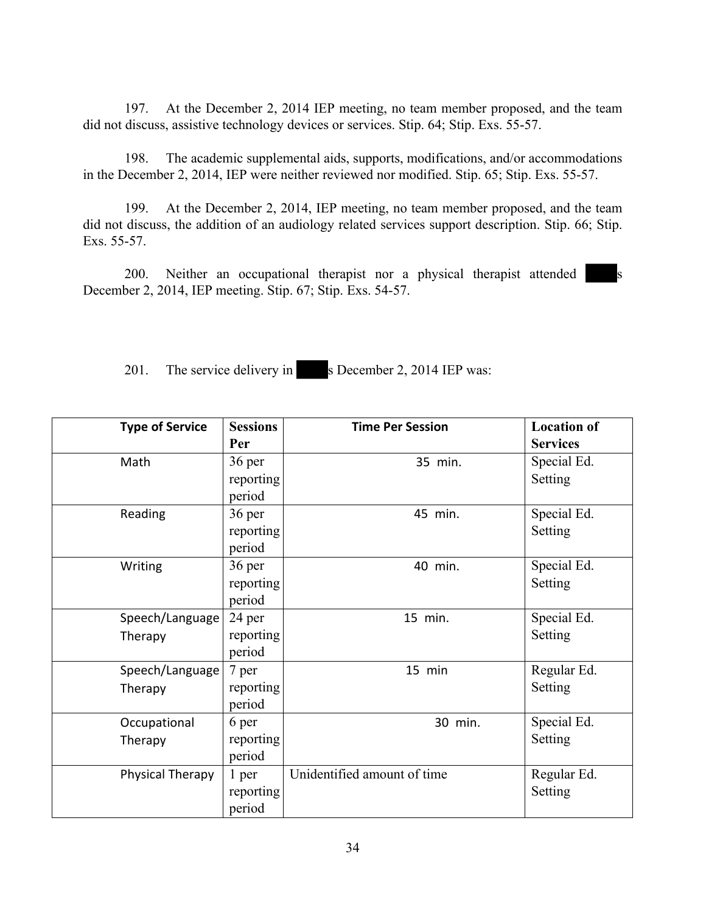197. At the December 2, 2014 IEP meeting, no team member proposed, and the team did not discuss, assistive technology devices or services. Stip. 64; Stip. Exs. 55-57.

198. The academic supplemental aids, supports, modifications, and/or accommodations in the December 2, 2014, IEP were neither reviewed nor modified. Stip. 65; Stip. Exs. 55-57.

199. At the December 2, 2014, IEP meeting, no team member proposed, and the team did not discuss, the addition of an audiology related services support description. Stip. 66; Stip. Exs. 55-57.

200. Neither an occupational therapist nor a physical therapist attended ████s December 2, 2014, IEP meeting. Stip. 67; Stip. Exs. 54-57.

201. The service delivery in ████s December 2, 2014 IEP was:

| Type of Service | Sessions Per | Time Per Session | Location of Services |
|---|---|---|---|
| Math | 36 per reporting period | 35 min. | Special Ed. Setting |
| Reading | 36 per reporting period | 45 min. | Special Ed. Setting |
| Writing | 36 per reporting period | 40 min. | Special Ed. Setting |
| Speech/Language Therapy | 24 per reporting period | 15 min. | Special Ed. Setting |
| Speech/Language Therapy | 7 per reporting period | 15 min | Regular Ed. Setting |
| Occupational Therapy | 6 per reporting period | 30 min. | Special Ed. Setting |
| Physical Therapy | 1 per reporting period | Unidentified amount of time | Regular Ed. Setting |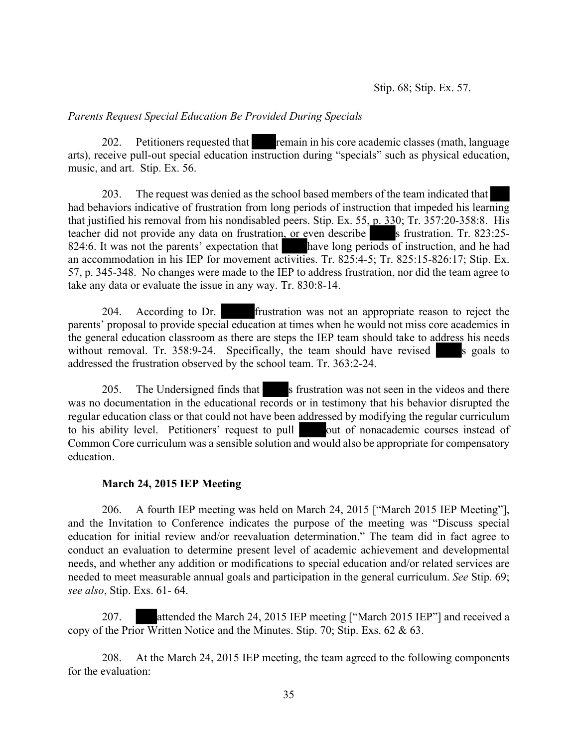Stip. 68; Stip. Ex. 57.

*Parents Request Special Education Be Provided During Specials*

202. Petitioners requested that ███ remain in his core academic classes (math, language arts), receive pull-out special education instruction during "specials" such as physical education, music, and art. Stip. Ex. 56.

203. The request was denied as the school based members of the team indicated that ███ had behaviors indicative of frustration from long periods of instruction that impeded his learning that justified his removal from his nondisabled peers. Stip. Ex. 55, p. 330; Tr. 357:20-358:8. His teacher did not provide any data on frustration, or even describe ███s frustration. Tr. 823:25-824:6. It was not the parents' expectation that ███ have long periods of instruction, and he had an accommodation in his IEP for movement activities. Tr. 825:4-5; Tr. 825:15-826:17; Stip. Ex. 57, p. 345-348. No changes were made to the IEP to address frustration, nor did the team agree to take any data or evaluate the issue in any way. Tr. 830:8-14.

204. According to Dr. ███ frustration was not an appropriate reason to reject the parents' proposal to provide special education at times when he would not miss core academics in the general education classroom as there are steps the IEP team should take to address his needs without removal. Tr. 358:9-24. Specifically, the team should have revised ███s goals to addressed the frustration observed by the school team. Tr. 363:2-24.

205. The Undersigned finds that ███s frustration was not seen in the videos and there was no documentation in the educational records or in testimony that his behavior disrupted the regular education class or that could not have been addressed by modifying the regular curriculum to his ability level. Petitioners' request to pull ███ out of nonacademic courses instead of Common Core curriculum was a sensible solution and would also be appropriate for compensatory education.

**March 24, 2015 IEP Meeting**

206. A fourth IEP meeting was held on March 24, 2015 ["March 2015 IEP Meeting"], and the Invitation to Conference indicates the purpose of the meeting was "Discuss special education for initial review and/or reevaluation determination." The team did in fact agree to conduct an evaluation to determine present level of academic achievement and developmental needs, and whether any addition or modifications to special education and/or related services are needed to meet measurable annual goals and participation in the general curriculum. *See* Stip. 69; *see also*, Stip. Exs. 61- 64.

207. ███ attended the March 24, 2015 IEP meeting ["March 2015 IEP"] and received a copy of the Prior Written Notice and the Minutes. Stip. 70; Stip. Exs. 62 & 63.

208. At the March 24, 2015 IEP meeting, the team agreed to the following components for the evaluation: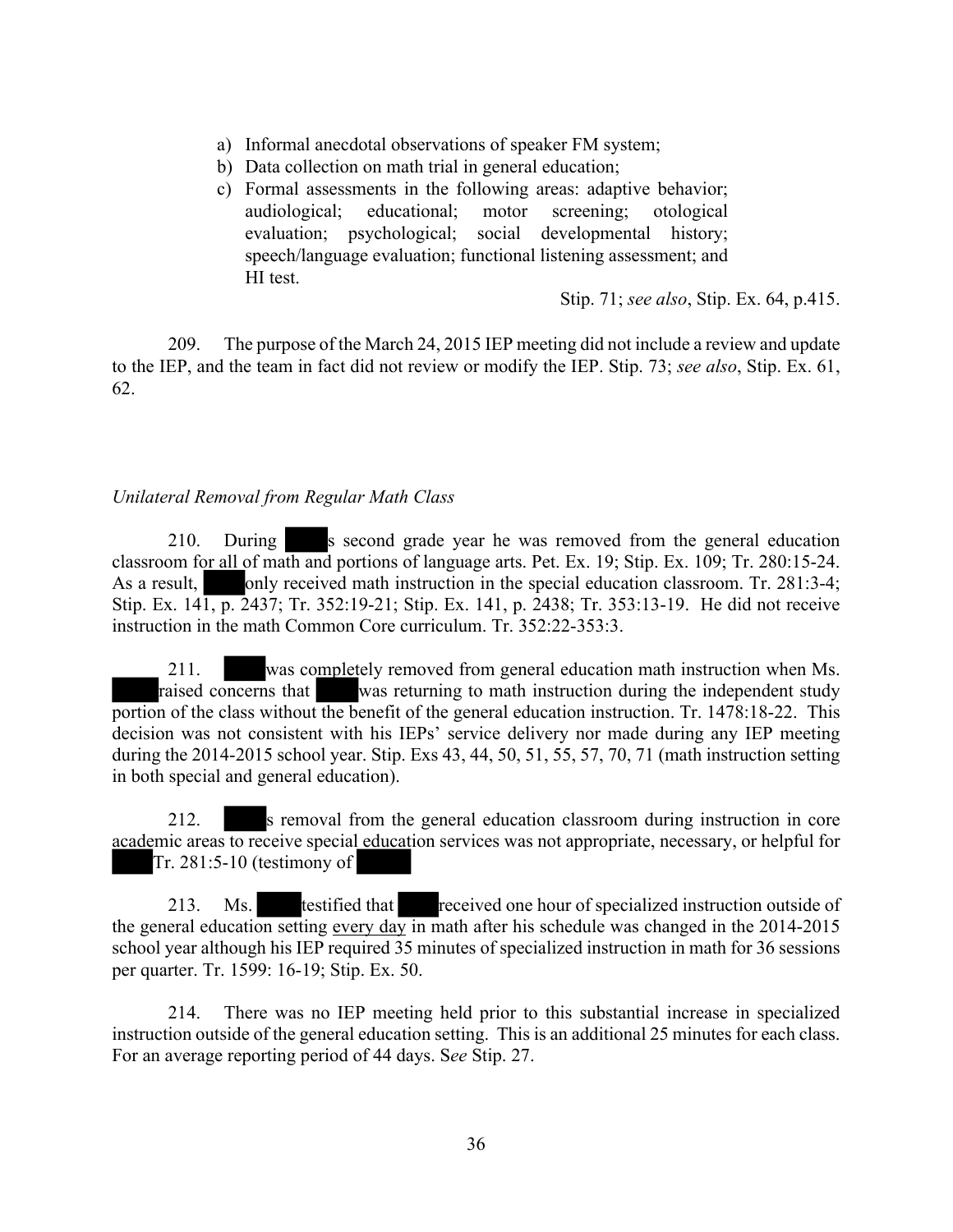a) Informal anecdotal observations of speaker FM system;
b) Data collection on math trial in general education;
c) Formal assessments in the following areas: adaptive behavior; audiological; educational; motor screening; otological evaluation; psychological; social developmental history; speech/language evaluation; functional listening assessment; and HI test.

Stip. 71; *see also*, Stip. Ex. 64, p.415.

209. The purpose of the March 24, 2015 IEP meeting did not include a review and update to the IEP, and the team in fact did not review or modify the IEP. Stip. 73; *see also*, Stip. Ex. 61, 62.

*Unilateral Removal from Regular Math Class*

210. During ████s second grade year he was removed from the general education classroom for all of math and portions of language arts. Pet. Ex. 19; Stip. Ex. 109; Tr. 280:15-24. As a result, ████ only received math instruction in the special education classroom. Tr. 281:3-4; Stip. Ex. 141, p. 2437; Tr. 352:19-21; Stip. Ex. 141, p. 2438; Tr. 353:13-19. He did not receive instruction in the math Common Core curriculum. Tr. 352:22-353:3.

211. ████ was completely removed from general education math instruction when Ms. ████ raised concerns that ████ was returning to math instruction during the independent study portion of the class without the benefit of the general education instruction. Tr. 1478:18-22. This decision was not consistent with his IEPs' service delivery nor made during any IEP meeting during the 2014-2015 school year. Stip. Exs 43, 44, 50, 51, 55, 57, 70, 71 (math instruction setting in both special and general education).

212. ████s removal from the general education classroom during instruction in core academic areas to receive special education services was not appropriate, necessary, or helpful for ████ Tr. 281:5-10 (testimony of ████

213. Ms. ████ testified that ████ received one hour of specialized instruction outside of the general education setting <u>every day</u> in math after his schedule was changed in the 2014-2015 school year although his IEP required 35 minutes of specialized instruction in math for 36 sessions per quarter. Tr. 1599: 16-19; Stip. Ex. 50.

214. There was no IEP meeting held prior to this substantial increase in specialized instruction outside of the general education setting. This is an additional 25 minutes for each class. For an average reporting period of 44 days. S*ee* Stip. 27.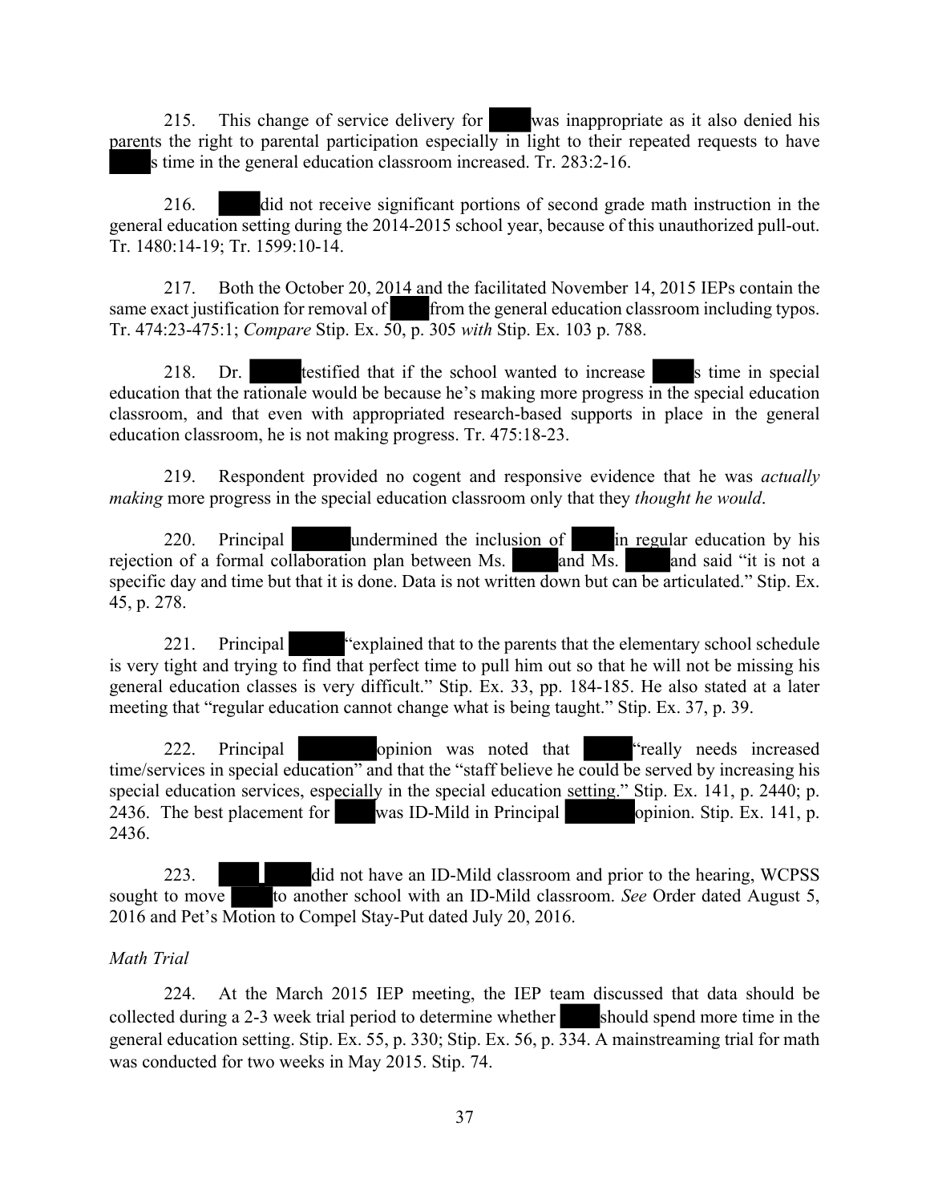215. This change of service delivery for was inappropriate as it also denied his parents the right to parental participation especially in light to their repeated requests to have s time in the general education classroom increased. Tr. 283:2-16.

216. did not receive significant portions of second grade math instruction in the general education setting during the 2014-2015 school year, because of this unauthorized pull-out. Tr. 1480:14-19; Tr. 1599:10-14.

217. Both the October 20, 2014 and the facilitated November 14, 2015 IEPs contain the same exact justification for removal of from the general education classroom including typos. Tr. 474:23-475:1; *Compare* Stip. Ex. 50, p. 305 *with* Stip. Ex. 103 p. 788.

218. Dr. testified that if the school wanted to increase s time in special education that the rationale would be because he's making more progress in the special education classroom, and that even with appropriated research-based supports in place in the general education classroom, he is not making progress. Tr. 475:18-23.

219. Respondent provided no cogent and responsive evidence that he was *actually making* more progress in the special education classroom only that they *thought he would*.

220. Principal undermined the inclusion of in regular education by his rejection of a formal collaboration plan between Ms. and Ms. and said "it is not a specific day and time but that it is done. Data is not written down but can be articulated." Stip. Ex. 45, p. 278.

221. Principal "explained that to the parents that the elementary school schedule is very tight and trying to find that perfect time to pull him out so that he will not be missing his general education classes is very difficult." Stip. Ex. 33, pp. 184-185. He also stated at a later meeting that "regular education cannot change what is being taught." Stip. Ex. 37, p. 39.

222. Principal opinion was noted that "really needs increased time/services in special education" and that the "staff believe he could be served by increasing his special education services, especially in the special education setting." Stip. Ex. 141, p. 2440; p. 2436. The best placement for was ID-Mild in Principal opinion. Stip. Ex. 141, p. 2436.

223. did not have an ID-Mild classroom and prior to the hearing, WCPSS sought to move to another school with an ID-Mild classroom. *See* Order dated August 5, 2016 and Pet's Motion to Compel Stay-Put dated July 20, 2016.

*Math Trial*

224. At the March 2015 IEP meeting, the IEP team discussed that data should be collected during a 2-3 week trial period to determine whether should spend more time in the general education setting. Stip. Ex. 55, p. 330; Stip. Ex. 56, p. 334. A mainstreaming trial for math was conducted for two weeks in May 2015. Stip. 74.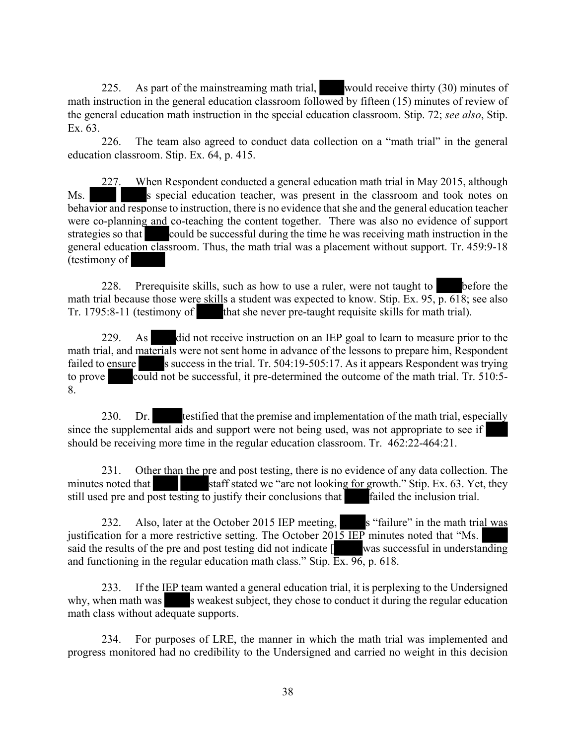225. As part of the mainstreaming math trial, ███ would receive thirty (30) minutes of math instruction in the general education classroom followed by fifteen (15) minutes of review of the general education math instruction in the special education classroom. Stip. 72; *see also*, Stip. Ex. 63.

226. The team also agreed to conduct data collection on a "math trial" in the general education classroom. Stip. Ex. 64, p. 415.

227. When Respondent conducted a general education math trial in May 2015, although Ms. ███ ███s special education teacher, was present in the classroom and took notes on behavior and response to instruction, there is no evidence that she and the general education teacher were co-planning and co-teaching the content together. There was also no evidence of support strategies so that ███ could be successful during the time he was receiving math instruction in the general education classroom. Thus, the math trial was a placement without support. Tr. 459:9-18 (testimony of ███

228. Prerequisite skills, such as how to use a ruler, were not taught to ███ before the math trial because those were skills a student was expected to know. Stip. Ex. 95, p. 618; see also Tr. 1795:8-11 (testimony of ███ that she never pre-taught requisite skills for math trial).

229. As ███ did not receive instruction on an IEP goal to learn to measure prior to the math trial, and materials were not sent home in advance of the lessons to prepare him, Respondent failed to ensure ███s success in the trial. Tr. 504:19-505:17. As it appears Respondent was trying to prove ███ could not be successful, it pre-determined the outcome of the math trial. Tr. 510:5-8.

230. Dr. ███ testified that the premise and implementation of the math trial, especially since the supplemental aids and support were not being used, was not appropriate to see if ███ should be receiving more time in the regular education classroom. Tr. 462:22-464:21.

231. Other than the pre and post testing, there is no evidence of any data collection. The minutes noted that ███ ███ staff stated we "are not looking for growth." Stip. Ex. 63. Yet, they still used pre and post testing to justify their conclusions that ███ failed the inclusion trial.

232. Also, later at the October 2015 IEP meeting, ███s "failure" in the math trial was justification for a more restrictive setting. The October 2015 IEP minutes noted that "Ms. ███ said the results of the pre and post testing did not indicate [███ was successful in understanding and functioning in the regular education math class." Stip. Ex. 96, p. 618.

233. If the IEP team wanted a general education trial, it is perplexing to the Undersigned why, when math was ███s weakest subject, they chose to conduct it during the regular education math class without adequate supports.

234. For purposes of LRE, the manner in which the math trial was implemented and progress monitored had no credibility to the Undersigned and carried no weight in this decision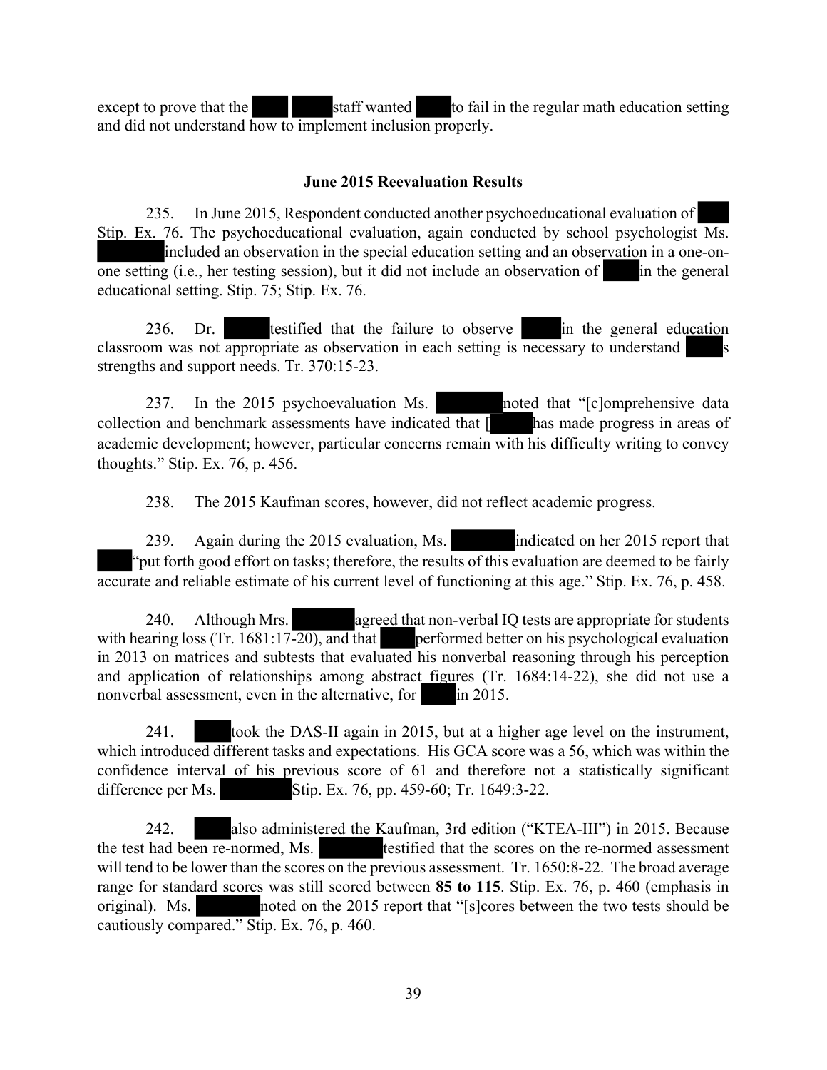except to prove that the staff wanted to fail in the regular math education setting and did not understand how to implement inclusion properly.

### June 2015 Reevaluation Results

235. In June 2015, Respondent conducted another psychoeducational evaluation of Stip. Ex. 76. The psychoeducational evaluation, again conducted by school psychologist Ms. included an observation in the special education setting and an observation in a one-on-one setting (i.e., her testing session), but it did not include an observation of in the general educational setting. Stip. 75; Stip. Ex. 76.

236. Dr. testified that the failure to observe in the general education classroom was not appropriate as observation in each setting is necessary to understand s strengths and support needs. Tr. 370:15-23.

237. In the 2015 psychoevaluation Ms. noted that "[c]omprehensive data collection and benchmark assessments have indicated that [ has made progress in areas of academic development; however, particular concerns remain with his difficulty writing to convey thoughts." Stip. Ex. 76, p. 456.

238. The 2015 Kaufman scores, however, did not reflect academic progress.

239. Again during the 2015 evaluation, Ms. indicated on her 2015 report that "put forth good effort on tasks; therefore, the results of this evaluation are deemed to be fairly accurate and reliable estimate of his current level of functioning at this age." Stip. Ex. 76, p. 458.

240. Although Mrs. agreed that non-verbal IQ tests are appropriate for students with hearing loss (Tr. 1681:17-20), and that performed better on his psychological evaluation in 2013 on matrices and subtests that evaluated his nonverbal reasoning through his perception and application of relationships among abstract figures (Tr. 1684:14-22), she did not use a nonverbal assessment, even in the alternative, for in 2015.

241. took the DAS-II again in 2015, but at a higher age level on the instrument, which introduced different tasks and expectations. His GCA score was a 56, which was within the confidence interval of his previous score of 61 and therefore not a statistically significant difference per Ms. Stip. Ex. 76, pp. 459-60; Tr. 1649:3-22.

242. also administered the Kaufman, 3rd edition ("KTEA-III") in 2015. Because the test had been re-normed, Ms. testified that the scores on the re-normed assessment will tend to be lower than the scores on the previous assessment. Tr. 1650:8-22. The broad average range for standard scores was still scored between **85 to 115**. Stip. Ex. 76, p. 460 (emphasis in original). Ms. noted on the 2015 report that "[s]cores between the two tests should be cautiously compared." Stip. Ex. 76, p. 460.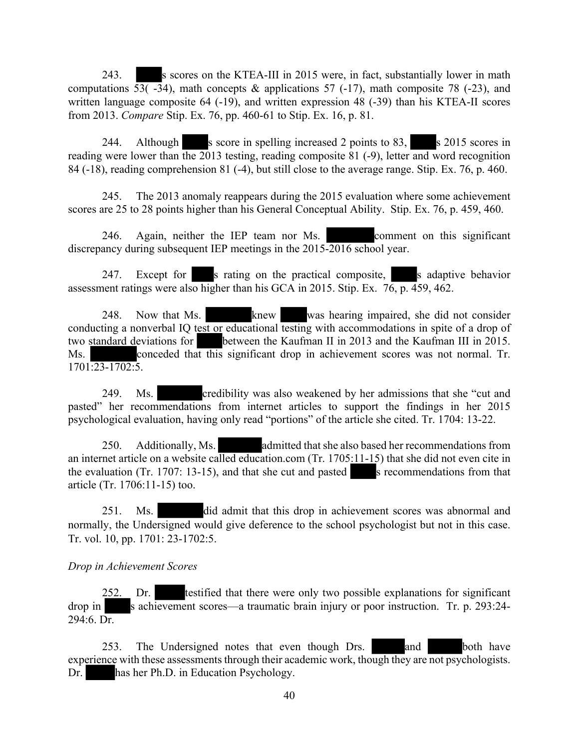243. ████s scores on the KTEA-III in 2015 were, in fact, substantially lower in math computations 53( -34), math concepts & applications 57 (-17), math composite 78 (-23), and written language composite 64 (-19), and written expression 48 (-39) than his KTEA-II scores from 2013. *Compare* Stip. Ex. 76, pp. 460-61 to Stip. Ex. 16, p. 81.

244. Although ████s score in spelling increased 2 points to 83, ████s 2015 scores in reading were lower than the 2013 testing, reading composite 81 (-9), letter and word recognition 84 (-18), reading comprehension 81 (-4), but still close to the average range. Stip. Ex. 76, p. 460.

245. The 2013 anomaly reappears during the 2015 evaluation where some achievement scores are 25 to 28 points higher than his General Conceptual Ability. Stip. Ex. 76, p. 459, 460.

246. Again, neither the IEP team nor Ms. ████████ comment on this significant discrepancy during subsequent IEP meetings in the 2015-2016 school year.

247. Except for ███s rating on the practical composite, ████s adaptive behavior assessment ratings were also higher than his GCA in 2015. Stip. Ex. 76, p. 459, 462.

248. Now that Ms. ████████ knew ████ was hearing impaired, she did not consider conducting a nonverbal IQ test or educational testing with accommodations in spite of a drop of two standard deviations for ████ between the Kaufman II in 2013 and the Kaufman III in 2015. Ms. ████████ conceded that this significant drop in achievement scores was not normal. Tr. 1701:23-1702:5.

249. Ms. ████████ credibility was also weakened by her admissions that she "cut and pasted" her recommendations from internet articles to support the findings in her 2015 psychological evaluation, having only read "portions" of the article she cited. Tr. 1704: 13-22.

250. Additionally, Ms. ████████ admitted that she also based her recommendations from an internet article on a website called education.com (Tr. 1705:11-15) that she did not even cite in the evaluation (Tr. 1707: 13-15), and that she cut and pasted ████s recommendations from that article (Tr. 1706:11-15) too.

251. Ms. ████████ did admit that this drop in achievement scores was abnormal and normally, the Undersigned would give deference to the school psychologist but not in this case. Tr. vol. 10, pp. 1701: 23-1702:5.

*Drop in Achievement Scores*

252. Dr. █████ testified that there were only two possible explanations for significant drop in ████s achievement scores—a traumatic brain injury or poor instruction. Tr. p. 293:24-294:6. Dr.

253. The Undersigned notes that even though Drs. █████ and █████ both have experience with these assessments through their academic work, though they are not psychologists. Dr. █████ has her Ph.D. in Education Psychology.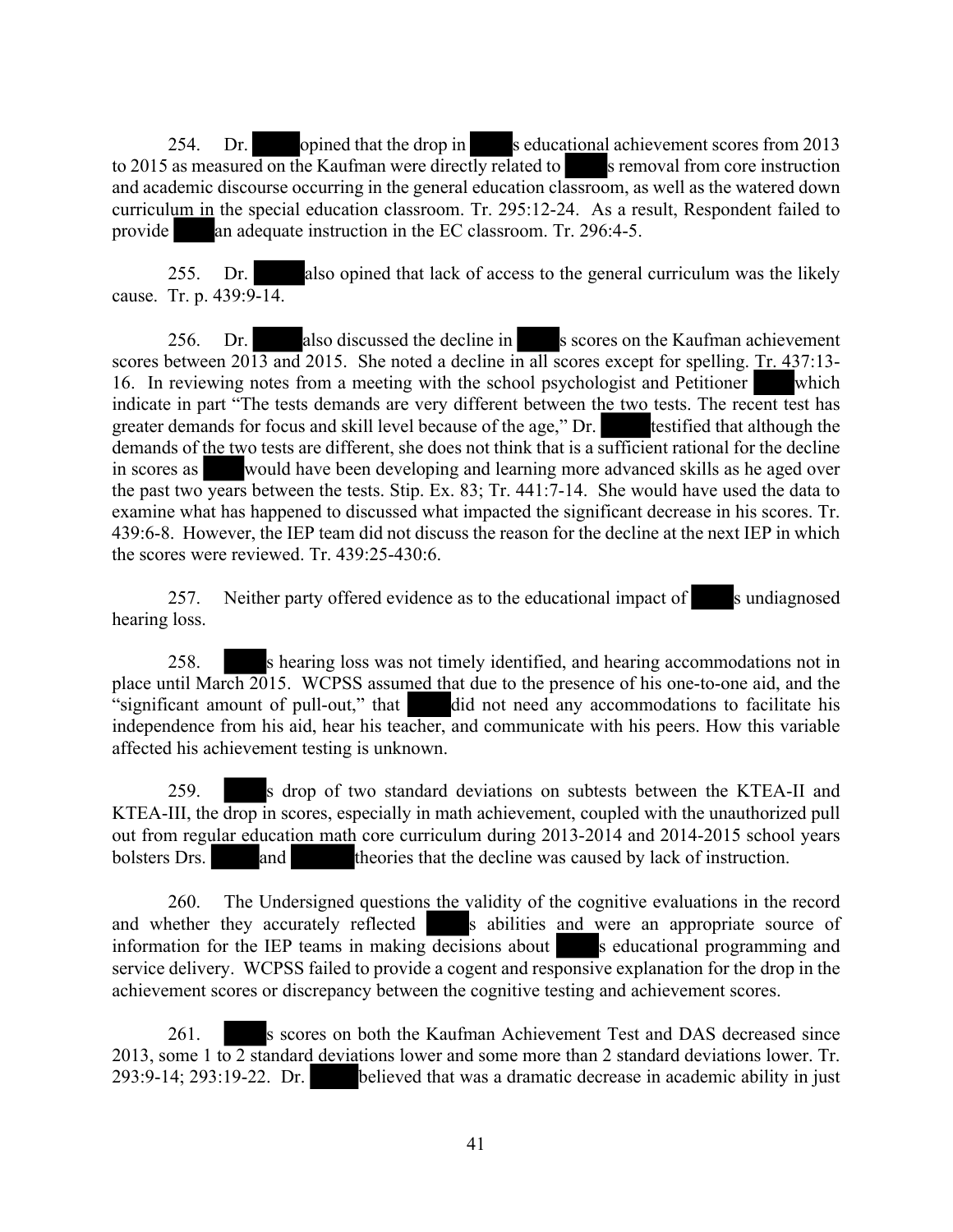254. Dr. ████ opined that the drop in ████s educational achievement scores from 2013 to 2015 as measured on the Kaufman were directly related to ████s removal from core instruction and academic discourse occurring in the general education classroom, as well as the watered down curriculum in the special education classroom. Tr. 295:12-24. As a result, Respondent failed to provide ████ an adequate instruction in the EC classroom. Tr. 296:4-5.

255. Dr. ████ also opined that lack of access to the general curriculum was the likely cause. Tr. p. 439:9-14.

256. Dr. ████ also discussed the decline in ████s scores on the Kaufman achievement scores between 2013 and 2015. She noted a decline in all scores except for spelling. Tr. 437:13-16. In reviewing notes from a meeting with the school psychologist and Petitioner ████ which indicate in part "The tests demands are very different between the two tests. The recent test has greater demands for focus and skill level because of the age," Dr. ████ testified that although the demands of the two tests are different, she does not think that is a sufficient rational for the decline in scores as ████ would have been developing and learning more advanced skills as he aged over the past two years between the tests. Stip. Ex. 83; Tr. 441:7-14. She would have used the data to examine what has happened to discussed what impacted the significant decrease in his scores. Tr. 439:6-8. However, the IEP team did not discuss the reason for the decline at the next IEP in which the scores were reviewed. Tr. 439:25-430:6.

257. Neither party offered evidence as to the educational impact of ████s undiagnosed hearing loss.

258. ████s hearing loss was not timely identified, and hearing accommodations not in place until March 2015. WCPSS assumed that due to the presence of his one-to-one aid, and the "significant amount of pull-out," that ████ did not need any accommodations to facilitate his independence from his aid, hear his teacher, and communicate with his peers. How this variable affected his achievement testing is unknown.

259. ████s drop of two standard deviations on subtests between the KTEA-II and KTEA-III, the drop in scores, especially in math achievement, coupled with the unauthorized pull out from regular education math core curriculum during 2013-2014 and 2014-2015 school years bolsters Drs. ████ and ████ theories that the decline was caused by lack of instruction.

260. The Undersigned questions the validity of the cognitive evaluations in the record and whether they accurately reflected ████s abilities and were an appropriate source of information for the IEP teams in making decisions about ████s educational programming and service delivery. WCPSS failed to provide a cogent and responsive explanation for the drop in the achievement scores or discrepancy between the cognitive testing and achievement scores.

261. ████s scores on both the Kaufman Achievement Test and DAS decreased since 2013, some 1 to 2 standard deviations lower and some more than 2 standard deviations lower. Tr. 293:9-14; 293:19-22. Dr. ████ believed that was a dramatic decrease in academic ability in just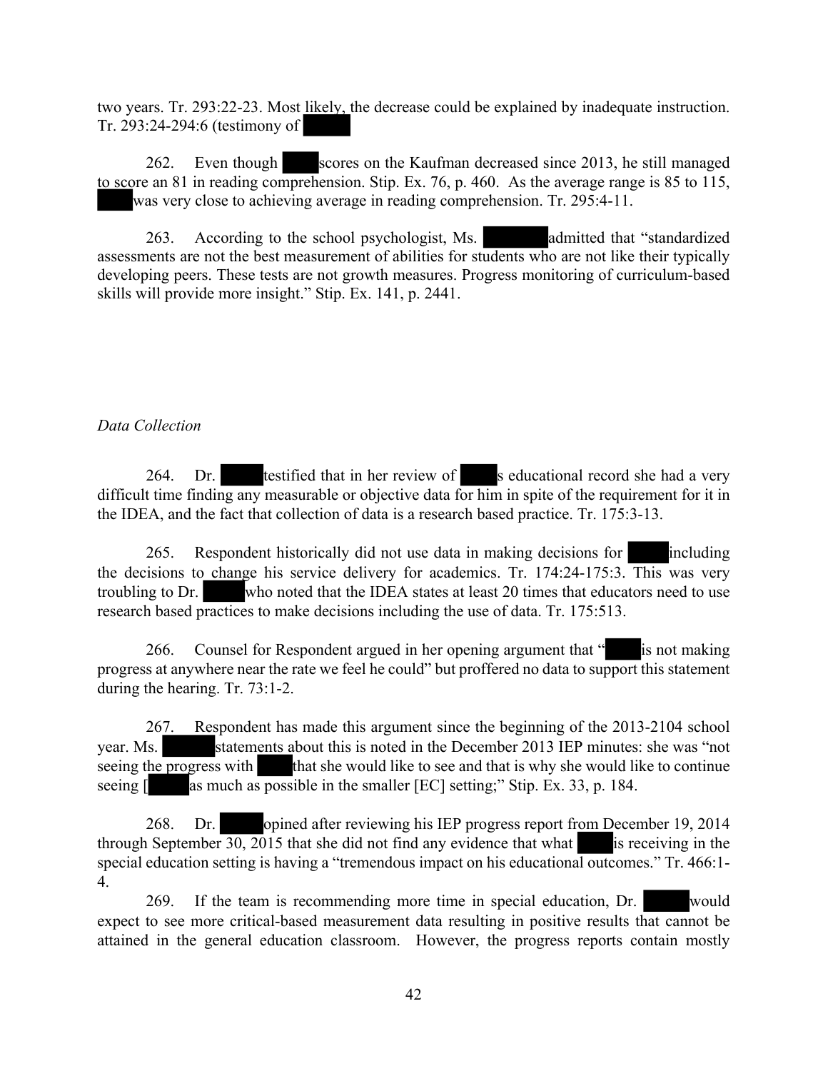two years. Tr. 293:22-23. Most likely, the decrease could be explained by inadequate instruction. Tr. 293:24-294:6 (testimony of

262. Even though scores on the Kaufman decreased since 2013, he still managed to score an 81 in reading comprehension. Stip. Ex. 76, p. 460. As the average range is 85 to 115, was very close to achieving average in reading comprehension. Tr. 295:4-11.

263. According to the school psychologist, Ms. admitted that "standardized assessments are not the best measurement of abilities for students who are not like their typically developing peers. These tests are not growth measures. Progress monitoring of curriculum-based skills will provide more insight." Stip. Ex. 141, p. 2441.

*Data Collection*

264. Dr. testified that in her review of s educational record she had a very difficult time finding any measurable or objective data for him in spite of the requirement for it in the IDEA, and the fact that collection of data is a research based practice. Tr. 175:3-13.

265. Respondent historically did not use data in making decisions for including the decisions to change his service delivery for academics. Tr. 174:24-175:3. This was very troubling to Dr. who noted that the IDEA states at least 20 times that educators need to use research based practices to make decisions including the use of data. Tr. 175:513.

266. Counsel for Respondent argued in her opening argument that " is not making progress at anywhere near the rate we feel he could" but proffered no data to support this statement during the hearing. Tr. 73:1-2.

267. Respondent has made this argument since the beginning of the 2013-2104 school year. Ms. statements about this is noted in the December 2013 IEP minutes: she was "not seeing the progress with that she would like to see and that is why she would like to continue seeing [ as much as possible in the smaller [EC] setting;" Stip. Ex. 33, p. 184.

268. Dr. opined after reviewing his IEP progress report from December 19, 2014 through September 30, 2015 that she did not find any evidence that what is receiving in the special education setting is having a "tremendous impact on his educational outcomes." Tr. 466:1-4.

269. If the team is recommending more time in special education, Dr. would expect to see more critical-based measurement data resulting in positive results that cannot be attained in the general education classroom. However, the progress reports contain mostly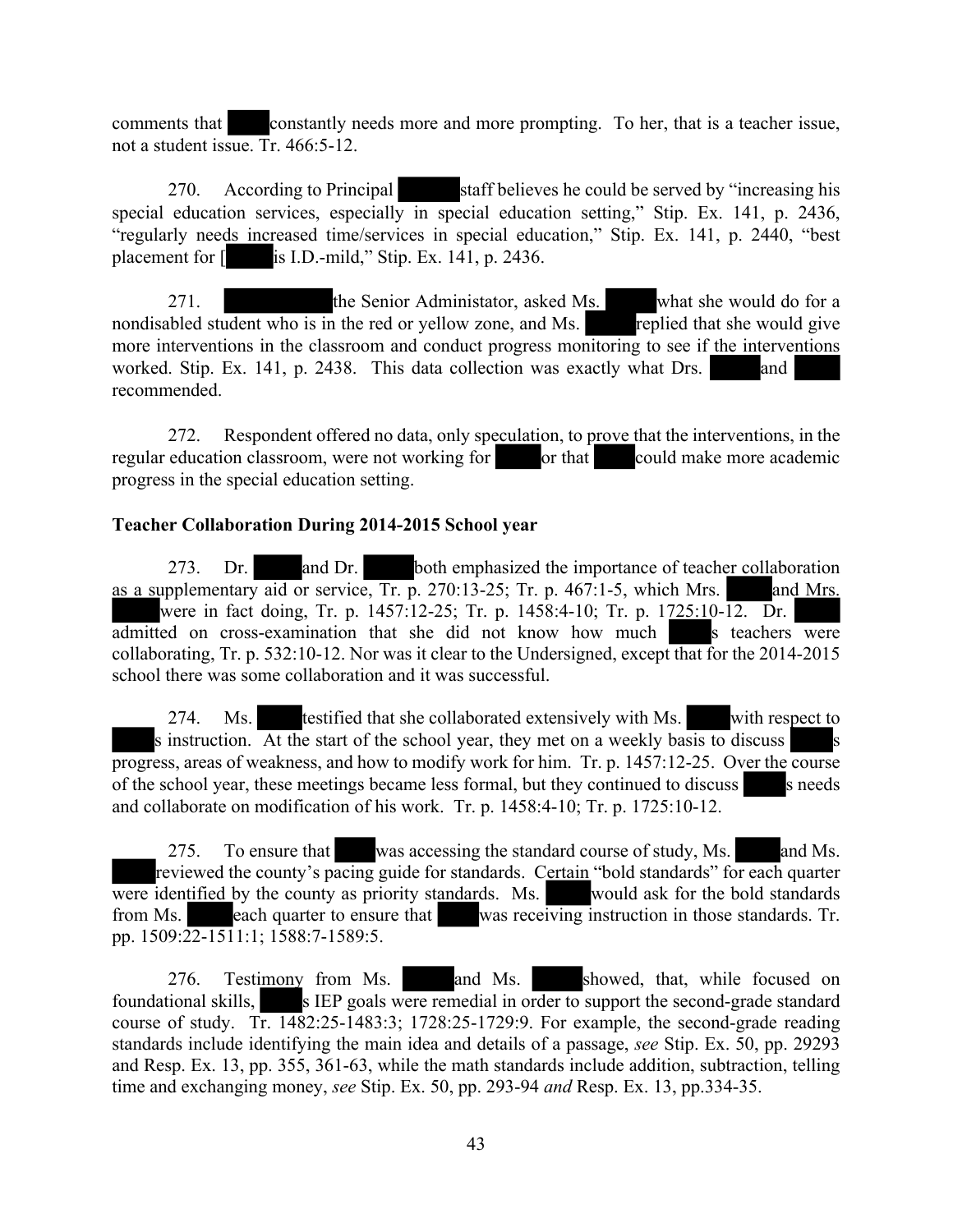comments that constantly needs more and more prompting. To her, that is a teacher issue, not a student issue. Tr. 466:5-12.

270. According to Principal staff believes he could be served by "increasing his special education services, especially in special education setting," Stip. Ex. 141, p. 2436, "regularly needs increased time/services in special education," Stip. Ex. 141, p. 2440, "best placement for [ is I.D.-mild," Stip. Ex. 141, p. 2436.

271. the Senior Administator, asked Ms. what she would do for a nondisabled student who is in the red or yellow zone, and Ms. replied that she would give more interventions in the classroom and conduct progress monitoring to see if the interventions worked. Stip. Ex. 141, p. 2438. This data collection was exactly what Drs. and recommended.

272. Respondent offered no data, only speculation, to prove that the interventions, in the regular education classroom, were not working for or that could make more academic progress in the special education setting.

**Teacher Collaboration During 2014-2015 School year**

273. Dr. and Dr. both emphasized the importance of teacher collaboration as a supplementary aid or service, Tr. p. 270:13-25; Tr. p. 467:1-5, which Mrs. and Mrs. were in fact doing, Tr. p. 1457:12-25; Tr. p. 1458:4-10; Tr. p. 1725:10-12. Dr. admitted on cross-examination that she did not know how much s teachers were collaborating, Tr. p. 532:10-12. Nor was it clear to the Undersigned, except that for the 2014-2015 school there was some collaboration and it was successful.

274. Ms. testified that she collaborated extensively with Ms. with respect to s instruction. At the start of the school year, they met on a weekly basis to discuss s progress, areas of weakness, and how to modify work for him. Tr. p. 1457:12-25. Over the course of the school year, these meetings became less formal, but they continued to discuss s needs and collaborate on modification of his work. Tr. p. 1458:4-10; Tr. p. 1725:10-12.

275. To ensure that was accessing the standard course of study, Ms. and Ms. reviewed the county's pacing guide for standards. Certain "bold standards" for each quarter were identified by the county as priority standards. Ms. would ask for the bold standards from Ms. each quarter to ensure that was receiving instruction in those standards. Tr. pp. 1509:22-1511:1; 1588:7-1589:5.

276. Testimony from Ms. and Ms. showed, that, while focused on foundational skills, s IEP goals were remedial in order to support the second-grade standard course of study. Tr. 1482:25-1483:3; 1728:25-1729:9. For example, the second-grade reading standards include identifying the main idea and details of a passage, *see* Stip. Ex. 50, pp. 29293 and Resp. Ex. 13, pp. 355, 361-63, while the math standards include addition, subtraction, telling time and exchanging money, *see* Stip. Ex. 50, pp. 293-94 *and* Resp. Ex. 13, pp.334-35.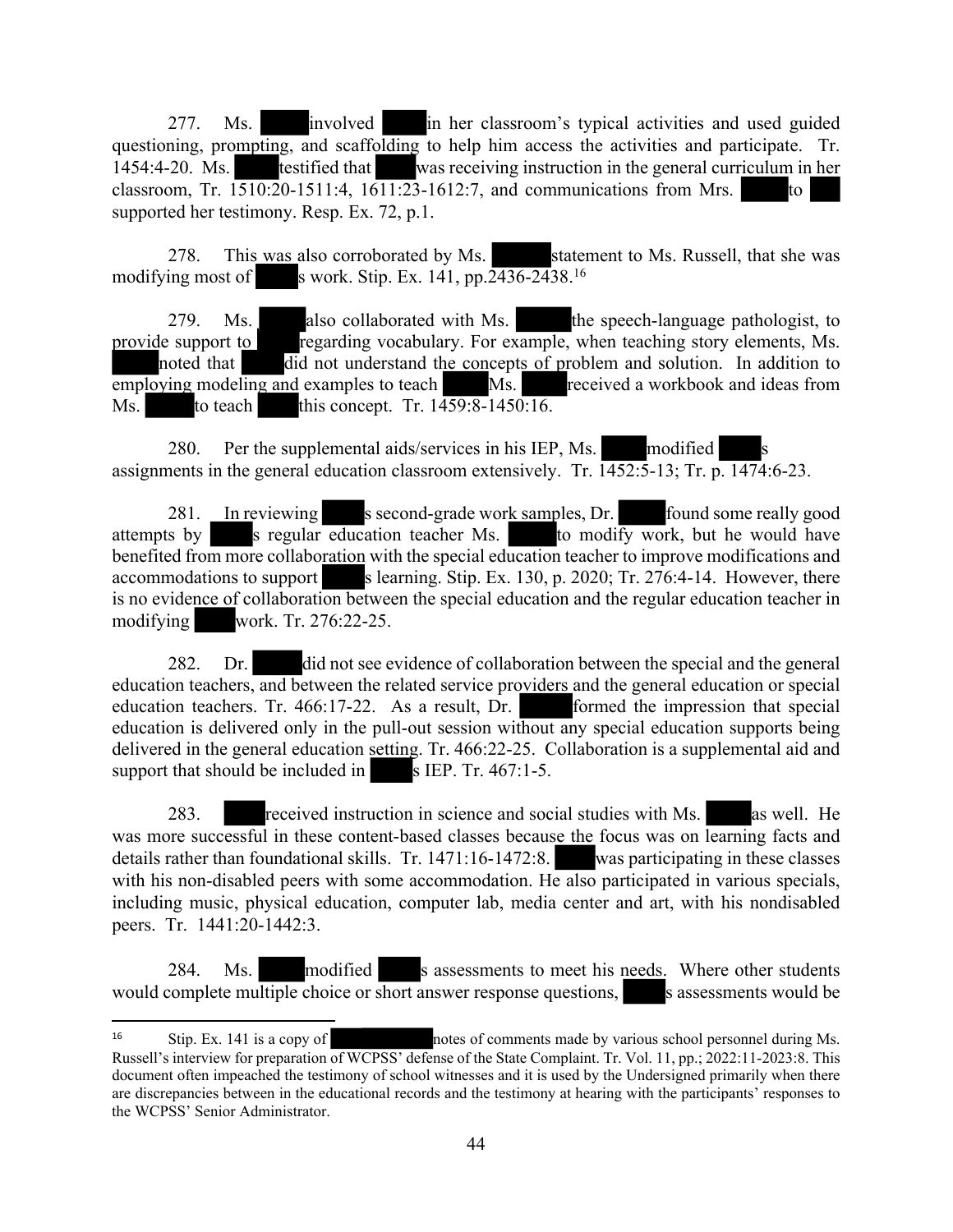277. Ms. ███ involved ███ in her classroom's typical activities and used guided questioning, prompting, and scaffolding to help him access the activities and participate. Tr. 1454:4-20. Ms. ███ testified that ███ was receiving instruction in the general curriculum in her classroom, Tr. 1510:20-1511:4, 1611:23-1612:7, and communications from Mrs. ███ to ███ supported her testimony. Resp. Ex. 72, p.1.

278. This was also corroborated by Ms. ███ statement to Ms. Russell, that she was modifying most of ███s work. Stip. Ex. 141, pp.2436-2438.[16]

279. Ms. ███ also collaborated with Ms. ███ the speech-language pathologist, to provide support to ███ regarding vocabulary. For example, when teaching story elements, Ms. ███ noted that ███ did not understand the concepts of problem and solution. In addition to employing modeling and examples to teach ███ Ms. ███ received a workbook and ideas from Ms. ███ to teach ███ this concept. Tr. 1459:8-1450:16.

280. Per the supplemental aids/services in his IEP, Ms. ███ modified ███s assignments in the general education classroom extensively. Tr. 1452:5-13; Tr. p. 1474:6-23.

281. In reviewing ███s second-grade work samples, Dr. ███ found some really good attempts by ███s regular education teacher Ms. ███ to modify work, but he would have benefited from more collaboration with the special education teacher to improve modifications and accommodations to support ███s learning. Stip. Ex. 130, p. 2020; Tr. 276:4-14. However, there is no evidence of collaboration between the special education and the regular education teacher in modifying ███ work. Tr. 276:22-25.

282. Dr. ███ did not see evidence of collaboration between the special and the general education teachers, and between the related service providers and the general education or special education teachers. Tr. 466:17-22. As a result, Dr. ███ formed the impression that special education is delivered only in the pull-out session without any special education supports being delivered in the general education setting. Tr. 466:22-25. Collaboration is a supplemental aid and support that should be included in ███s IEP. Tr. 467:1-5.

283. ███ received instruction in science and social studies with Ms. ███ as well. He was more successful in these content-based classes because the focus was on learning facts and details rather than foundational skills. Tr. 1471:16-1472:8. ███ was participating in these classes with his non-disabled peers with some accommodation. He also participated in various specials, including music, physical education, computer lab, media center and art, with his nondisabled peers. Tr. 1441:20-1442:3.

284. Ms. ███ modified ███s assessments to meet his needs. Where other students would complete multiple choice or short answer response questions, ███s assessments would be

---

[16] Stip. Ex. 141 is a copy of ███ notes of comments made by various school personnel during Ms. Russell's interview for preparation of WCPSS' defense of the State Complaint. Tr. Vol. 11, pp.; 2022:11-2023:8. This document often impeached the testimony of school witnesses and it is used by the Undersigned primarily when there are discrepancies between in the educational records and the testimony at hearing with the participants' responses to the WCPSS' Senior Administrator.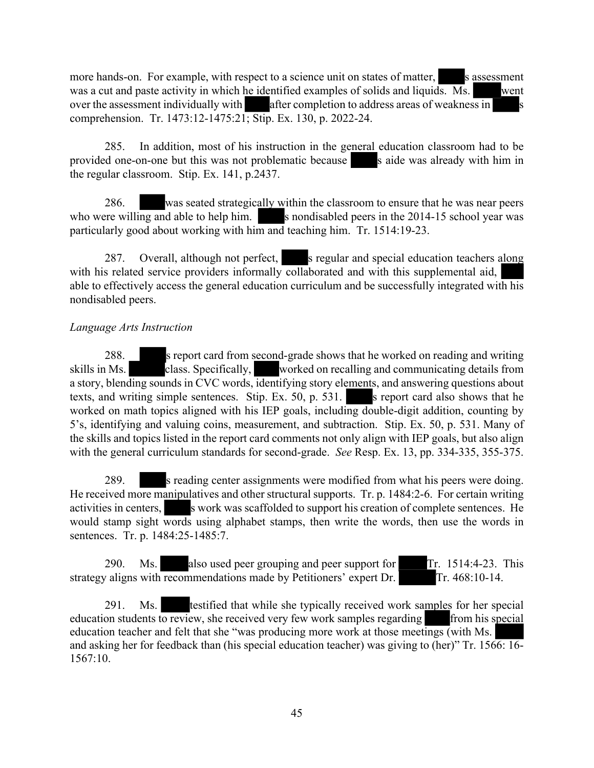more hands-on. For example, with respect to a science unit on states of matter, ████s assessment was a cut and paste activity in which he identified examples of solids and liquids. Ms. ████ went over the assessment individually with ████ after completion to address areas of weakness in ████s comprehension. Tr. 1473:12-1475:21; Stip. Ex. 130, p. 2022-24.

285. In addition, most of his instruction in the general education classroom had to be provided one-on-one but this was not problematic because ████s aide was already with him in the regular classroom. Stip. Ex. 141, p.2437.

286. ████ was seated strategically within the classroom to ensure that he was near peers who were willing and able to help him. ████s nondisabled peers in the 2014-15 school year was particularly good about working with him and teaching him. Tr. 1514:19-23.

287. Overall, although not perfect, ████s regular and special education teachers along with his related service providers informally collaborated and with this supplemental aid, ████ able to effectively access the general education curriculum and be successfully integrated with his nondisabled peers.

*Language Arts Instruction*

288. ████s report card from second-grade shows that he worked on reading and writing skills in Ms. ████ class. Specifically, ████ worked on recalling and communicating details from a story, blending sounds in CVC words, identifying story elements, and answering questions about texts, and writing simple sentences. Stip. Ex. 50, p. 531. ████s report card also shows that he worked on math topics aligned with his IEP goals, including double-digit addition, counting by 5's, identifying and valuing coins, measurement, and subtraction. Stip. Ex. 50, p. 531. Many of the skills and topics listed in the report card comments not only align with IEP goals, but also align with the general curriculum standards for second-grade. *See* Resp. Ex. 13, pp. 334-335, 355-375.

289. ████s reading center assignments were modified from what his peers were doing. He received more manipulatives and other structural supports. Tr. p. 1484:2-6. For certain writing activities in centers, ████s work was scaffolded to support his creation of complete sentences. He would stamp sight words using alphabet stamps, then write the words, then use the words in sentences. Tr. p. 1484:25-1485:7.

290. Ms. ████ also used peer grouping and peer support for ████ Tr. 1514:4-23. This strategy aligns with recommendations made by Petitioners' expert Dr. ████ Tr. 468:10-14.

291. Ms. ████ testified that while she typically received work samples for her special education students to review, she received very few work samples regarding ████ from his special education teacher and felt that she "was producing more work at those meetings (with Ms. ████ and asking her for feedback than (his special education teacher) was giving to (her)" Tr. 1566: 16-1567:10.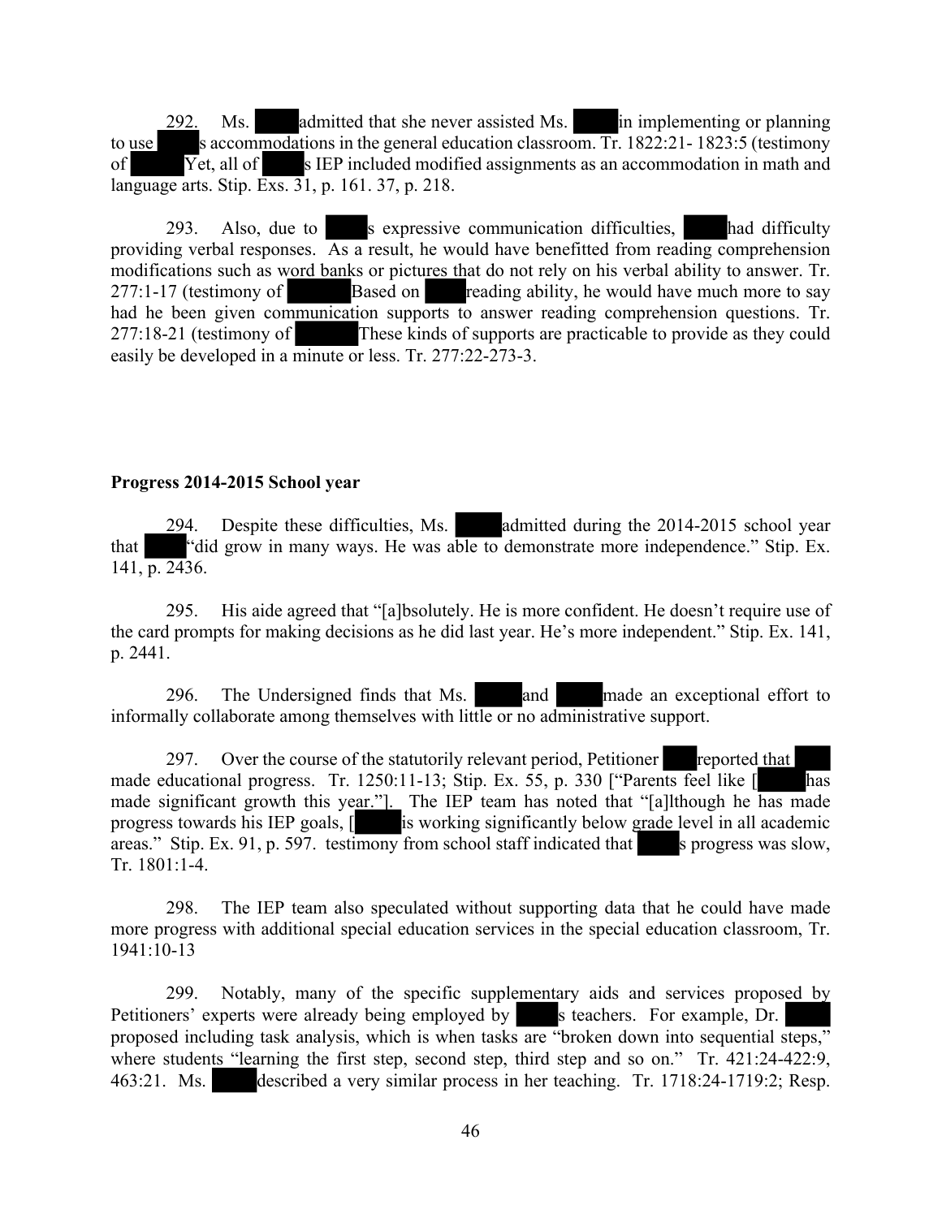292. Ms. admitted that she never assisted Ms. in implementing or planning to use s accommodations in the general education classroom. Tr. 1822:21- 1823:5 (testimony of Yet, all of s IEP included modified assignments as an accommodation in math and language arts. Stip. Exs. 31, p. 161. 37, p. 218.

293. Also, due to s expressive communication difficulties, had difficulty providing verbal responses. As a result, he would have benefitted from reading comprehension modifications such as word banks or pictures that do not rely on his verbal ability to answer. Tr. 277:1-17 (testimony of Based on reading ability, he would have much more to say had he been given communication supports to answer reading comprehension questions. Tr. 277:18-21 (testimony of These kinds of supports are practicable to provide as they could easily be developed in a minute or less. Tr. 277:22-273-3.

**Progress 2014-2015 School year**

294. Despite these difficulties, Ms. admitted during the 2014-2015 school year that "did grow in many ways. He was able to demonstrate more independence." Stip. Ex. 141, p. 2436.

295. His aide agreed that "[a]bsolutely. He is more confident. He doesn't require use of the card prompts for making decisions as he did last year. He's more independent." Stip. Ex. 141, p. 2441.

296. The Undersigned finds that Ms. and made an exceptional effort to informally collaborate among themselves with little or no administrative support.

297. Over the course of the statutorily relevant period, Petitioner reported that made educational progress. Tr. 1250:11-13; Stip. Ex. 55, p. 330 ["Parents feel like [ has made significant growth this year."]. The IEP team has noted that "[a]lthough he has made progress towards his IEP goals, [ is working significantly below grade level in all academic areas." Stip. Ex. 91, p. 597. testimony from school staff indicated that s progress was slow, Tr. 1801:1-4.

298. The IEP team also speculated without supporting data that he could have made more progress with additional special education services in the special education classroom, Tr. 1941:10-13

299. Notably, many of the specific supplementary aids and services proposed by Petitioners' experts were already being employed by s teachers. For example, Dr. proposed including task analysis, which is when tasks are "broken down into sequential steps," where students "learning the first step, second step, third step and so on." Tr. 421:24-422:9, 463:21. Ms. described a very similar process in her teaching. Tr. 1718:24-1719:2; Resp.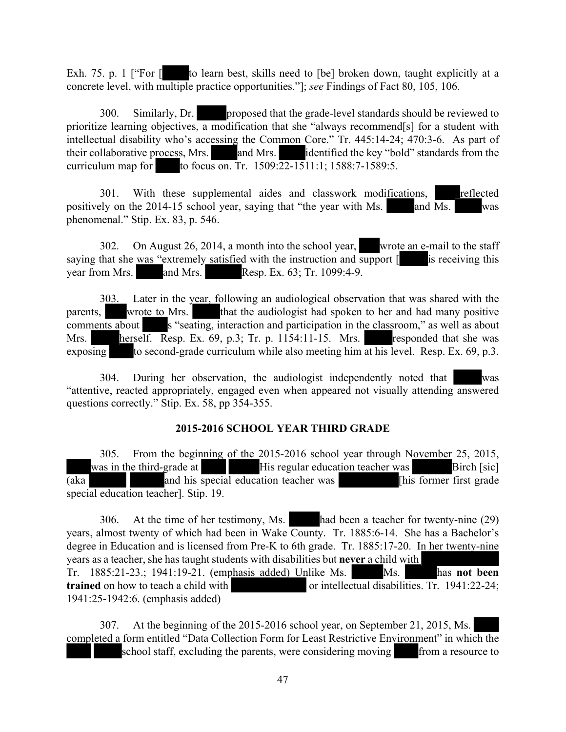Exh. 75. p. 1 ["For [ to learn best, skills need to [be] broken down, taught explicitly at a concrete level, with multiple practice opportunities."]; *see* Findings of Fact 80, 105, 106.

300. Similarly, Dr. proposed that the grade-level standards should be reviewed to prioritize learning objectives, a modification that she "always recommend[s] for a student with intellectual disability who's accessing the Common Core." Tr. 445:14-24; 470:3-6. As part of their collaborative process, Mrs. and Mrs. identified the key "bold" standards from the curriculum map for to focus on. Tr. 1509:22-1511:1; 1588:7-1589:5.

301. With these supplemental aides and classwork modifications, reflected positively on the 2014-15 school year, saying that "the year with Ms. and Ms. was phenomenal." Stip. Ex. 83, p. 546.

302. On August 26, 2014, a month into the school year, wrote an e-mail to the staff saying that she was "extremely satisfied with the instruction and support [ is receiving this year from Mrs. and Mrs. Resp. Ex. 63; Tr. 1099:4-9.

303. Later in the year, following an audiological observation that was shared with the parents, wrote to Mrs. that the audiologist had spoken to her and had many positive comments about s "seating, interaction and participation in the classroom," as well as about Mrs. herself. Resp. Ex. 69, p.3; Tr. p. 1154:11-15. Mrs. responded that she was exposing to second-grade curriculum while also meeting him at his level. Resp. Ex. 69, p.3.

304. During her observation, the audiologist independently noted that was "attentive, reacted appropriately, engaged even when appeared not visually attending answered questions correctly." Stip. Ex. 58, pp 354-355.

## 2015-2016 SCHOOL YEAR THIRD GRADE

305. From the beginning of the 2015-2016 school year through November 25, 2015, was in the third-grade at His regular education teacher was Birch [sic] (aka and his special education teacher was [his former first grade special education teacher]. Stip. 19.

306. At the time of her testimony, Ms. had been a teacher for twenty-nine (29) years, almost twenty of which had been in Wake County. Tr. 1885:6-14. She has a Bachelor's degree in Education and is licensed from Pre-K to 6th grade. Tr. 1885:17-20. In her twenty-nine years as a teacher, she has taught students with disabilities but **never** a child with Tr. 1885:21-23.; 1941:19-21. (emphasis added) Unlike Ms. Ms. has **not been trained** on how to teach a child with or intellectual disabilities. Tr. 1941:22-24; 1941:25-1942:6. (emphasis added)

307. At the beginning of the 2015-2016 school year, on September 21, 2015, Ms. completed a form entitled "Data Collection Form for Least Restrictive Environment" in which the school staff, excluding the parents, were considering moving from a resource to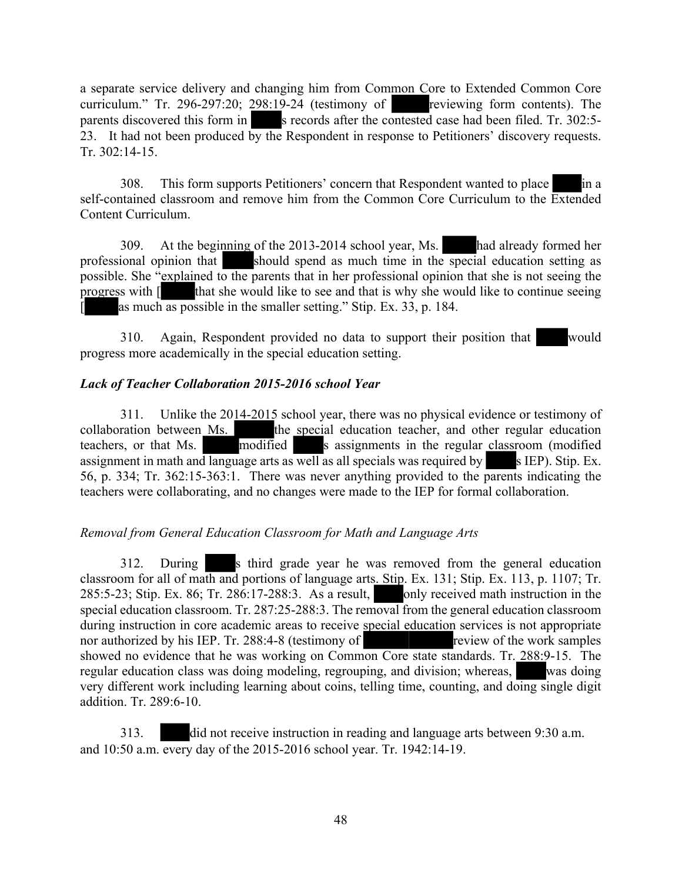a separate service delivery and changing him from Common Core to Extended Common Core curriculum." Tr. 296-297:20; 298:19-24 (testimony of reviewing form contents). The parents discovered this form in s records after the contested case had been filed. Tr. 302:5-23. It had not been produced by the Respondent in response to Petitioners' discovery requests. Tr. 302:14-15.

308. This form supports Petitioners' concern that Respondent wanted to place in a self-contained classroom and remove him from the Common Core Curriculum to the Extended Content Curriculum.

309. At the beginning of the 2013-2014 school year, Ms. had already formed her professional opinion that should spend as much time in the special education setting as possible. She "explained to the parents that in her professional opinion that she is not seeing the progress with [ that she would like to see and that is why she would like to continue seeing [ as much as possible in the smaller setting." Stip. Ex. 33, p. 184.

310. Again, Respondent provided no data to support their position that would progress more academically in the special education setting.

***Lack of Teacher Collaboration 2015-2016 school Year***

311. Unlike the 2014-2015 school year, there was no physical evidence or testimony of collaboration between Ms. the special education teacher, and other regular education teachers, or that Ms. modified s assignments in the regular classroom (modified assignment in math and language arts as well as all specials was required by s IEP). Stip. Ex. 56, p. 334; Tr. 362:15-363:1. There was never anything provided to the parents indicating the teachers were collaborating, and no changes were made to the IEP for formal collaboration.

*Removal from General Education Classroom for Math and Language Arts*

312. During s third grade year he was removed from the general education classroom for all of math and portions of language arts. Stip. Ex. 131; Stip. Ex. 113, p. 1107; Tr. 285:5-23; Stip. Ex. 86; Tr. 286:17-288:3. As a result, only received math instruction in the special education classroom. Tr. 287:25-288:3. The removal from the general education classroom during instruction in core academic areas to receive special education services is not appropriate nor authorized by his IEP. Tr. 288:4-8 (testimony of review of the work samples showed no evidence that he was working on Common Core state standards. Tr. 288:9-15. The regular education class was doing modeling, regrouping, and division; whereas, was doing very different work including learning about coins, telling time, counting, and doing single digit addition. Tr. 289:6-10.

313. did not receive instruction in reading and language arts between 9:30 a.m. and 10:50 a.m. every day of the 2015-2016 school year. Tr. 1942:14-19.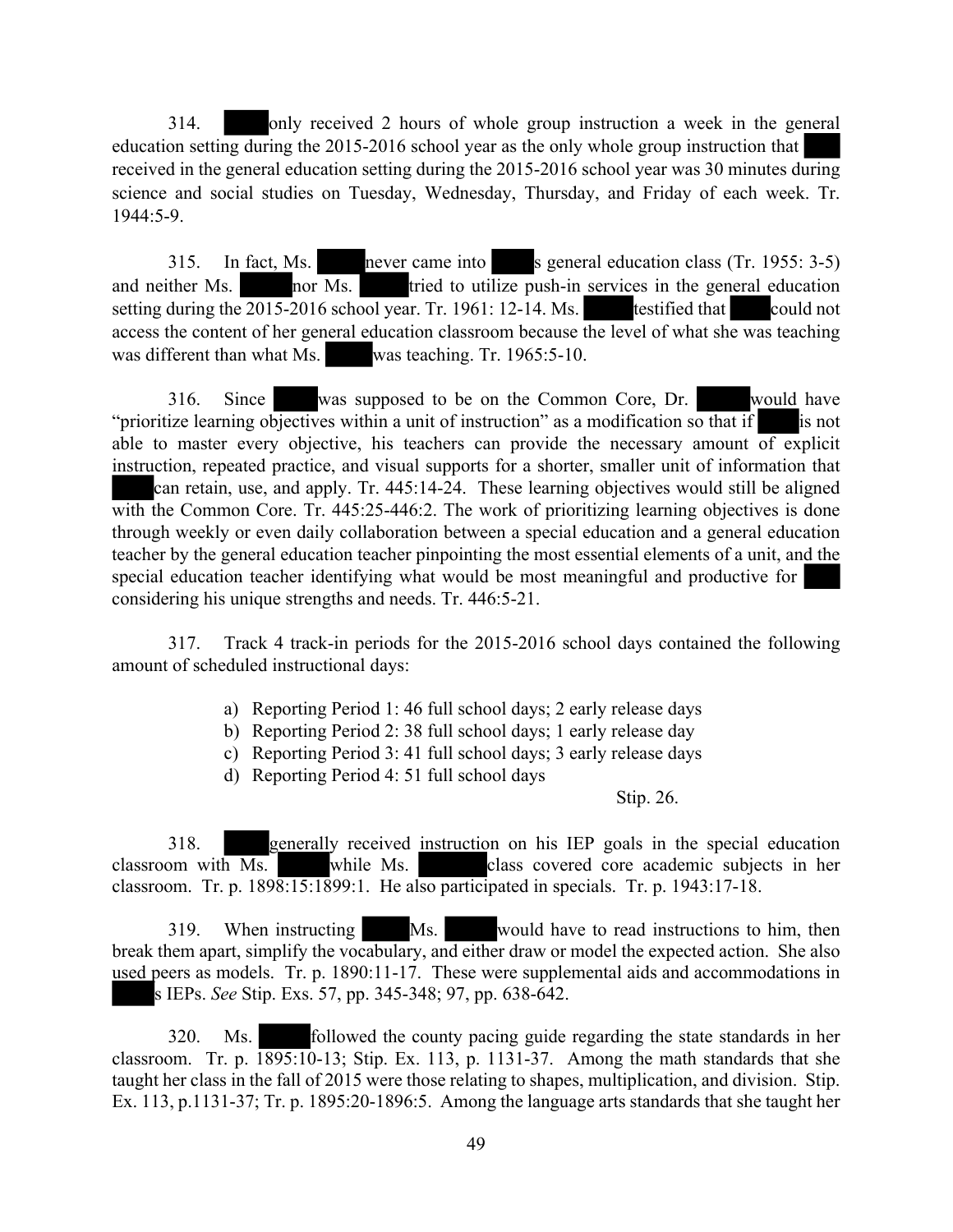314. ██ only received 2 hours of whole group instruction a week in the general education setting during the 2015-2016 school year as the only whole group instruction that ██ received in the general education setting during the 2015-2016 school year was 30 minutes during science and social studies on Tuesday, Wednesday, Thursday, and Friday of each week. Tr. 1944:5-9.

315. In fact, Ms. ██ never came into ██s general education class (Tr. 1955: 3-5) and neither Ms. ██ nor Ms. ██ tried to utilize push-in services in the general education setting during the 2015-2016 school year. Tr. 1961: 12-14. Ms. ██ testified that ██ could not access the content of her general education classroom because the level of what she was teaching was different than what Ms. ██ was teaching. Tr. 1965:5-10.

316. Since ██ was supposed to be on the Common Core, Dr. ██ would have "prioritize learning objectives within a unit of instruction" as a modification so that if ██ is not able to master every objective, his teachers can provide the necessary amount of explicit instruction, repeated practice, and visual supports for a shorter, smaller unit of information that ██ can retain, use, and apply. Tr. 445:14-24. These learning objectives would still be aligned with the Common Core. Tr. 445:25-446:2. The work of prioritizing learning objectives is done through weekly or even daily collaboration between a special education and a general education teacher by the general education teacher pinpointing the most essential elements of a unit, and the special education teacher identifying what would be most meaningful and productive for ██ considering his unique strengths and needs. Tr. 446:5-21.

317. Track 4 track-in periods for the 2015-2016 school days contained the following amount of scheduled instructional days:

a) Reporting Period 1: 46 full school days; 2 early release days
b) Reporting Period 2: 38 full school days; 1 early release day
c) Reporting Period 3: 41 full school days; 3 early release days
d) Reporting Period 4: 51 full school days

Stip. 26.

318. ██ generally received instruction on his IEP goals in the special education classroom with Ms. ██ while Ms. ██ class covered core academic subjects in her classroom. Tr. p. 1898:15:1899:1. He also participated in specials. Tr. p. 1943:17-18.

319. When instructing ██ Ms. ██ would have to read instructions to him, then break them apart, simplify the vocabulary, and either draw or model the expected action. She also used peers as models. Tr. p. 1890:11-17. These were supplemental aids and accommodations in ██s IEPs. *See* Stip. Exs. 57, pp. 345-348; 97, pp. 638-642.

320. Ms. ██ followed the county pacing guide regarding the state standards in her classroom. Tr. p. 1895:10-13; Stip. Ex. 113, p. 1131-37. Among the math standards that she taught her class in the fall of 2015 were those relating to shapes, multiplication, and division. Stip. Ex. 113, p.1131-37; Tr. p. 1895:20-1896:5. Among the language arts standards that she taught her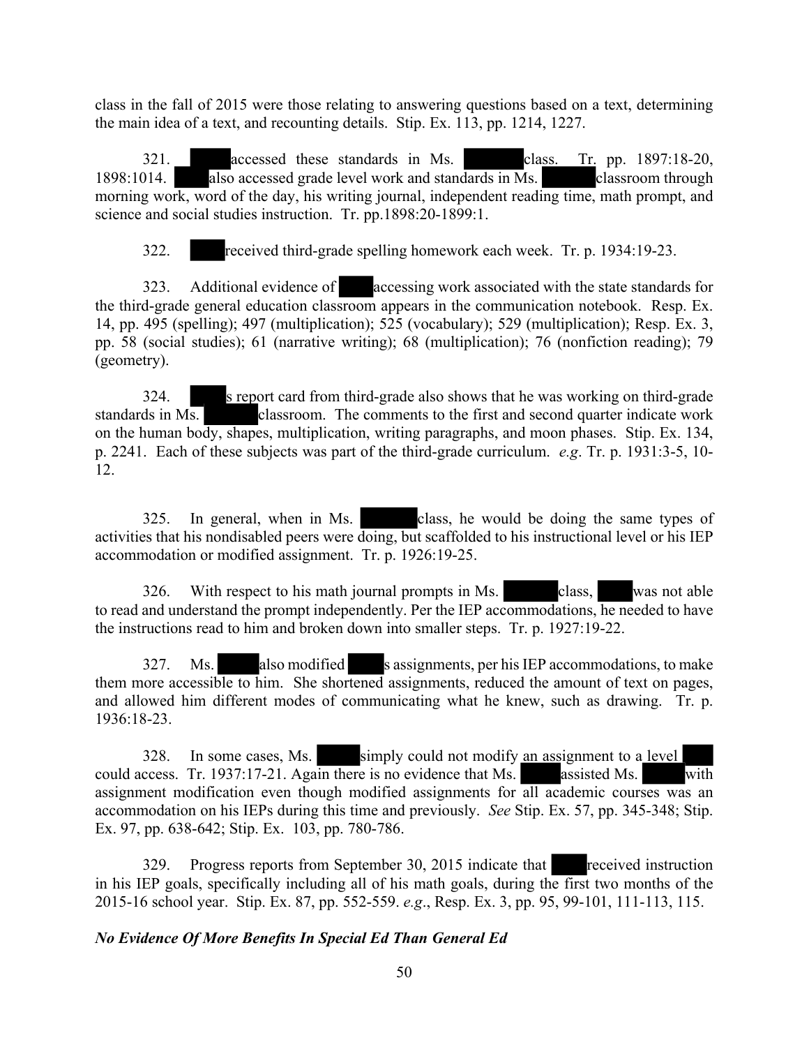class in the fall of 2015 were those relating to answering questions based on a text, determining the main idea of a text, and recounting details. Stip. Ex. 113, pp. 1214, 1227.

321. ██████ accessed these standards in Ms. ██████ class. Tr. pp. 1897:18-20, 1898:1014. ████ also accessed grade level work and standards in Ms. ██████ classroom through morning work, word of the day, his writing journal, independent reading time, math prompt, and science and social studies instruction. Tr. pp.1898:20-1899:1.

322. ████ received third-grade spelling homework each week. Tr. p. 1934:19-23.

323. Additional evidence of ████ accessing work associated with the state standards for the third-grade general education classroom appears in the communication notebook. Resp. Ex. 14, pp. 495 (spelling); 497 (multiplication); 525 (vocabulary); 529 (multiplication); Resp. Ex. 3, pp. 58 (social studies); 61 (narrative writing); 68 (multiplication); 76 (nonfiction reading); 79 (geometry).

324. █████s report card from third-grade also shows that he was working on third-grade standards in Ms. ██████ classroom. The comments to the first and second quarter indicate work on the human body, shapes, multiplication, writing paragraphs, and moon phases. Stip. Ex. 134, p. 2241. Each of these subjects was part of the third-grade curriculum. *e.g*. Tr. p. 1931:3-5, 10-12.

325. In general, when in Ms. ██████ class, he would be doing the same types of activities that his nondisabled peers were doing, but scaffolded to his instructional level or his IEP accommodation or modified assignment. Tr. p. 1926:19-25.

326. With respect to his math journal prompts in Ms. ██████ class, ████ was not able to read and understand the prompt independently. Per the IEP accommodations, he needed to have the instructions read to him and broken down into smaller steps. Tr. p. 1927:19-22.

327. Ms. █████ also modified █████s assignments, per his IEP accommodations, to make them more accessible to him. She shortened assignments, reduced the amount of text on pages, and allowed him different modes of communicating what he knew, such as drawing. Tr. p. 1936:18-23.

328. In some cases, Ms. █████ simply could not modify an assignment to a level ████ could access. Tr. 1937:17-21. Again there is no evidence that Ms. █████ assisted Ms. █████ with assignment modification even though modified assignments for all academic courses was an accommodation on his IEPs during this time and previously. *See* Stip. Ex. 57, pp. 345-348; Stip. Ex. 97, pp. 638-642; Stip. Ex. 103, pp. 780-786.

329. Progress reports from September 30, 2015 indicate that ████ received instruction in his IEP goals, specifically including all of his math goals, during the first two months of the 2015-16 school year. Stip. Ex. 87, pp. 552-559. *e.g*., Resp. Ex. 3, pp. 95, 99-101, 111-113, 115.

***No Evidence Of More Benefits In Special Ed Than General Ed***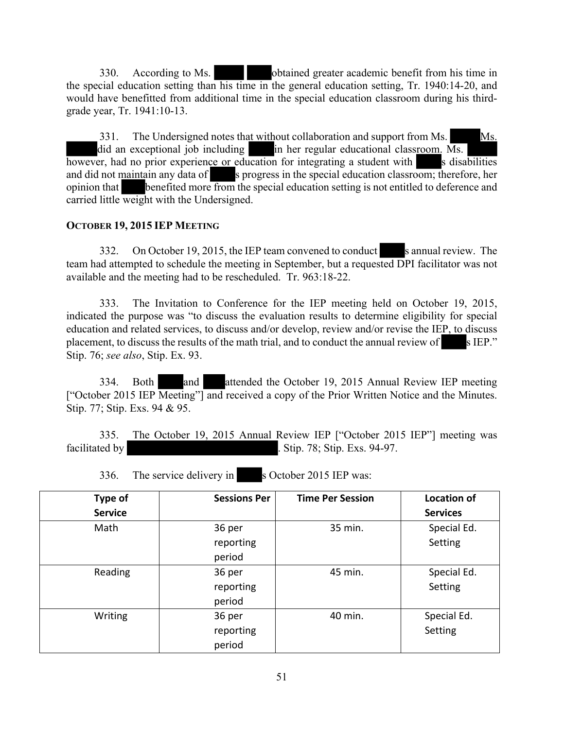330. According to Ms. ██████ ████ obtained greater academic benefit from his time in the special education setting than his time in the general education setting, Tr. 1940:14-20, and would have benefitted from additional time in the special education classroom during his third-grade year, Tr. 1941:10-13.

331. The Undersigned notes that without collaboration and support from Ms. ██████ Ms. ██████ did an exceptional job including ██████ in her regular educational classroom. Ms. ██████ however, had no prior experience or education for integrating a student with ██████s disabilities and did not maintain any data of ██████s progress in the special education classroom; therefore, her opinion that ██████ benefited more from the special education setting is not entitled to deference and carried little weight with the Undersigned.

**OCTOBER 19, 2015 IEP MEETING**

332. On October 19, 2015, the IEP team convened to conduct ██████s annual review. The team had attempted to schedule the meeting in September, but a requested DPI facilitator was not available and the meeting had to be rescheduled. Tr. 963:18-22.

333. The Invitation to Conference for the IEP meeting held on October 19, 2015, indicated the purpose was "to discuss the evaluation results to determine eligibility for special education and related services, to discuss and/or develop, review and/or revise the IEP, to discuss placement, to discuss the results of the math trial, and to conduct the annual review of ██████s IEP." Stip. 76; *see also*, Stip. Ex. 93.

334. Both ██████ and ██████ attended the October 19, 2015 Annual Review IEP meeting ["October 2015 IEP Meeting"] and received a copy of the Prior Written Notice and the Minutes. Stip. 77; Stip. Exs. 94 & 95.

335. The October 19, 2015 Annual Review IEP ["October 2015 IEP"] meeting was facilitated by ██████████████████████. Stip. 78; Stip. Exs. 94-97.

336. The service delivery in ██████s October 2015 IEP was:

| Type of Service | Sessions Per | Time Per Session | Location of Services |
|---|---|---|---|
| Math | 36 per reporting period | 35 min. | Special Ed. Setting |
| Reading | 36 per reporting period | 45 min. | Special Ed. Setting |
| Writing | 36 per reporting period | 40 min. | Special Ed. Setting |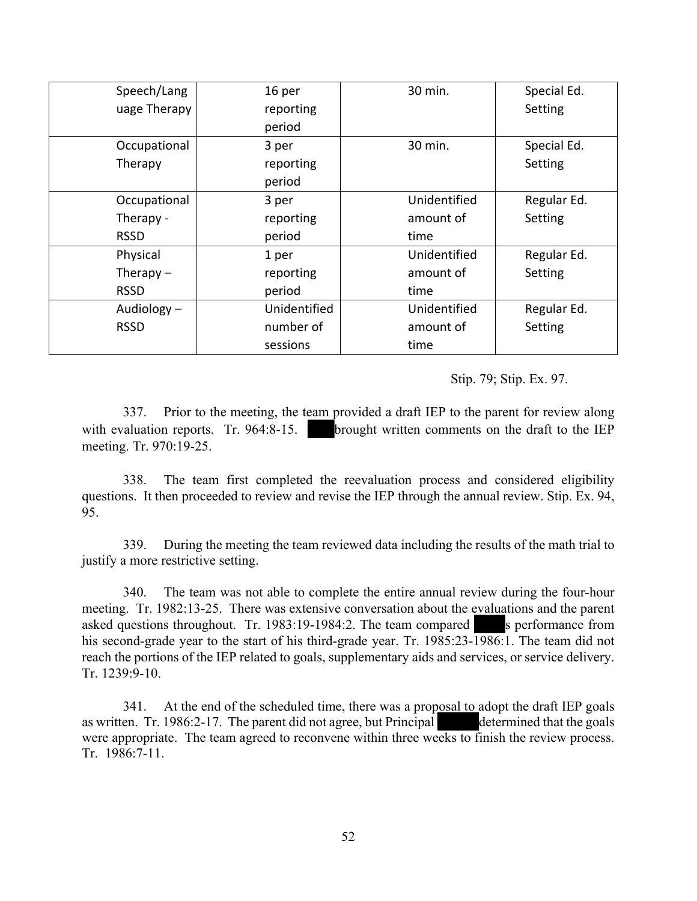| Speech/Language Therapy | 16 per reporting period | 30 min. | Special Ed. Setting |
|---|---|---|---|
| Occupational Therapy | 3 per reporting period | 30 min. | Special Ed. Setting |
| Occupational Therapy - RSSD | 3 per reporting period | Unidentified amount of time | Regular Ed. Setting |
| Physical Therapy – RSSD | 1 per reporting period | Unidentified amount of time | Regular Ed. Setting |
| Audiology – RSSD | Unidentified number of sessions | Unidentified amount of time | Regular Ed. Setting |

Stip. 79; Stip. Ex. 97.

337. Prior to the meeting, the team provided a draft IEP to the parent for review along with evaluation reports. Tr. 964:8-15. ████ brought written comments on the draft to the IEP meeting. Tr. 970:19-25.

338. The team first completed the reevaluation process and considered eligibility questions. It then proceeded to review and revise the IEP through the annual review. Stip. Ex. 94, 95.

339. During the meeting the team reviewed data including the results of the math trial to justify a more restrictive setting.

340. The team was not able to complete the entire annual review during the four-hour meeting. Tr. 1982:13-25. There was extensive conversation about the evaluations and the parent asked questions throughout. Tr. 1983:19-1984:2. The team compared ████s performance from his second-grade year to the start of his third-grade year. Tr. 1985:23-1986:1. The team did not reach the portions of the IEP related to goals, supplementary aids and services, or service delivery. Tr. 1239:9-10.

341. At the end of the scheduled time, there was a proposal to adopt the draft IEP goals as written. Tr. 1986:2-17. The parent did not agree, but Principal ████ determined that the goals were appropriate. The team agreed to reconvene within three weeks to finish the review process. Tr. 1986:7-11.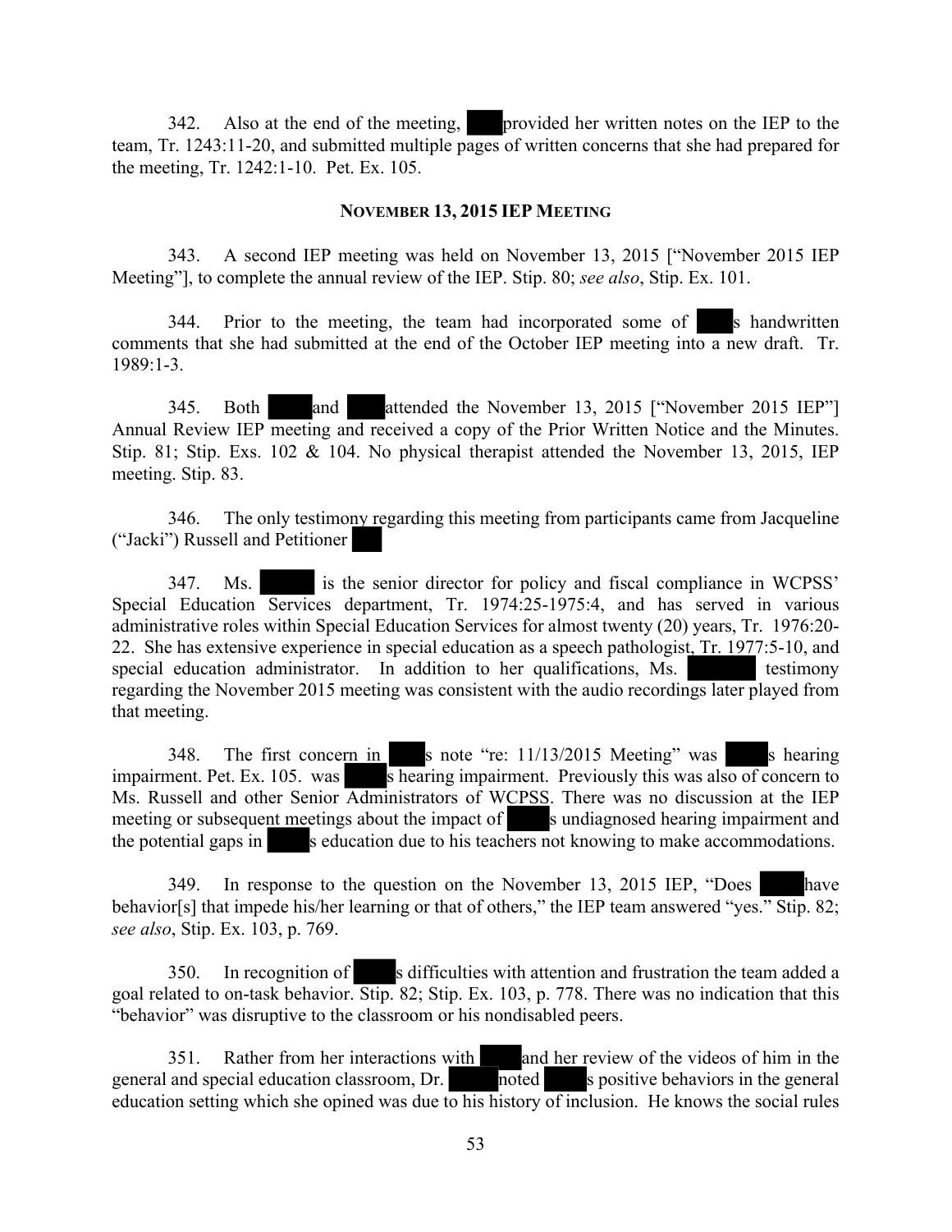342. Also at the end of the meeting, provided her written notes on the IEP to the team, Tr. 1243:11-20, and submitted multiple pages of written concerns that she had prepared for the meeting, Tr. 1242:1-10. Pet. Ex. 105.

## November 13, 2015 IEP Meeting

343. A second IEP meeting was held on November 13, 2015 ["November 2015 IEP Meeting"], to complete the annual review of the IEP. Stip. 80; *see also*, Stip. Ex. 101.

344. Prior to the meeting, the team had incorporated some of s handwritten comments that she had submitted at the end of the October IEP meeting into a new draft. Tr. 1989:1-3.

345. Both and attended the November 13, 2015 ["November 2015 IEP"] Annual Review IEP meeting and received a copy of the Prior Written Notice and the Minutes. Stip. 81; Stip. Exs. 102 & 104. No physical therapist attended the November 13, 2015, IEP meeting. Stip. 83.

346. The only testimony regarding this meeting from participants came from Jacqueline ("Jacki") Russell and Petitioner

347. Ms. is the senior director for policy and fiscal compliance in WCPSS' Special Education Services department, Tr. 1974:25-1975:4, and has served in various administrative roles within Special Education Services for almost twenty (20) years, Tr. 1976:20-22. She has extensive experience in special education as a speech pathologist, Tr. 1977:5-10, and special education administrator. In addition to her qualifications, Ms. testimony regarding the November 2015 meeting was consistent with the audio recordings later played from that meeting.

348. The first concern in s note "re: 11/13/2015 Meeting" was s hearing impairment. Pet. Ex. 105. was s hearing impairment. Previously this was also of concern to Ms. Russell and other Senior Administrators of WCPSS. There was no discussion at the IEP meeting or subsequent meetings about the impact of s undiagnosed hearing impairment and the potential gaps in s education due to his teachers not knowing to make accommodations.

349. In response to the question on the November 13, 2015 IEP, "Does have behavior[s] that impede his/her learning or that of others," the IEP team answered "yes." Stip. 82; *see also*, Stip. Ex. 103, p. 769.

350. In recognition of s difficulties with attention and frustration the team added a goal related to on-task behavior. Stip. 82; Stip. Ex. 103, p. 778. There was no indication that this "behavior" was disruptive to the classroom or his nondisabled peers.

351. Rather from her interactions with and her review of the videos of him in the general and special education classroom, Dr. noted s positive behaviors in the general education setting which she opined was due to his history of inclusion. He knows the social rules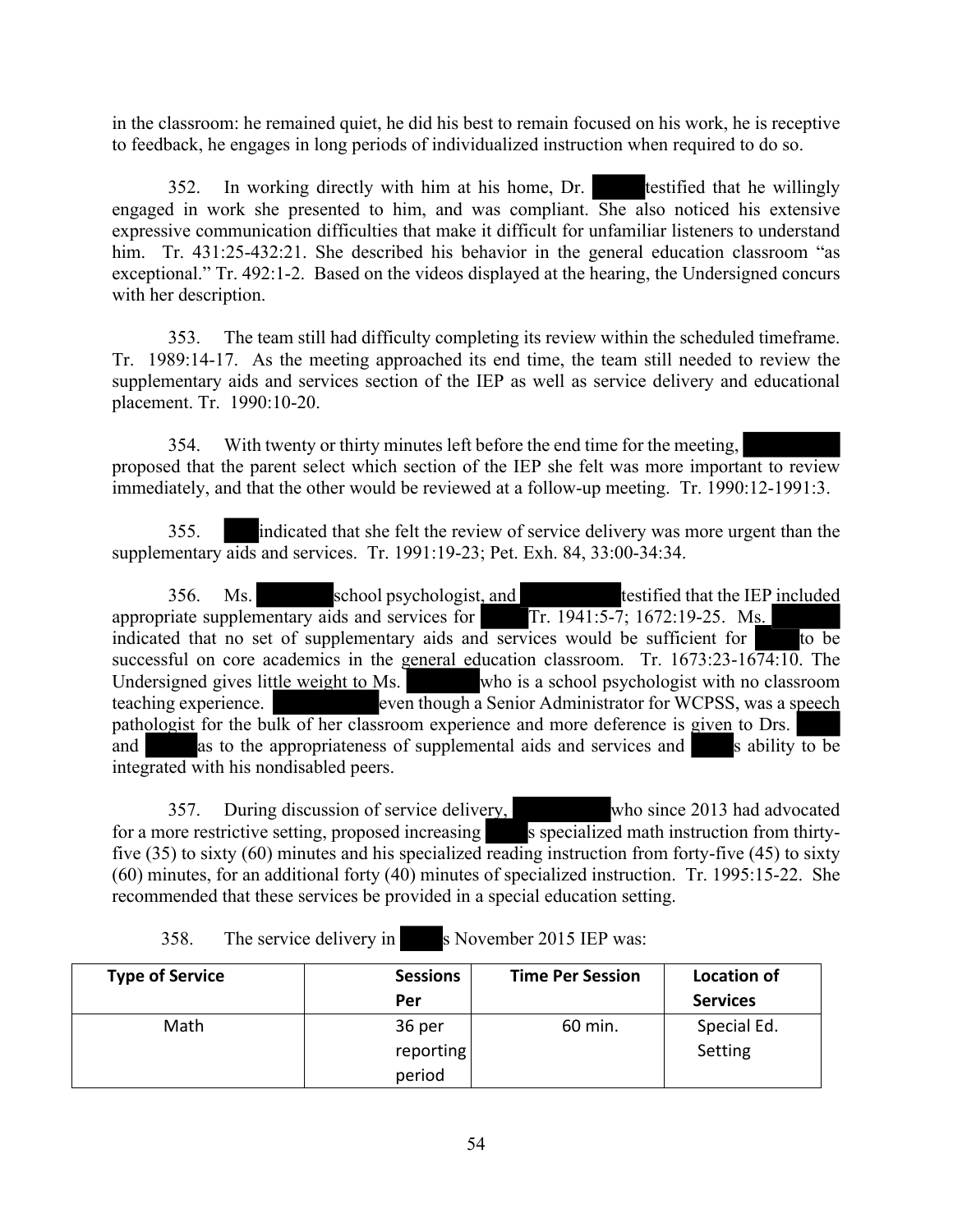in the classroom: he remained quiet, he did his best to remain focused on his work, he is receptive to feedback, he engages in long periods of individualized instruction when required to do so.

352. In working directly with him at his home, Dr. ██████ testified that he willingly engaged in work she presented to him, and was compliant. She also noticed his extensive expressive communication difficulties that make it difficult for unfamiliar listeners to understand him. Tr. 431:25-432:21. She described his behavior in the general education classroom "as exceptional." Tr. 492:1-2. Based on the videos displayed at the hearing, the Undersigned concurs with her description.

353. The team still had difficulty completing its review within the scheduled timeframe. Tr. 1989:14-17. As the meeting approached its end time, the team still needed to review the supplementary aids and services section of the IEP as well as service delivery and educational placement. Tr. 1990:10-20.

354. With twenty or thirty minutes left before the end time for the meeting, ██████████ proposed that the parent select which section of the IEP she felt was more important to review immediately, and that the other would be reviewed at a follow-up meeting. Tr. 1990:12-1991:3.

355. ████ indicated that she felt the review of service delivery was more urgent than the supplementary aids and services. Tr. 1991:19-23; Pet. Exh. 84, 33:00-34:34.

356. Ms. ████████ school psychologist, and ██████████ testified that the IEP included appropriate supplementary aids and services for █████ Tr. 1941:5-7; 1672:19-25. Ms. ███████ indicated that no set of supplementary aids and services would be sufficient for █████ to be successful on core academics in the general education classroom. Tr. 1673:23-1674:10. The Undersigned gives little weight to Ms. ███████ who is a school psychologist with no classroom teaching experience. ██████████ even though a Senior Administrator for WCPSS, was a speech pathologist for the bulk of her classroom experience and more deference is given to Drs. █████ and █████ as to the appropriateness of supplemental aids and services and █████s ability to be integrated with his nondisabled peers.

357. During discussion of service delivery, ██████████ who since 2013 had advocated for a more restrictive setting, proposed increasing █████s specialized math instruction from thirty-five (35) to sixty (60) minutes and his specialized reading instruction from forty-five (45) to sixty (60) minutes, for an additional forty (40) minutes of specialized instruction. Tr. 1995:15-22. She recommended that these services be provided in a special education setting.

358. The service delivery in █████s November 2015 IEP was:

| Type of Service | Sessions Per | Time Per Session | Location of Services |
|---|---|---|---|
| Math | 36 per reporting period | 60 min. | Special Ed. Setting |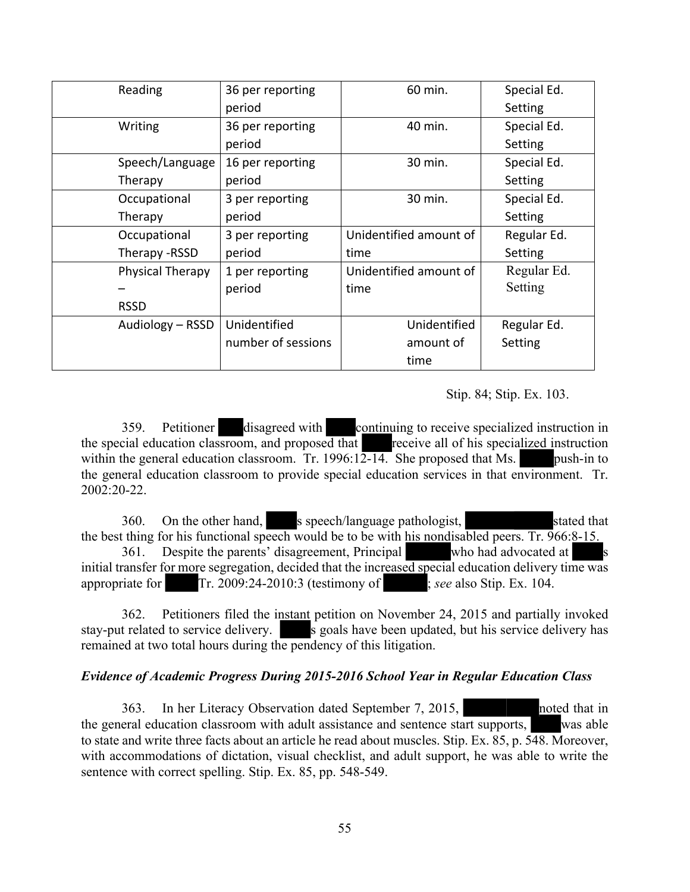| Reading | 36 per reporting period | 60 min. | Special Ed. Setting |
|---|---|---|---|
| Writing | 36 per reporting period | 40 min. | Special Ed. Setting |
| Speech/Language Therapy | 16 per reporting period | 30 min. | Special Ed. Setting |
| Occupational Therapy | 3 per reporting period | 30 min. | Special Ed. Setting |
| Occupational Therapy -RSSD | 3 per reporting period | Unidentified amount of time | Regular Ed. Setting |
| Physical Therapy – RSSD | 1 per reporting period | Unidentified amount of time | Regular Ed. Setting |
| Audiology – RSSD | Unidentified number of sessions | Unidentified amount of time | Regular Ed. Setting |

Stip. 84; Stip. Ex. 103.

359. Petitioner disagreed with continuing to receive specialized instruction in the special education classroom, and proposed that receive all of his specialized instruction within the general education classroom. Tr. 1996:12-14. She proposed that Ms. push-in to the general education classroom to provide special education services in that environment. Tr. 2002:20-22.

360. On the other hand, s speech/language pathologist, stated that the best thing for his functional speech would be to be with his nondisabled peers. Tr. 966:8-15.

361. Despite the parents' disagreement, Principal who had advocated at s initial transfer for more segregation, decided that the increased special education delivery time was appropriate for Tr. 2009:24-2010:3 (testimony of ; *see* also Stip. Ex. 104.

362. Petitioners filed the instant petition on November 24, 2015 and partially invoked stay-put related to service delivery. s goals have been updated, but his service delivery has remained at two total hours during the pendency of this litigation.

***Evidence of Academic Progress During 2015-2016 School Year in Regular Education Class***

363. In her Literacy Observation dated September 7, 2015, noted that in the general education classroom with adult assistance and sentence start supports, was able to state and write three facts about an article he read about muscles. Stip. Ex. 85, p. 548. Moreover, with accommodations of dictation, visual checklist, and adult support, he was able to write the sentence with correct spelling. Stip. Ex. 85, pp. 548-549.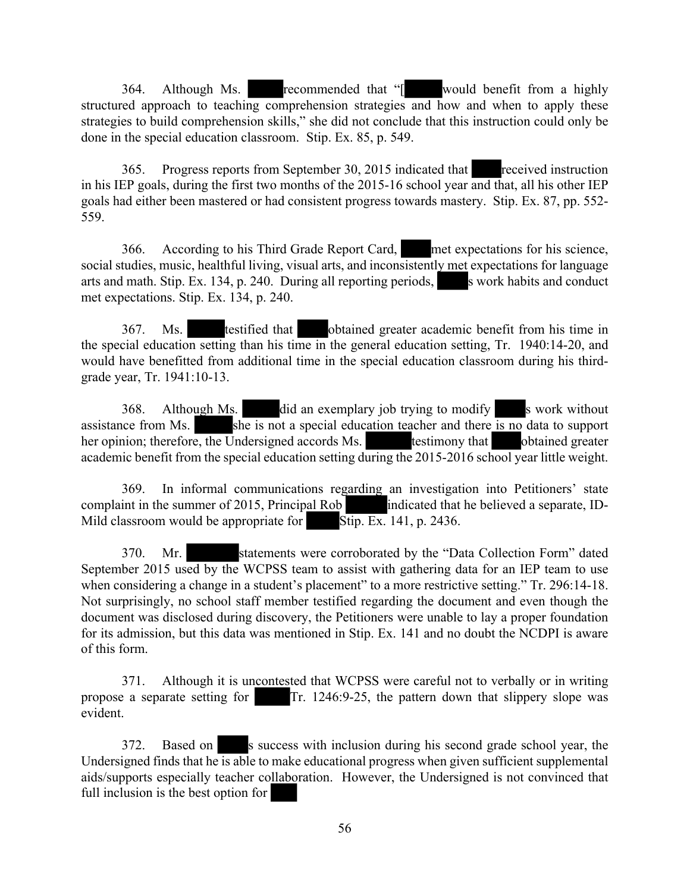364. Although Ms. ██ recommended that "[██ would benefit from a highly structured approach to teaching comprehension strategies and how and when to apply these strategies to build comprehension skills," she did not conclude that this instruction could only be done in the special education classroom. Stip. Ex. 85, p. 549.

365. Progress reports from September 30, 2015 indicated that ██ received instruction in his IEP goals, during the first two months of the 2015-16 school year and that, all his other IEP goals had either been mastered or had consistent progress towards mastery. Stip. Ex. 87, pp. 552-559.

366. According to his Third Grade Report Card, ██ met expectations for his science, social studies, music, healthful living, visual arts, and inconsistently met expectations for language arts and math. Stip. Ex. 134, p. 240. During all reporting periods, ██s work habits and conduct met expectations. Stip. Ex. 134, p. 240.

367. Ms. ██ testified that ██ obtained greater academic benefit from his time in the special education setting than his time in the general education setting, Tr. 1940:14-20, and would have benefitted from additional time in the special education classroom during his third-grade year, Tr. 1941:10-13.

368. Although Ms. ██ did an exemplary job trying to modify ██s work without assistance from Ms. ██ she is not a special education teacher and there is no data to support her opinion; therefore, the Undersigned accords Ms. ██ testimony that ██ obtained greater academic benefit from the special education setting during the 2015-2016 school year little weight.

369. In informal communications regarding an investigation into Petitioners' state complaint in the summer of 2015, Principal Rob ██ indicated that he believed a separate, ID-Mild classroom would be appropriate for ██ Stip. Ex. 141, p. 2436.

370. Mr. ██ statements were corroborated by the "Data Collection Form" dated September 2015 used by the WCPSS team to assist with gathering data for an IEP team to use when considering a change in a student's placement" to a more restrictive setting." Tr. 296:14-18. Not surprisingly, no school staff member testified regarding the document and even though the document was disclosed during discovery, the Petitioners were unable to lay a proper foundation for its admission, but this data was mentioned in Stip. Ex. 141 and no doubt the NCDPI is aware of this form.

371. Although it is uncontested that WCPSS were careful not to verbally or in writing propose a separate setting for ██ Tr. 1246:9-25, the pattern down that slippery slope was evident.

372. Based on ██s success with inclusion during his second grade school year, the Undersigned finds that he is able to make educational progress when given sufficient supplemental aids/supports especially teacher collaboration. However, the Undersigned is not convinced that full inclusion is the best option for ██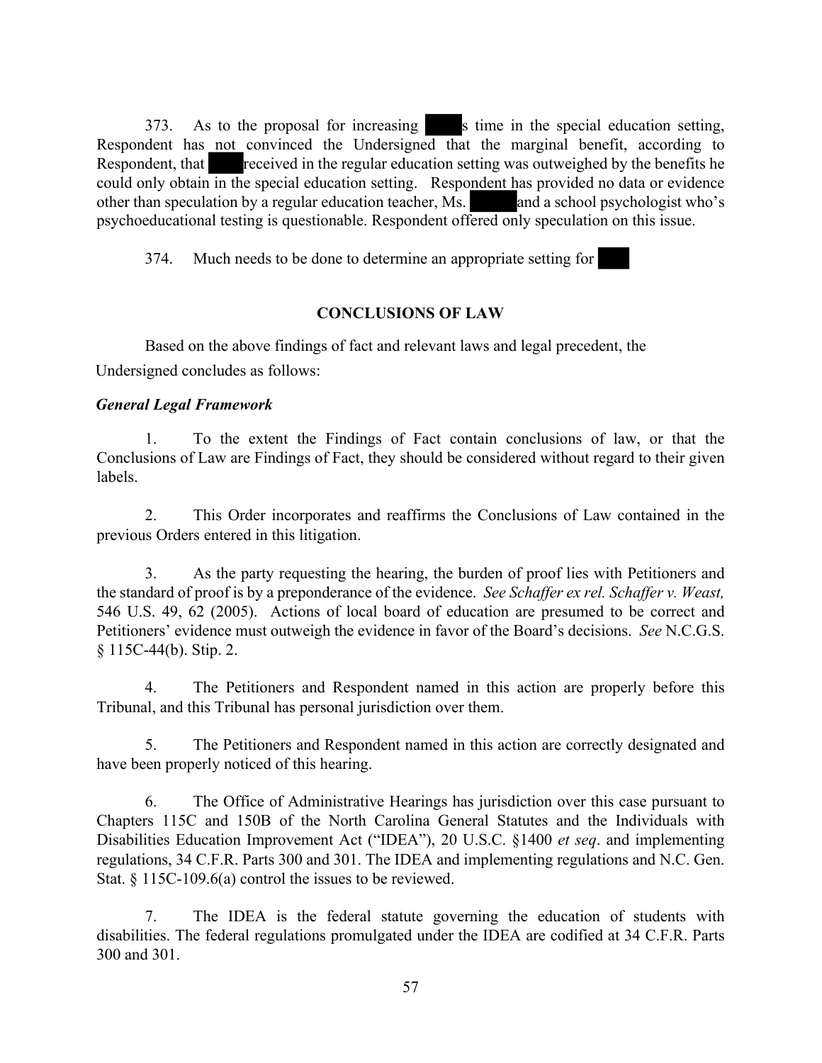373. As to the proposal for increasing ████s time in the special education setting, Respondent has not convinced the Undersigned that the marginal benefit, according to Respondent, that ████ received in the regular education setting was outweighed by the benefits he could only obtain in the special education setting. Respondent has provided no data or evidence other than speculation by a regular education teacher, Ms. ████ and a school psychologist who's psychoeducational testing is questionable. Respondent offered only speculation on this issue.

374. Much needs to be done to determine an appropriate setting for ████

## CONCLUSIONS OF LAW

Based on the above findings of fact and relevant laws and legal precedent, the Undersigned concludes as follows:

### *General Legal Framework*

1. To the extent the Findings of Fact contain conclusions of law, or that the Conclusions of Law are Findings of Fact, they should be considered without regard to their given labels.

2. This Order incorporates and reaffirms the Conclusions of Law contained in the previous Orders entered in this litigation.

3. As the party requesting the hearing, the burden of proof lies with Petitioners and the standard of proof is by a preponderance of the evidence. *See Schaffer ex rel. Schaffer v. Weast,* 546 U.S. 49, 62 (2005). Actions of local board of education are presumed to be correct and Petitioners' evidence must outweigh the evidence in favor of the Board's decisions. *See* N.C.G.S. § 115C-44(b). Stip. 2.

4. The Petitioners and Respondent named in this action are properly before this Tribunal, and this Tribunal has personal jurisdiction over them.

5. The Petitioners and Respondent named in this action are correctly designated and have been properly noticed of this hearing.

6. The Office of Administrative Hearings has jurisdiction over this case pursuant to Chapters 115C and 150B of the North Carolina General Statutes and the Individuals with Disabilities Education Improvement Act ("IDEA"), 20 U.S.C. §1400 *et seq*. and implementing regulations, 34 C.F.R. Parts 300 and 301. The IDEA and implementing regulations and N.C. Gen. Stat. § 115C-109.6(a) control the issues to be reviewed.

7. The IDEA is the federal statute governing the education of students with disabilities. The federal regulations promulgated under the IDEA are codified at 34 C.F.R. Parts 300 and 301.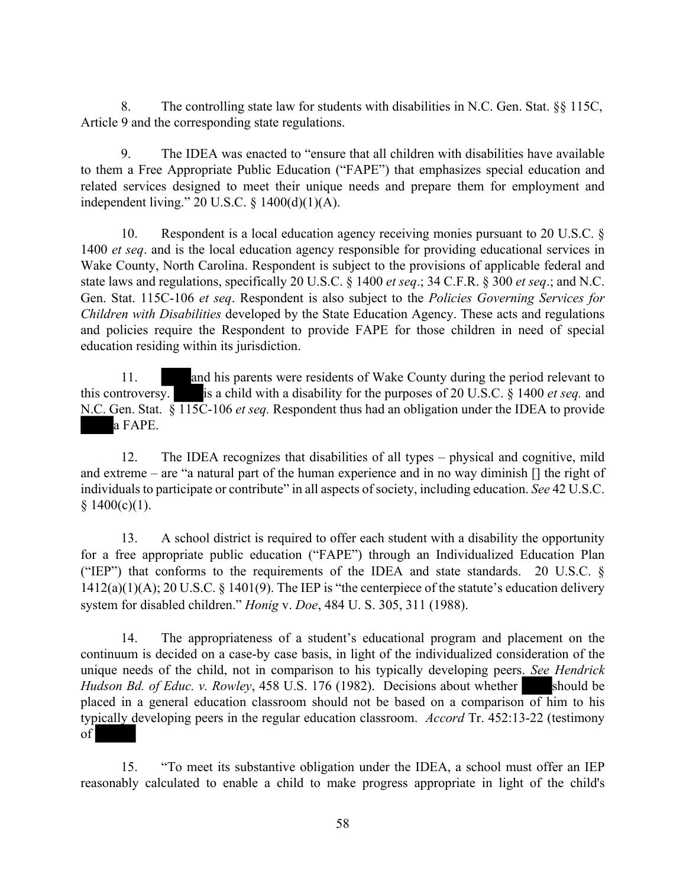8. The controlling state law for students with disabilities in N.C. Gen. Stat. §§ 115C, Article 9 and the corresponding state regulations.

9. The IDEA was enacted to "ensure that all children with disabilities have available to them a Free Appropriate Public Education ("FAPE") that emphasizes special education and related services designed to meet their unique needs and prepare them for employment and independent living." 20 U.S.C. § 1400(d)(1)(A).

10. Respondent is a local education agency receiving monies pursuant to 20 U.S.C. § 1400 *et seq*. and is the local education agency responsible for providing educational services in Wake County, North Carolina. Respondent is subject to the provisions of applicable federal and state laws and regulations, specifically 20 U.S.C. § 1400 *et seq*.; 34 C.F.R. § 300 *et seq*.; and N.C. Gen. Stat. 115C-106 *et seq*. Respondent is also subject to the *Policies Governing Services for Children with Disabilities* developed by the State Education Agency. These acts and regulations and policies require the Respondent to provide FAPE for those children in need of special education residing within its jurisdiction.

11. ██████ and his parents were residents of Wake County during the period relevant to this controversy. ██████ is a child with a disability for the purposes of 20 U.S.C. § 1400 *et seq.* and N.C. Gen. Stat. § 115C-106 *et seq.* Respondent thus had an obligation under the IDEA to provide ██████ a FAPE.

12. The IDEA recognizes that disabilities of all types – physical and cognitive, mild and extreme – are "a natural part of the human experience and in no way diminish [] the right of individuals to participate or contribute" in all aspects of society, including education. *See* 42 U.S.C. § 1400(c)(1).

13. A school district is required to offer each student with a disability the opportunity for a free appropriate public education ("FAPE") through an Individualized Education Plan ("IEP") that conforms to the requirements of the IDEA and state standards. 20 U.S.C. § 1412(a)(1)(A); 20 U.S.C. § 1401(9). The IEP is "the centerpiece of the statute's education delivery system for disabled children." *Honig* v. *Doe*, 484 U. S. 305, 311 (1988).

14. The appropriateness of a student's educational program and placement on the continuum is decided on a case-by case basis, in light of the individualized consideration of the unique needs of the child, not in comparison to his typically developing peers. *See Hendrick Hudson Bd. of Educ. v. Rowley*, 458 U.S. 176 (1982). Decisions about whether ██████ should be placed in a general education classroom should not be based on a comparison of him to his typically developing peers in the regular education classroom. *Accord* Tr. 452:13-22 (testimony of ██████

15. "To meet its substantive obligation under the IDEA, a school must offer an IEP reasonably calculated to enable a child to make progress appropriate in light of the child's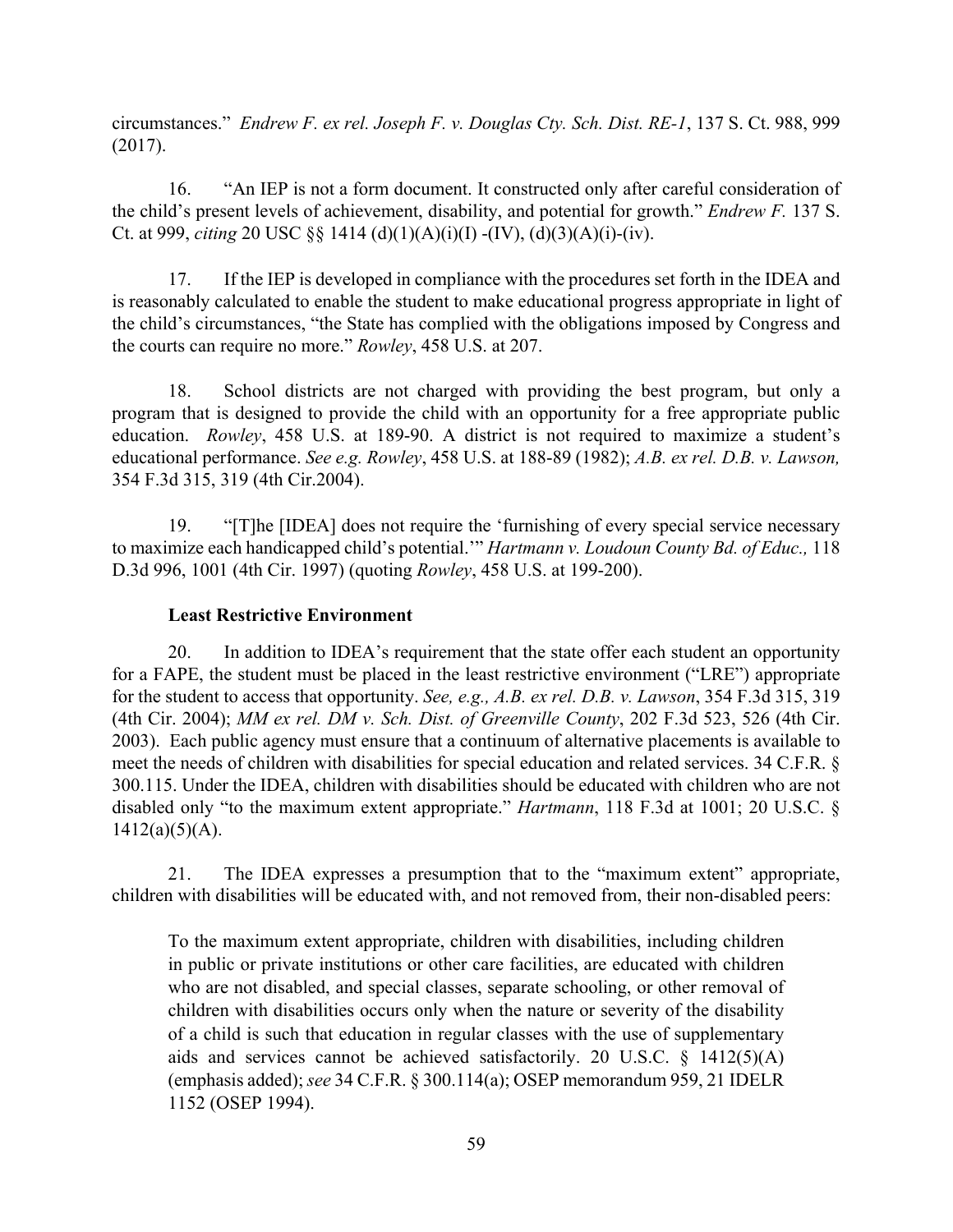circumstances." *Endrew F. ex rel. Joseph F. v. Douglas Cty. Sch. Dist. RE-1*, 137 S. Ct. 988, 999 (2017).

16. "An IEP is not a form document. It constructed only after careful consideration of the child's present levels of achievement, disability, and potential for growth." *Endrew F.* 137 S. Ct. at 999, *citing* 20 USC §§ 1414 (d)(1)(A)(i)(I) -(IV), (d)(3)(A)(i)-(iv).

17. If the IEP is developed in compliance with the procedures set forth in the IDEA and is reasonably calculated to enable the student to make educational progress appropriate in light of the child's circumstances, "the State has complied with the obligations imposed by Congress and the courts can require no more." *Rowley*, 458 U.S. at 207.

18. School districts are not charged with providing the best program, but only a program that is designed to provide the child with an opportunity for a free appropriate public education. *Rowley*, 458 U.S. at 189-90. A district is not required to maximize a student's educational performance. *See e.g. Rowley*, 458 U.S. at 188-89 (1982); *A.B. ex rel. D.B. v. Lawson,* 354 F.3d 315, 319 (4th Cir.2004).

19. "[T]he [IDEA] does not require the 'furnishing of every special service necessary to maximize each handicapped child's potential.'" *Hartmann v. Loudoun County Bd. of Educ.,* 118 D.3d 996, 1001 (4th Cir. 1997) (quoting *Rowley*, 458 U.S. at 199-200).

**Least Restrictive Environment**

20. In addition to IDEA's requirement that the state offer each student an opportunity for a FAPE, the student must be placed in the least restrictive environment ("LRE") appropriate for the student to access that opportunity. *See, e.g., A.B. ex rel. D.B. v. Lawson*, 354 F.3d 315, 319 (4th Cir. 2004); *MM ex rel. DM v. Sch. Dist. of Greenville County*, 202 F.3d 523, 526 (4th Cir. 2003). Each public agency must ensure that a continuum of alternative placements is available to meet the needs of children with disabilities for special education and related services. 34 C.F.R. § 300.115. Under the IDEA, children with disabilities should be educated with children who are not disabled only "to the maximum extent appropriate." *Hartmann*, 118 F.3d at 1001; 20 U.S.C. § 1412(a)(5)(A).

21. The IDEA expresses a presumption that to the "maximum extent" appropriate, children with disabilities will be educated with, and not removed from, their non-disabled peers:

> To the maximum extent appropriate, children with disabilities, including children in public or private institutions or other care facilities, are educated with children who are not disabled, and special classes, separate schooling, or other removal of children with disabilities occurs only when the nature or severity of the disability of a child is such that education in regular classes with the use of supplementary aids and services cannot be achieved satisfactorily. 20 U.S.C. § 1412(5)(A) (emphasis added); *see* 34 C.F.R. § 300.114(a); OSEP memorandum 959, 21 IDELR 1152 (OSEP 1994).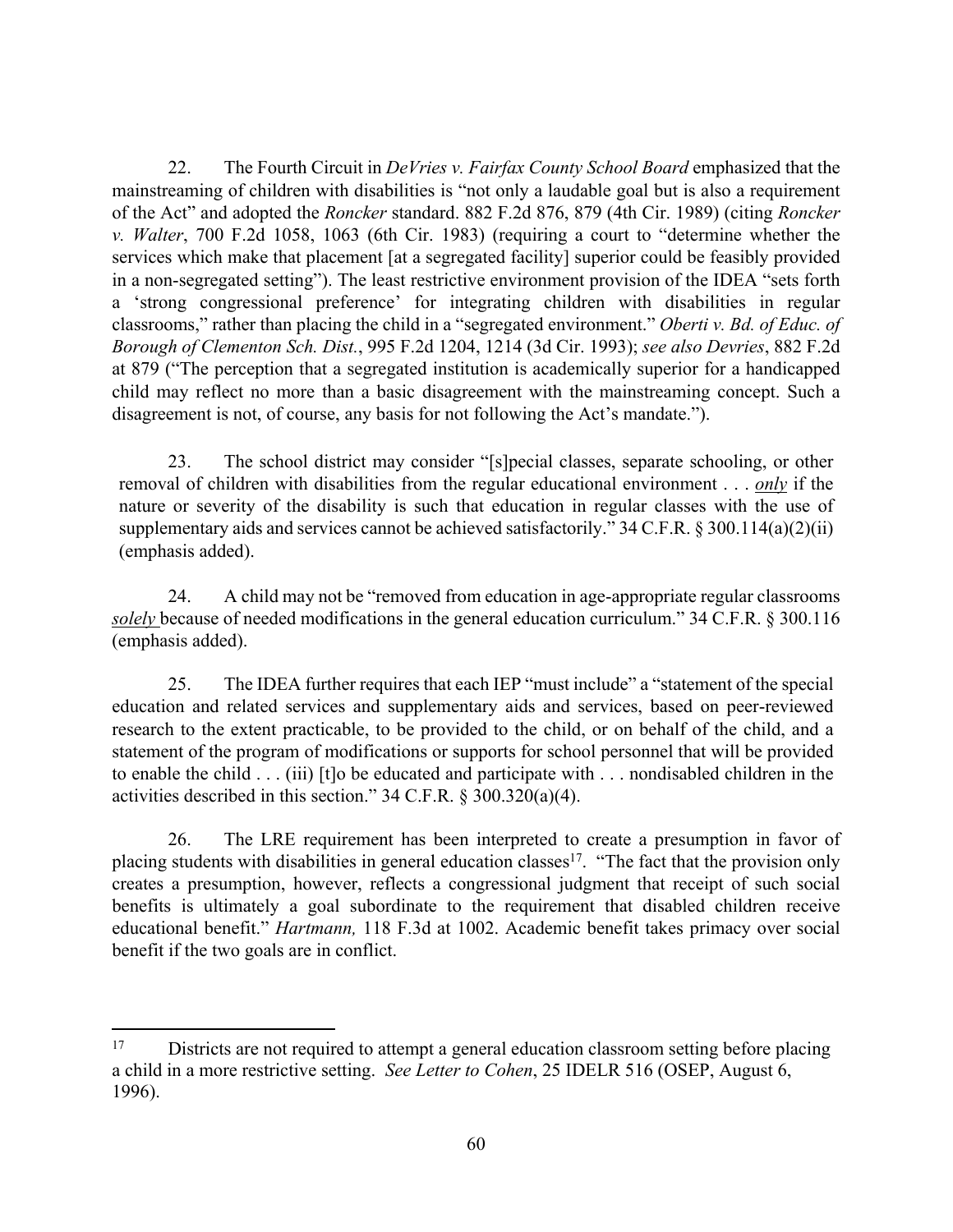22. The Fourth Circuit in *DeVries v. Fairfax County School Board* emphasized that the mainstreaming of children with disabilities is "not only a laudable goal but is also a requirement of the Act" and adopted the *Roncker* standard. 882 F.2d 876, 879 (4th Cir. 1989) (citing *Roncker v. Walter*, 700 F.2d 1058, 1063 (6th Cir. 1983) (requiring a court to "determine whether the services which make that placement [at a segregated facility] superior could be feasibly provided in a non-segregated setting"). The least restrictive environment provision of the IDEA "sets forth a 'strong congressional preference' for integrating children with disabilities in regular classrooms," rather than placing the child in a "segregated environment." *Oberti v. Bd. of Educ. of Borough of Clementon Sch. Dist.*, 995 F.2d 1204, 1214 (3d Cir. 1993); *see also Devries*, 882 F.2d at 879 ("The perception that a segregated institution is academically superior for a handicapped child may reflect no more than a basic disagreement with the mainstreaming concept. Such a disagreement is not, of course, any basis for not following the Act's mandate.").

23. The school district may consider "[s]pecial classes, separate schooling, or other removal of children with disabilities from the regular educational environment . . . ***only*** if the nature or severity of the disability is such that education in regular classes with the use of supplementary aids and services cannot be achieved satisfactorily." 34 C.F.R. § 300.114(a)(2)(ii) (emphasis added).

24. A child may not be "removed from education in age-appropriate regular classrooms ***solely*** because of needed modifications in the general education curriculum." 34 C.F.R. § 300.116 (emphasis added).

25. The IDEA further requires that each IEP "must include" a "statement of the special education and related services and supplementary aids and services, based on peer-reviewed research to the extent practicable, to be provided to the child, or on behalf of the child, and a statement of the program of modifications or supports for school personnel that will be provided to enable the child . . . (iii) [t]o be educated and participate with . . . nondisabled children in the activities described in this section." 34 C.F.R. § 300.320(a)(4).

26. The LRE requirement has been interpreted to create a presumption in favor of placing students with disabilities in general education classes[17]. "The fact that the provision only creates a presumption, however, reflects a congressional judgment that receipt of such social benefits is ultimately a goal subordinate to the requirement that disabled children receive educational benefit." *Hartmann,* 118 F.3d at 1002. Academic benefit takes primacy over social benefit if the two goals are in conflict.

---

[17] Districts are not required to attempt a general education classroom setting before placing a child in a more restrictive setting. *See Letter to Cohen*, 25 IDELR 516 (OSEP, August 6, 1996).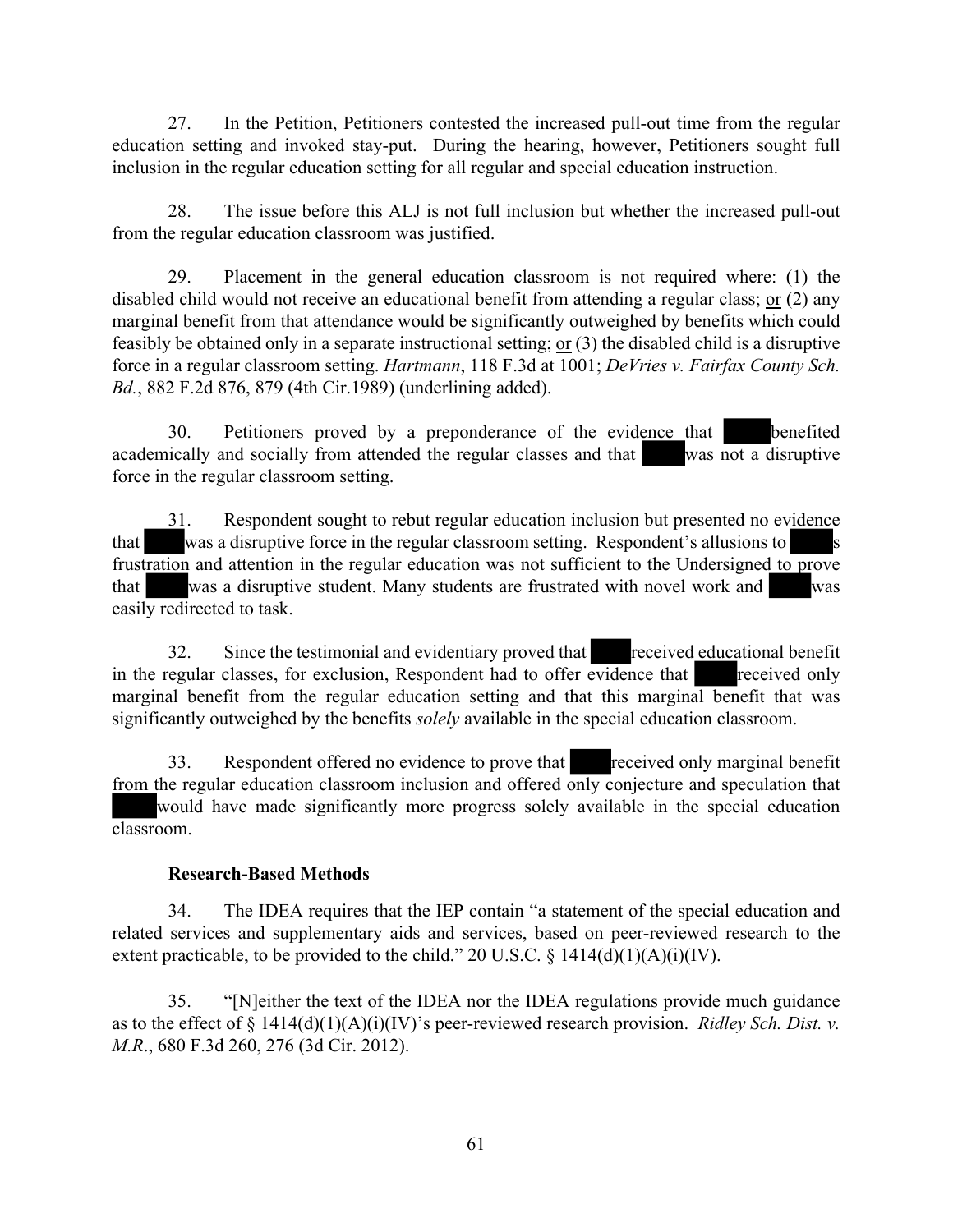27. In the Petition, Petitioners contested the increased pull-out time from the regular education setting and invoked stay-put. During the hearing, however, Petitioners sought full inclusion in the regular education setting for all regular and special education instruction.

28. The issue before this ALJ is not full inclusion but whether the increased pull-out from the regular education classroom was justified.

29. Placement in the general education classroom is not required where: (1) the disabled child would not receive an educational benefit from attending a regular class; <u>or</u> (2) any marginal benefit from that attendance would be significantly outweighed by benefits which could feasibly be obtained only in a separate instructional setting; <u>or</u> (3) the disabled child is a disruptive force in a regular classroom setting. *Hartmann*, 118 F.3d at 1001; *DeVries v. Fairfax County Sch. Bd.*, 882 F.2d 876, 879 (4th Cir.1989) (underlining added).

30. Petitioners proved by a preponderance of the evidence that ███ benefited academically and socially from attended the regular classes and that ███ was not a disruptive force in the regular classroom setting.

31. Respondent sought to rebut regular education inclusion but presented no evidence that ███ was a disruptive force in the regular classroom setting. Respondent's allusions to ███s frustration and attention in the regular education was not sufficient to the Undersigned to prove that ███ was a disruptive student. Many students are frustrated with novel work and ███ was easily redirected to task.

32. Since the testimonial and evidentiary proved that ███ received educational benefit in the regular classes, for exclusion, Respondent had to offer evidence that ███ received only marginal benefit from the regular education setting and that this marginal benefit that was significantly outweighed by the benefits *solely* available in the special education classroom.

33. Respondent offered no evidence to prove that ███ received only marginal benefit from the regular education classroom inclusion and offered only conjecture and speculation that ███ would have made significantly more progress solely available in the special education classroom.

**Research-Based Methods**

34. The IDEA requires that the IEP contain "a statement of the special education and related services and supplementary aids and services, based on peer-reviewed research to the extent practicable, to be provided to the child." 20 U.S.C. § 1414(d)(1)(A)(i)(IV).

35. "[N]either the text of the IDEA nor the IDEA regulations provide much guidance as to the effect of § 1414(d)(1)(A)(i)(IV)'s peer-reviewed research provision. *Ridley Sch. Dist. v. M.R.*, 680 F.3d 260, 276 (3d Cir. 2012).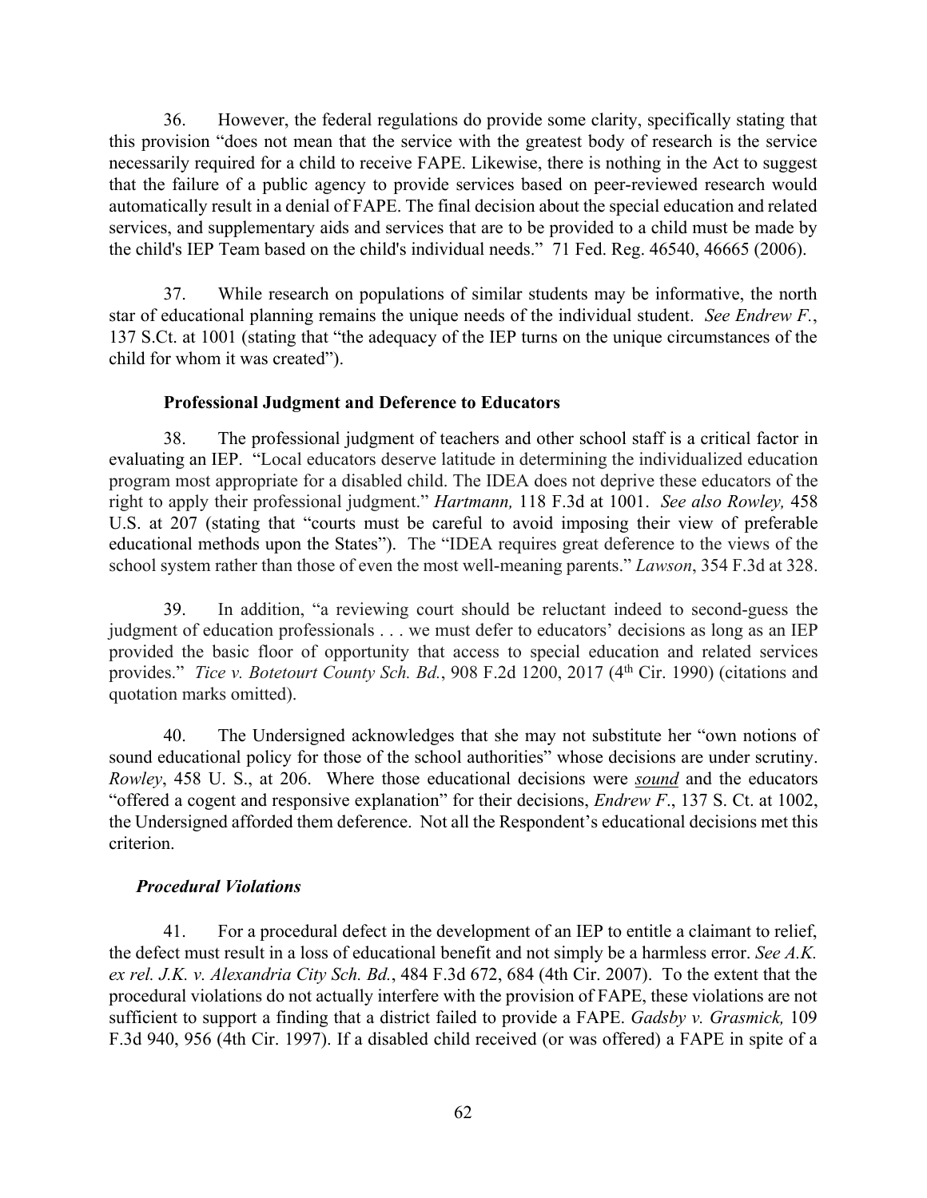36. However, the federal regulations do provide some clarity, specifically stating that this provision "does not mean that the service with the greatest body of research is the service necessarily required for a child to receive FAPE. Likewise, there is nothing in the Act to suggest that the failure of a public agency to provide services based on peer-reviewed research would automatically result in a denial of FAPE. The final decision about the special education and related services, and supplementary aids and services that are to be provided to a child must be made by the child's IEP Team based on the child's individual needs." 71 Fed. Reg. 46540, 46665 (2006).

37. While research on populations of similar students may be informative, the north star of educational planning remains the unique needs of the individual student. *See Endrew F.*, 137 S.Ct. at 1001 (stating that "the adequacy of the IEP turns on the unique circumstances of the child for whom it was created").

**Professional Judgment and Deference to Educators**

38. The professional judgment of teachers and other school staff is a critical factor in evaluating an IEP. "Local educators deserve latitude in determining the individualized education program most appropriate for a disabled child. The IDEA does not deprive these educators of the right to apply their professional judgment." *Hartmann,* 118 F.3d at 1001. *See also Rowley,* 458 U.S. at 207 (stating that "courts must be careful to avoid imposing their view of preferable educational methods upon the States"). The "IDEA requires great deference to the views of the school system rather than those of even the most well-meaning parents." *Lawson*, 354 F.3d at 328.

39. In addition, "a reviewing court should be reluctant indeed to second-guess the judgment of education professionals . . . we must defer to educators' decisions as long as an IEP provided the basic floor of opportunity that access to special education and related services provides." *Tice v. Botetourt County Sch. Bd.*, 908 F.2d 1200, 2017 (4th Cir. 1990) (citations and quotation marks omitted).

40. The Undersigned acknowledges that she may not substitute her "own notions of sound educational policy for those of the school authorities" whose decisions are under scrutiny. *Rowley*, 458 U. S., at 206. Where those educational decisions were ***sound*** and the educators "offered a cogent and responsive explanation" for their decisions, *Endrew F*., 137 S. Ct. at 1002, the Undersigned afforded them deference. Not all the Respondent's educational decisions met this criterion.

***Procedural Violations***

41. For a procedural defect in the development of an IEP to entitle a claimant to relief, the defect must result in a loss of educational benefit and not simply be a harmless error. *See A.K. ex rel. J.K. v. Alexandria City Sch. Bd.*, 484 F.3d 672, 684 (4th Cir. 2007). To the extent that the procedural violations do not actually interfere with the provision of FAPE, these violations are not sufficient to support a finding that a district failed to provide a FAPE. *Gadsby v. Grasmick,* 109 F.3d 940, 956 (4th Cir. 1997). If a disabled child received (or was offered) a FAPE in spite of a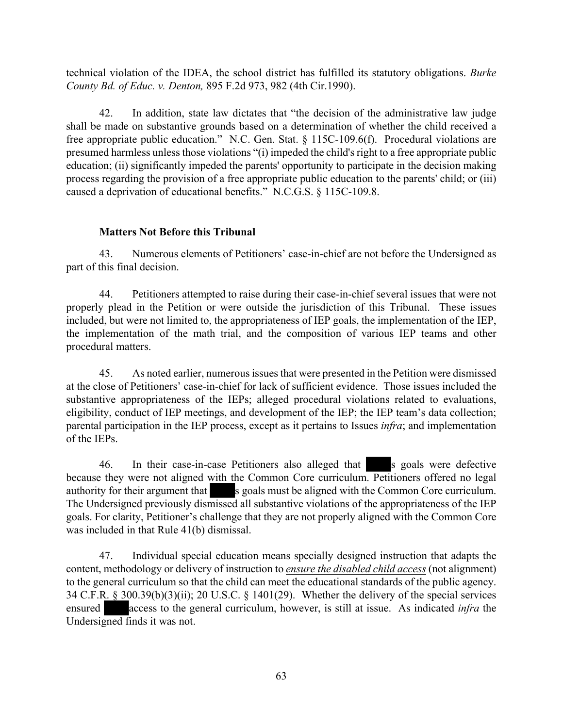technical violation of the IDEA, the school district has fulfilled its statutory obligations. *Burke County Bd. of Educ. v. Denton,* 895 F.2d 973, 982 (4th Cir.1990).

42. In addition, state law dictates that "the decision of the administrative law judge shall be made on substantive grounds based on a determination of whether the child received a free appropriate public education." N.C. Gen. Stat. § 115C-109.6(f). Procedural violations are presumed harmless unless those violations "(i) impeded the child's right to a free appropriate public education; (ii) significantly impeded the parents' opportunity to participate in the decision making process regarding the provision of a free appropriate public education to the parents' child; or (iii) caused a deprivation of educational benefits." N.C.G.S. § 115C-109.8.

**Matters Not Before this Tribunal**

43. Numerous elements of Petitioners' case-in-chief are not before the Undersigned as part of this final decision.

44. Petitioners attempted to raise during their case-in-chief several issues that were not properly plead in the Petition or were outside the jurisdiction of this Tribunal. These issues included, but were not limited to, the appropriateness of IEP goals, the implementation of the IEP, the implementation of the math trial, and the composition of various IEP teams and other procedural matters.

45. As noted earlier, numerous issues that were presented in the Petition were dismissed at the close of Petitioners' case-in-chief for lack of sufficient evidence. Those issues included the substantive appropriateness of the IEPs; alleged procedural violations related to evaluations, eligibility, conduct of IEP meetings, and development of the IEP; the IEP team's data collection; parental participation in the IEP process, except as it pertains to Issues *infra*; and implementation of the IEPs.

46. In their case-in-case Petitioners also alleged that ████s goals were defective because they were not aligned with the Common Core curriculum. Petitioners offered no legal authority for their argument that ████s goals must be aligned with the Common Core curriculum. The Undersigned previously dismissed all substantive violations of the appropriateness of the IEP goals. For clarity, Petitioner's challenge that they are not properly aligned with the Common Core was included in that Rule 41(b) dismissal.

47. Individual special education means specially designed instruction that adapts the content, methodology or delivery of instruction to ***ensure the disabled child access*** (not alignment) to the general curriculum so that the child can meet the educational standards of the public agency. 34 C.F.R. § 300.39(b)(3)(ii); 20 U.S.C. § 1401(29). Whether the delivery of the special services ensured ████ access to the general curriculum, however, is still at issue. As indicated *infra* the Undersigned finds it was not.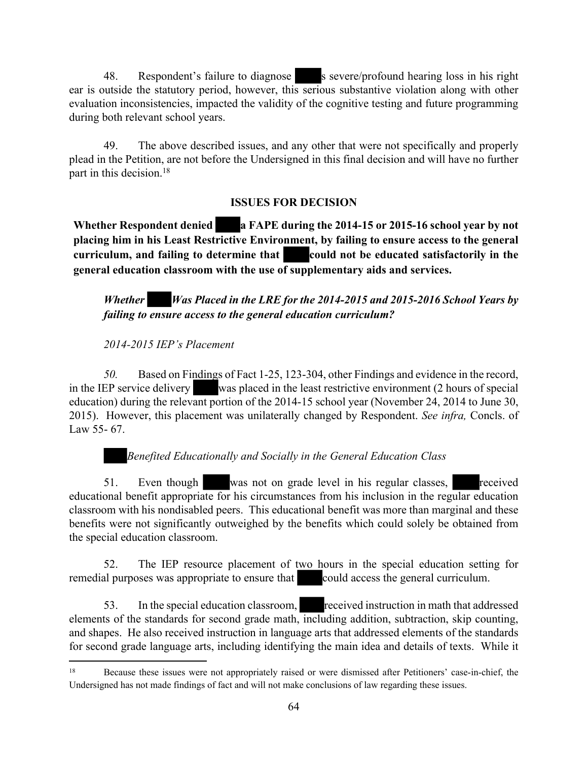48. Respondent's failure to diagnose ████s severe/profound hearing loss in his right ear is outside the statutory period, however, this serious substantive violation along with other evaluation inconsistencies, impacted the validity of the cognitive testing and future programming during both relevant school years.

49. The above described issues, and any other that were not specifically and properly plead in the Petition, are not before the Undersigned in this final decision and will have no further part in this decision.[18]

## ISSUES FOR DECISION

**Whether Respondent denied ████ a FAPE during the 2014-15 or 2015-16 school year by not placing him in his Least Restrictive Environment, by failing to ensure access to the general curriculum, and failing to determine that ████ could not be educated satisfactorily in the general education classroom with the use of supplementary aids and services.**

***Whether ████ Was Placed in the LRE for the 2014-2015 and 2015-2016 School Years by failing to ensure access to the general education curriculum?***

*2014-2015 IEP's Placement*

*50.* Based on Findings of Fact 1-25, 123-304, other Findings and evidence in the record, in the IEP service delivery ████ was placed in the least restrictive environment (2 hours of special education) during the relevant portion of the 2014-15 school year (November 24, 2014 to June 30, 2015). However, this placement was unilaterally changed by Respondent. *See infra,* Concls. of Law 55- 67.

*████ Benefited Educationally and Socially in the General Education Class*

51. Even though ████ was not on grade level in his regular classes, ████ received educational benefit appropriate for his circumstances from his inclusion in the regular education classroom with his nondisabled peers. This educational benefit was more than marginal and these benefits were not significantly outweighed by the benefits which could solely be obtained from the special education classroom.

52. The IEP resource placement of two hours in the special education setting for remedial purposes was appropriate to ensure that ████ could access the general curriculum.

53. In the special education classroom, ████ received instruction in math that addressed elements of the standards for second grade math, including addition, subtraction, skip counting, and shapes. He also received instruction in language arts that addressed elements of the standards for second grade language arts, including identifying the main idea and details of texts. While it

---

[18] Because these issues were not appropriately raised or were dismissed after Petitioners' case-in-chief, the Undersigned has not made findings of fact and will not make conclusions of law regarding these issues.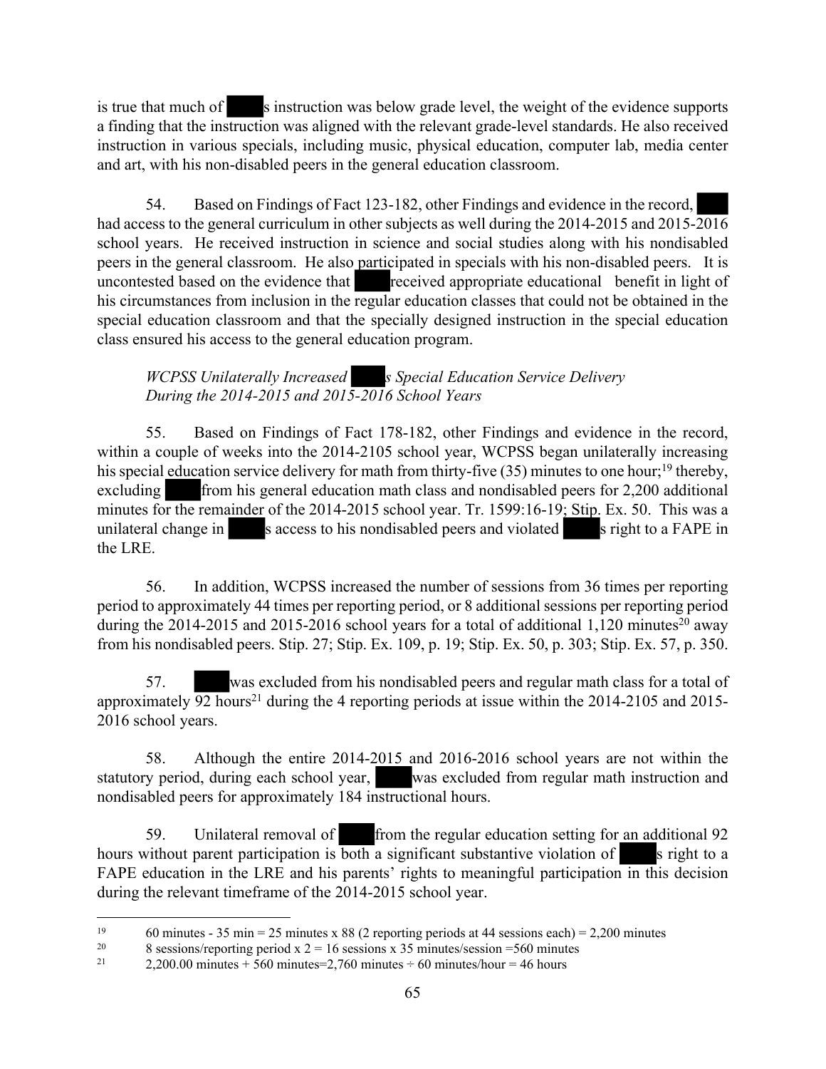is true that much of ███s instruction was below grade level, the weight of the evidence supports a finding that the instruction was aligned with the relevant grade-level standards. He also received instruction in various specials, including music, physical education, computer lab, media center and art, with his non-disabled peers in the general education classroom.

54. Based on Findings of Fact 123-182, other Findings and evidence in the record, ███ had access to the general curriculum in other subjects as well during the 2014-2015 and 2015-2016 school years. He received instruction in science and social studies along with his nondisabled peers in the general classroom. He also participated in specials with his non-disabled peers. It is uncontested based on the evidence that ███ received appropriate educational benefit in light of his circumstances from inclusion in the regular education classes that could not be obtained in the special education classroom and that the specially designed instruction in the special education class ensured his access to the general education program.

*WCPSS Unilaterally Increased ███s Special Education Service Delivery During the 2014-2015 and 2015-2016 School Years*

55. Based on Findings of Fact 178-182, other Findings and evidence in the record, within a couple of weeks into the 2014-2105 school year, WCPSS began unilaterally increasing his special education service delivery for math from thirty-five (35) minutes to one hour;[19] thereby, excluding ███ from his general education math class and nondisabled peers for 2,200 additional minutes for the remainder of the 2014-2015 school year. Tr. 1599:16-19; Stip. Ex. 50. This was a unilateral change in ███s access to his nondisabled peers and violated ███s right to a FAPE in the LRE.

56. In addition, WCPSS increased the number of sessions from 36 times per reporting period to approximately 44 times per reporting period, or 8 additional sessions per reporting period during the 2014-2015 and 2015-2016 school years for a total of additional 1,120 minutes[20] away from his nondisabled peers. Stip. 27; Stip. Ex. 109, p. 19; Stip. Ex. 50, p. 303; Stip. Ex. 57, p. 350.

57. ███ was excluded from his nondisabled peers and regular math class for a total of approximately 92 hours[21] during the 4 reporting periods at issue within the 2014-2105 and 2015-2016 school years.

58. Although the entire 2014-2015 and 2016-2016 school years are not within the statutory period, during each school year, ███ was excluded from regular math instruction and nondisabled peers for approximately 184 instructional hours.

59. Unilateral removal of ███ from the regular education setting for an additional 92 hours without parent participation is both a significant substantive violation of ███s right to a FAPE education in the LRE and his parents' rights to meaningful participation in this decision during the relevant timeframe of the 2014-2015 school year.

---

[19] 60 minutes - 35 min = 25 minutes x 88 (2 reporting periods at 44 sessions each) = 2,200 minutes

[20] 8 sessions/reporting period x 2 = 16 sessions x 35 minutes/session =560 minutes

[21] 2,200.00 minutes + 560 minutes=2,760 minutes ÷ 60 minutes/hour = 46 hours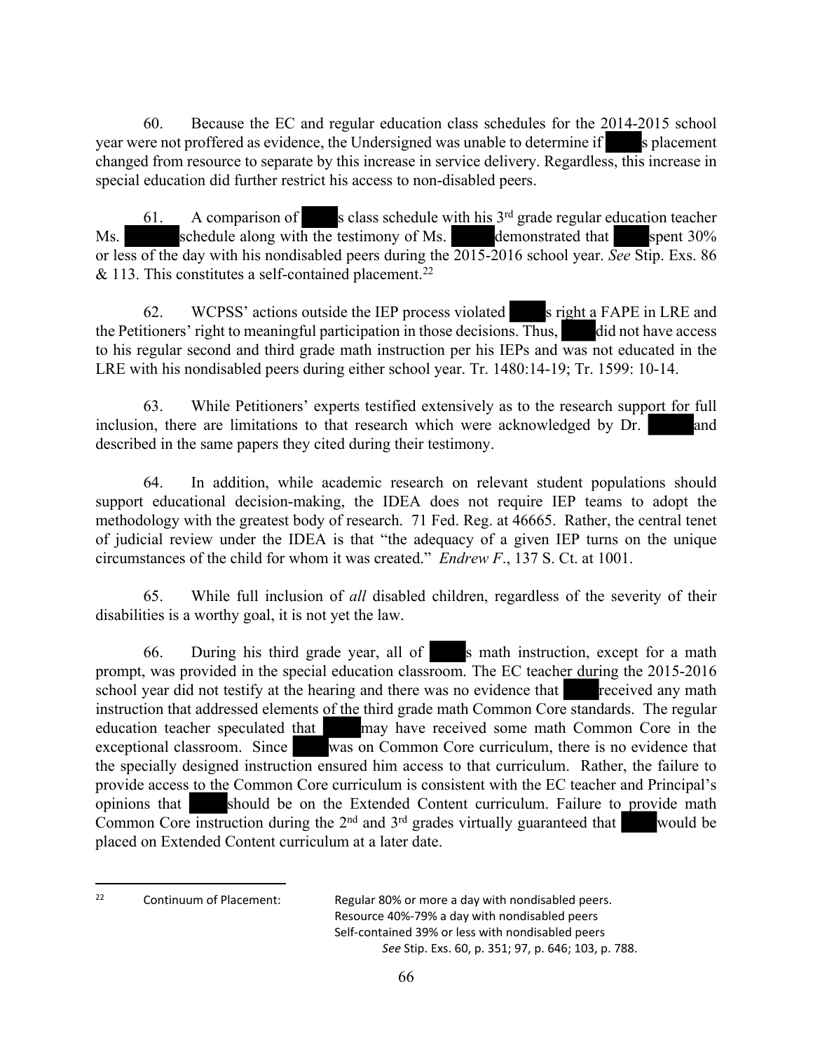60. Because the EC and regular education class schedules for the 2014-2015 school year were not proffered as evidence, the Undersigned was unable to determine if s placement changed from resource to separate by this increase in service delivery. Regardless, this increase in special education did further restrict his access to non-disabled peers.

61. A comparison of s class schedule with his 3rd grade regular education teacher Ms. schedule along with the testimony of Ms. demonstrated that spent 30% or less of the day with his nondisabled peers during the 2015-2016 school year. *See* Stip. Exs. 86 & 113. This constitutes a self-contained placement.[22]

62. WCPSS' actions outside the IEP process violated s right a FAPE in LRE and the Petitioners' right to meaningful participation in those decisions. Thus, did not have access to his regular second and third grade math instruction per his IEPs and was not educated in the LRE with his nondisabled peers during either school year. Tr. 1480:14-19; Tr. 1599: 10-14.

63. While Petitioners' experts testified extensively as to the research support for full inclusion, there are limitations to that research which were acknowledged by Dr. and described in the same papers they cited during their testimony.

64. In addition, while academic research on relevant student populations should support educational decision-making, the IDEA does not require IEP teams to adopt the methodology with the greatest body of research. 71 Fed. Reg. at 46665. Rather, the central tenet of judicial review under the IDEA is that "the adequacy of a given IEP turns on the unique circumstances of the child for whom it was created." *Endrew F.*, 137 S. Ct. at 1001.

65. While full inclusion of *all* disabled children, regardless of the severity of their disabilities is a worthy goal, it is not yet the law.

66. During his third grade year, all of s math instruction, except for a math prompt, was provided in the special education classroom. The EC teacher during the 2015-2016 school year did not testify at the hearing and there was no evidence that received any math instruction that addressed elements of the third grade math Common Core standards. The regular education teacher speculated that may have received some math Common Core in the exceptional classroom. Since was on Common Core curriculum, there is no evidence that the specially designed instruction ensured him access to that curriculum. Rather, the failure to provide access to the Common Core curriculum is consistent with the EC teacher and Principal's opinions that should be on the Extended Content curriculum. Failure to provide math Common Core instruction during the 2nd and 3rd grades virtually guaranteed that would be placed on Extended Content curriculum at a later date.

---

[22] Continuum of Placement: Regular 80% or more a day with nondisabled peers.
Resource 40%-79% a day with nondisabled peers
Self-contained 39% or less with nondisabled peers
*See* Stip. Exs. 60, p. 351; 97, p. 646; 103, p. 788.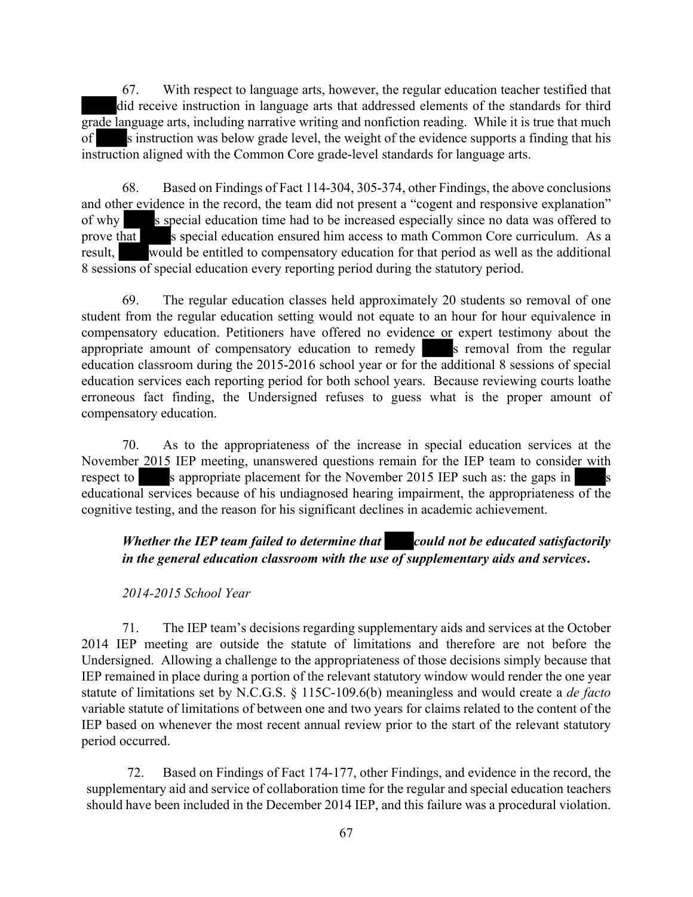67. With respect to language arts, however, the regular education teacher testified that ███ did receive instruction in language arts that addressed elements of the standards for third grade language arts, including narrative writing and nonfiction reading. While it is true that much of ███s instruction was below grade level, the weight of the evidence supports a finding that his instruction aligned with the Common Core grade-level standards for language arts.

68. Based on Findings of Fact 114-304, 305-374, other Findings, the above conclusions and other evidence in the record, the team did not present a "cogent and responsive explanation" of why ███s special education time had to be increased especially since no data was offered to prove that ███s special education ensured him access to math Common Core curriculum. As a result, ███ would be entitled to compensatory education for that period as well as the additional 8 sessions of special education every reporting period during the statutory period.

69. The regular education classes held approximately 20 students so removal of one student from the regular education setting would not equate to an hour for hour equivalence in compensatory education. Petitioners have offered no evidence or expert testimony about the appropriate amount of compensatory education to remedy ███s removal from the regular education classroom during the 2015-2016 school year or for the additional 8 sessions of special education services each reporting period for both school years. Because reviewing courts loathe erroneous fact finding, the Undersigned refuses to guess what is the proper amount of compensatory education.

70. As to the appropriateness of the increase in special education services at the November 2015 IEP meeting, unanswered questions remain for the IEP team to consider with respect to ███s appropriate placement for the November 2015 IEP such as: the gaps in ███s educational services because of his undiagnosed hearing impairment, the appropriateness of the cognitive testing, and the reason for his significant declines in academic achievement.

***Whether the IEP team failed to determine that ███ could not be educated satisfactorily in the general education classroom with the use of supplementary aids and services.***

*2014-2015 School Year*

71. The IEP team's decisions regarding supplementary aids and services at the October 2014 IEP meeting are outside the statute of limitations and therefore are not before the Undersigned. Allowing a challenge to the appropriateness of those decisions simply because that IEP remained in place during a portion of the relevant statutory window would render the one year statute of limitations set by N.C.G.S. § 115C-109.6(b) meaningless and would create a *de facto* variable statute of limitations of between one and two years for claims related to the content of the IEP based on whenever the most recent annual review prior to the start of the relevant statutory period occurred.

72. Based on Findings of Fact 174-177, other Findings, and evidence in the record, the supplementary aid and service of collaboration time for the regular and special education teachers should have been included in the December 2014 IEP, and this failure was a procedural violation.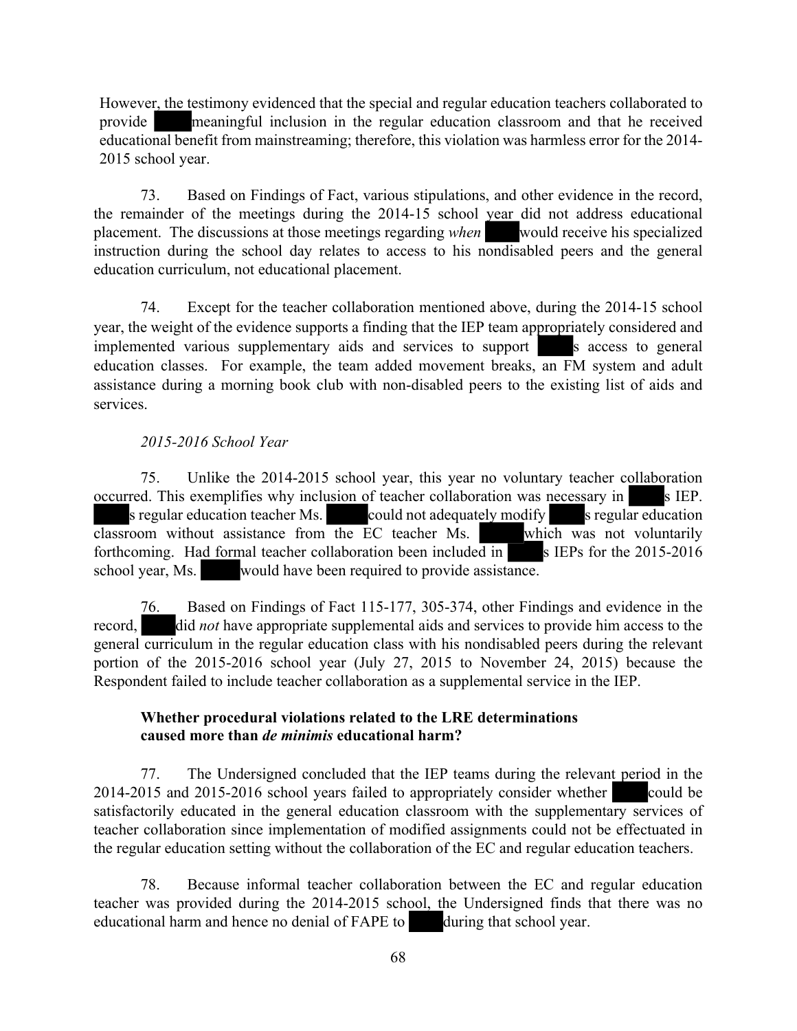However, the testimony evidenced that the special and regular education teachers collaborated to provide ███ meaningful inclusion in the regular education classroom and that he received educational benefit from mainstreaming; therefore, this violation was harmless error for the 2014-2015 school year.

73. Based on Findings of Fact, various stipulations, and other evidence in the record, the remainder of the meetings during the 2014-15 school year did not address educational placement. The discussions at those meetings regarding *when* ███ would receive his specialized instruction during the school day relates to access to his nondisabled peers and the general education curriculum, not educational placement.

74. Except for the teacher collaboration mentioned above, during the 2014-15 school year, the weight of the evidence supports a finding that the IEP team appropriately considered and implemented various supplementary aids and services to support ███s access to general education classes. For example, the team added movement breaks, an FM system and adult assistance during a morning book club with non-disabled peers to the existing list of aids and services.

*2015-2016 School Year*

75. Unlike the 2014-2015 school year, this year no voluntary teacher collaboration occurred. This exemplifies why inclusion of teacher collaboration was necessary in ███s IEP. ███s regular education teacher Ms. ███ could not adequately modify ███s regular education classroom without assistance from the EC teacher Ms. ███ which was not voluntarily forthcoming. Had formal teacher collaboration been included in ███s IEPs for the 2015-2016 school year, Ms. ███ would have been required to provide assistance.

76. Based on Findings of Fact 115-177, 305-374, other Findings and evidence in the record, ███ did *not* have appropriate supplemental aids and services to provide him access to the general curriculum in the regular education class with his nondisabled peers during the relevant portion of the 2015-2016 school year (July 27, 2015 to November 24, 2015) because the Respondent failed to include teacher collaboration as a supplemental service in the IEP.

**Whether procedural violations related to the LRE determinations caused more than *de minimis* educational harm?**

77. The Undersigned concluded that the IEP teams during the relevant period in the 2014-2015 and 2015-2016 school years failed to appropriately consider whether ███ could be satisfactorily educated in the general education classroom with the supplementary services of teacher collaboration since implementation of modified assignments could not be effectuated in the regular education setting without the collaboration of the EC and regular education teachers.

78. Because informal teacher collaboration between the EC and regular education teacher was provided during the 2014-2015 school, the Undersigned finds that there was no educational harm and hence no denial of FAPE to ███ during that school year.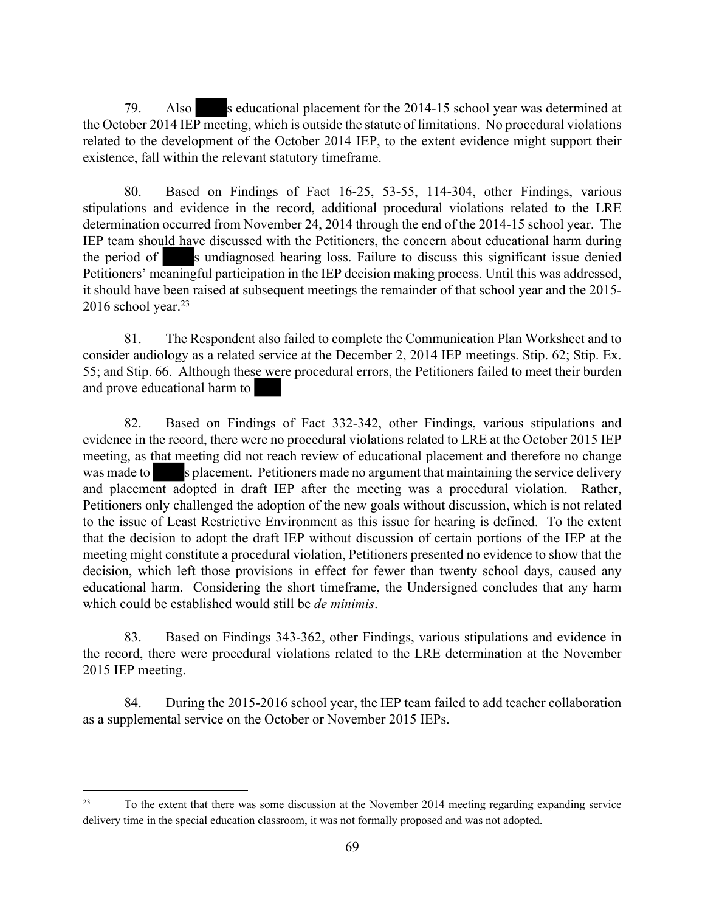79. Also ████s educational placement for the 2014-15 school year was determined at the October 2014 IEP meeting, which is outside the statute of limitations. No procedural violations related to the development of the October 2014 IEP, to the extent evidence might support their existence, fall within the relevant statutory timeframe.

80. Based on Findings of Fact 16-25, 53-55, 114-304, other Findings, various stipulations and evidence in the record, additional procedural violations related to the LRE determination occurred from November 24, 2014 through the end of the 2014-15 school year. The IEP team should have discussed with the Petitioners, the concern about educational harm during the period of ████s undiagnosed hearing loss. Failure to discuss this significant issue denied Petitioners' meaningful participation in the IEP decision making process. Until this was addressed, it should have been raised at subsequent meetings the remainder of that school year and the 2015-2016 school year.[23]

81. The Respondent also failed to complete the Communication Plan Worksheet and to consider audiology as a related service at the December 2, 2014 IEP meetings. Stip. 62; Stip. Ex. 55; and Stip. 66. Although these were procedural errors, the Petitioners failed to meet their burden and prove educational harm to ████

82. Based on Findings of Fact 332-342, other Findings, various stipulations and evidence in the record, there were no procedural violations related to LRE at the October 2015 IEP meeting, as that meeting did not reach review of educational placement and therefore no change was made to ████s placement. Petitioners made no argument that maintaining the service delivery and placement adopted in draft IEP after the meeting was a procedural violation. Rather, Petitioners only challenged the adoption of the new goals without discussion, which is not related to the issue of Least Restrictive Environment as this issue for hearing is defined. To the extent that the decision to adopt the draft IEP without discussion of certain portions of the IEP at the meeting might constitute a procedural violation, Petitioners presented no evidence to show that the decision, which left those provisions in effect for fewer than twenty school days, caused any educational harm. Considering the short timeframe, the Undersigned concludes that any harm which could be established would still be *de minimis*.

83. Based on Findings 343-362, other Findings, various stipulations and evidence in the record, there were procedural violations related to the LRE determination at the November 2015 IEP meeting.

84. During the 2015-2016 school year, the IEP team failed to add teacher collaboration as a supplemental service on the October or November 2015 IEPs.

---

[23] To the extent that there was some discussion at the November 2014 meeting regarding expanding service delivery time in the special education classroom, it was not formally proposed and was not adopted.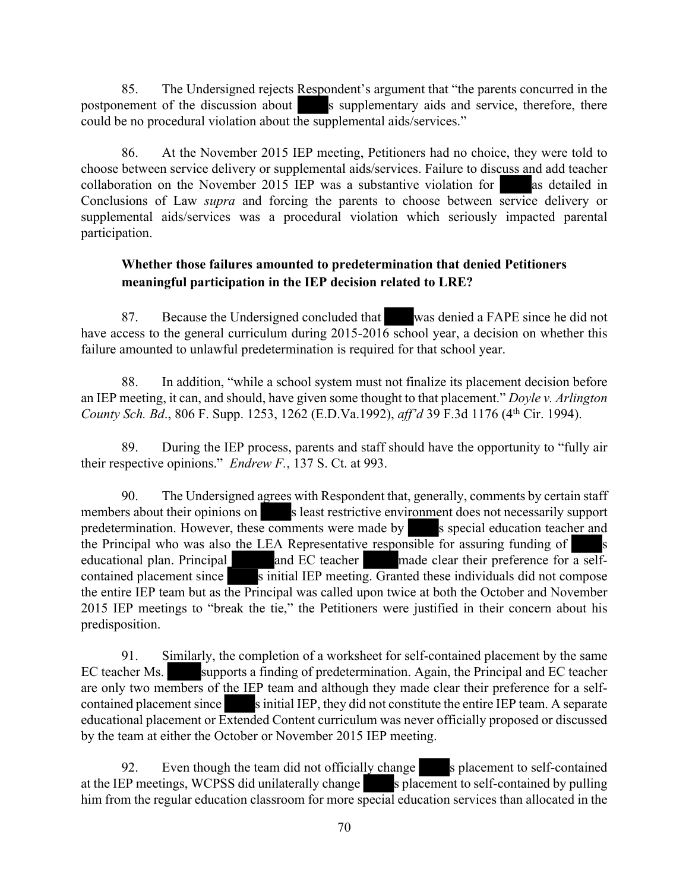85. The Undersigned rejects Respondent's argument that "the parents concurred in the postponement of the discussion about ███s supplementary aids and service, therefore, there could be no procedural violation about the supplemental aids/services."

86. At the November 2015 IEP meeting, Petitioners had no choice, they were told to choose between service delivery or supplemental aids/services. Failure to discuss and add teacher collaboration on the November 2015 IEP was a substantive violation for ███ as detailed in Conclusions of Law *supra* and forcing the parents to choose between service delivery or supplemental aids/services was a procedural violation which seriously impacted parental participation.

**Whether those failures amounted to predetermination that denied Petitioners meaningful participation in the IEP decision related to LRE?**

87. Because the Undersigned concluded that ███ was denied a FAPE since he did not have access to the general curriculum during 2015-2016 school year, a decision on whether this failure amounted to unlawful predetermination is required for that school year.

88. In addition, "while a school system must not finalize its placement decision before an IEP meeting, it can, and should, have given some thought to that placement." *Doyle v. Arlington County Sch. Bd*., 806 F. Supp. 1253, 1262 (E.D.Va.1992), *aff'd* 39 F.3d 1176 (4th Cir. 1994).

89. During the IEP process, parents and staff should have the opportunity to "fully air their respective opinions." *Endrew F.*, 137 S. Ct. at 993.

90. The Undersigned agrees with Respondent that, generally, comments by certain staff members about their opinions on ███s least restrictive environment does not necessarily support predetermination. However, these comments were made by ███s special education teacher and the Principal who was also the LEA Representative responsible for assuring funding of ███s educational plan. Principal ███ and EC teacher ███ made clear their preference for a self-contained placement since ███s initial IEP meeting. Granted these individuals did not compose the entire IEP team but as the Principal was called upon twice at both the October and November 2015 IEP meetings to "break the tie," the Petitioners were justified in their concern about his predisposition.

91. Similarly, the completion of a worksheet for self-contained placement by the same EC teacher Ms. ███ supports a finding of predetermination. Again, the Principal and EC teacher are only two members of the IEP team and although they made clear their preference for a self-contained placement since ███s initial IEP, they did not constitute the entire IEP team. A separate educational placement or Extended Content curriculum was never officially proposed or discussed by the team at either the October or November 2015 IEP meeting.

92. Even though the team did not officially change ███s placement to self-contained at the IEP meetings, WCPSS did unilaterally change ███s placement to self-contained by pulling him from the regular education classroom for more special education services than allocated in the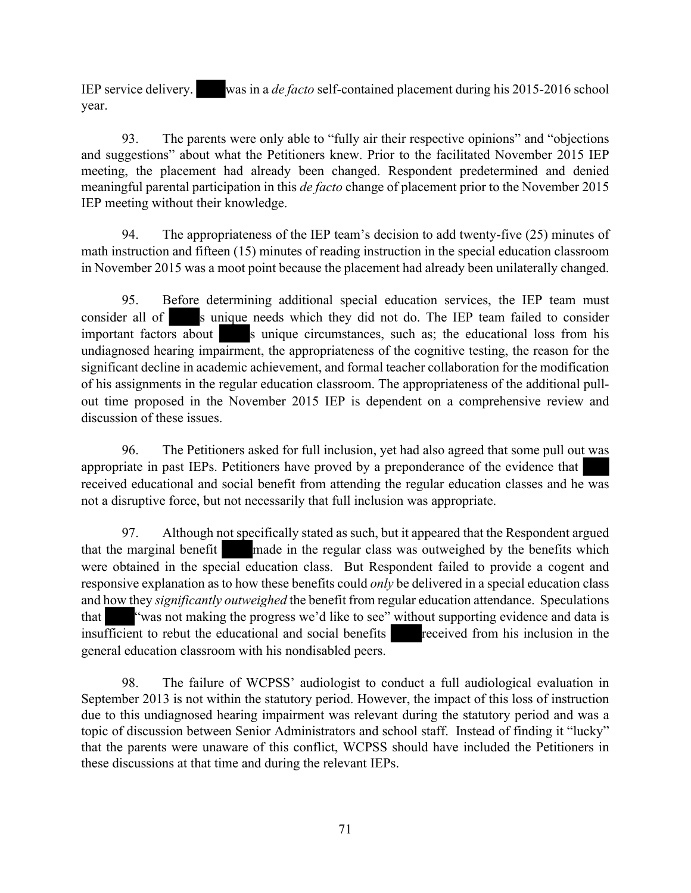IEP service delivery. ███ was in a *de facto* self-contained placement during his 2015-2016 school year.

93. The parents were only able to "fully air their respective opinions" and "objections and suggestions" about what the Petitioners knew. Prior to the facilitated November 2015 IEP meeting, the placement had already been changed. Respondent predetermined and denied meaningful parental participation in this *de facto* change of placement prior to the November 2015 IEP meeting without their knowledge.

94. The appropriateness of the IEP team's decision to add twenty-five (25) minutes of math instruction and fifteen (15) minutes of reading instruction in the special education classroom in November 2015 was a moot point because the placement had already been unilaterally changed.

95. Before determining additional special education services, the IEP team must consider all of ███s unique needs which they did not do. The IEP team failed to consider important factors about ███s unique circumstances, such as; the educational loss from his undiagnosed hearing impairment, the appropriateness of the cognitive testing, the reason for the significant decline in academic achievement, and formal teacher collaboration for the modification of his assignments in the regular education classroom. The appropriateness of the additional pull-out time proposed in the November 2015 IEP is dependent on a comprehensive review and discussion of these issues.

96. The Petitioners asked for full inclusion, yet had also agreed that some pull out was appropriate in past IEPs. Petitioners have proved by a preponderance of the evidence that ███ received educational and social benefit from attending the regular education classes and he was not a disruptive force, but not necessarily that full inclusion was appropriate.

97. Although not specifically stated as such, but it appeared that the Respondent argued that the marginal benefit ███ made in the regular class was outweighed by the benefits which were obtained in the special education class. But Respondent failed to provide a cogent and responsive explanation as to how these benefits could *only* be delivered in a special education class and how they *significantly outweighed* the benefit from regular education attendance. Speculations that ███ "was not making the progress we'd like to see" without supporting evidence and data is insufficient to rebut the educational and social benefits ███ received from his inclusion in the general education classroom with his nondisabled peers.

98. The failure of WCPSS' audiologist to conduct a full audiological evaluation in September 2013 is not within the statutory period. However, the impact of this loss of instruction due to this undiagnosed hearing impairment was relevant during the statutory period and was a topic of discussion between Senior Administrators and school staff. Instead of finding it "lucky" that the parents were unaware of this conflict, WCPSS should have included the Petitioners in these discussions at that time and during the relevant IEPs.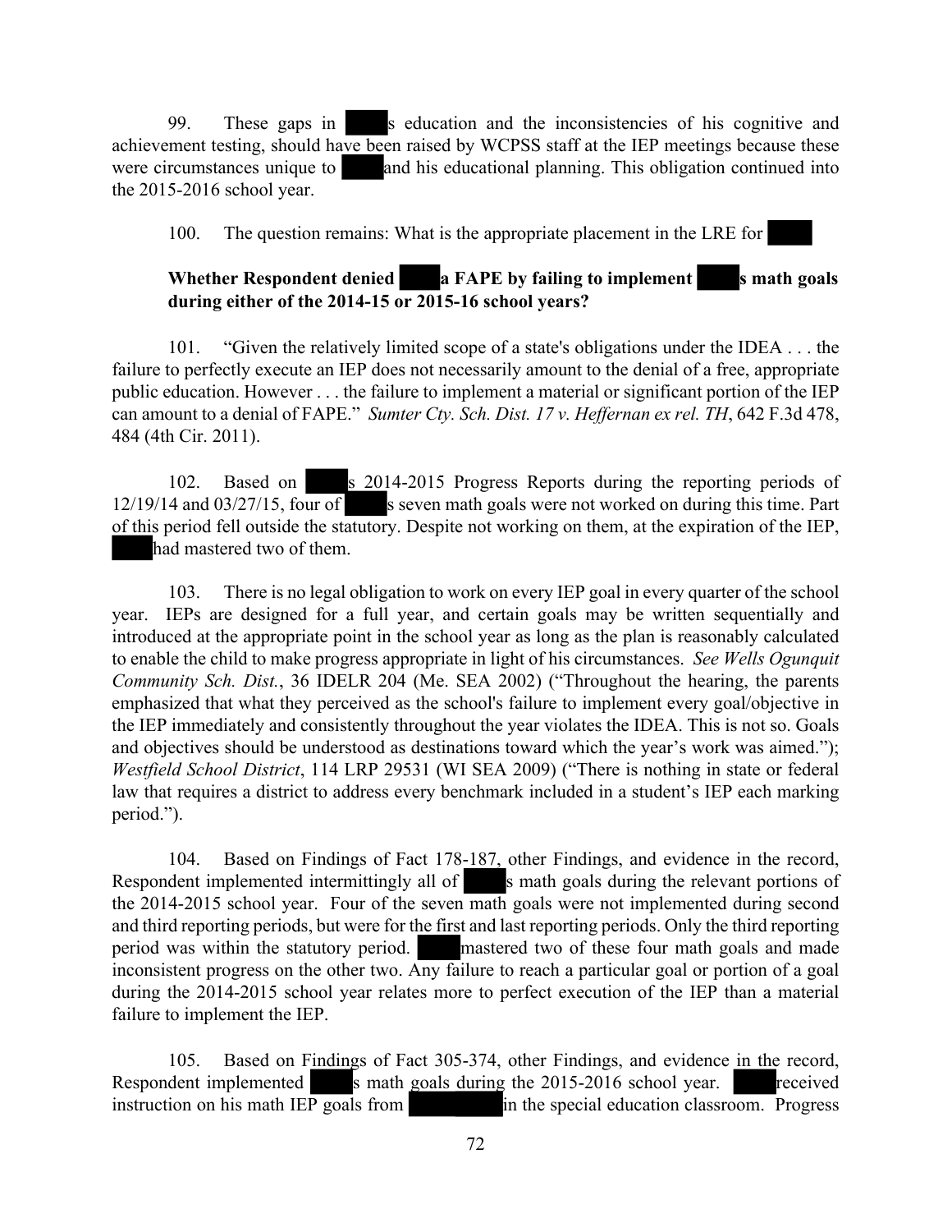99. These gaps in ███s education and the inconsistencies of his cognitive and achievement testing, should have been raised by WCPSS staff at the IEP meetings because these were circumstances unique to ███ and his educational planning. This obligation continued into the 2015-2016 school year.

100. The question remains: What is the appropriate placement in the LRE for ███

**Whether Respondent denied ███ a FAPE by failing to implement ███s math goals during either of the 2014-15 or 2015-16 school years?**

101. "Given the relatively limited scope of a state's obligations under the IDEA . . . the failure to perfectly execute an IEP does not necessarily amount to the denial of a free, appropriate public education. However . . . the failure to implement a material or significant portion of the IEP can amount to a denial of FAPE." *Sumter Cty. Sch. Dist. 17 v. Heffernan ex rel. TH*, 642 F.3d 478, 484 (4th Cir. 2011).

102. Based on ███s 2014-2015 Progress Reports during the reporting periods of 12/19/14 and 03/27/15, four of ███s seven math goals were not worked on during this time. Part of this period fell outside the statutory. Despite not working on them, at the expiration of the IEP, ███ had mastered two of them.

103. There is no legal obligation to work on every IEP goal in every quarter of the school year. IEPs are designed for a full year, and certain goals may be written sequentially and introduced at the appropriate point in the school year as long as the plan is reasonably calculated to enable the child to make progress appropriate in light of his circumstances. *See Wells Ogunquit Community Sch. Dist.*, 36 IDELR 204 (Me. SEA 2002) ("Throughout the hearing, the parents emphasized that what they perceived as the school's failure to implement every goal/objective in the IEP immediately and consistently throughout the year violates the IDEA. This is not so. Goals and objectives should be understood as destinations toward which the year's work was aimed."); *Westfield School District*, 114 LRP 29531 (WI SEA 2009) ("There is nothing in state or federal law that requires a district to address every benchmark included in a student's IEP each marking period.").

104. Based on Findings of Fact 178-187, other Findings, and evidence in the record, Respondent implemented intermittingly all of ███s math goals during the relevant portions of the 2014-2015 school year. Four of the seven math goals were not implemented during second and third reporting periods, but were for the first and last reporting periods. Only the third reporting period was within the statutory period. ███ mastered two of these four math goals and made inconsistent progress on the other two. Any failure to reach a particular goal or portion of a goal during the 2014-2015 school year relates more to perfect execution of the IEP than a material failure to implement the IEP.

105. Based on Findings of Fact 305-374, other Findings, and evidence in the record, Respondent implemented ███s math goals during the 2015-2016 school year. ███ received instruction on his math IEP goals from ███ in the special education classroom. Progress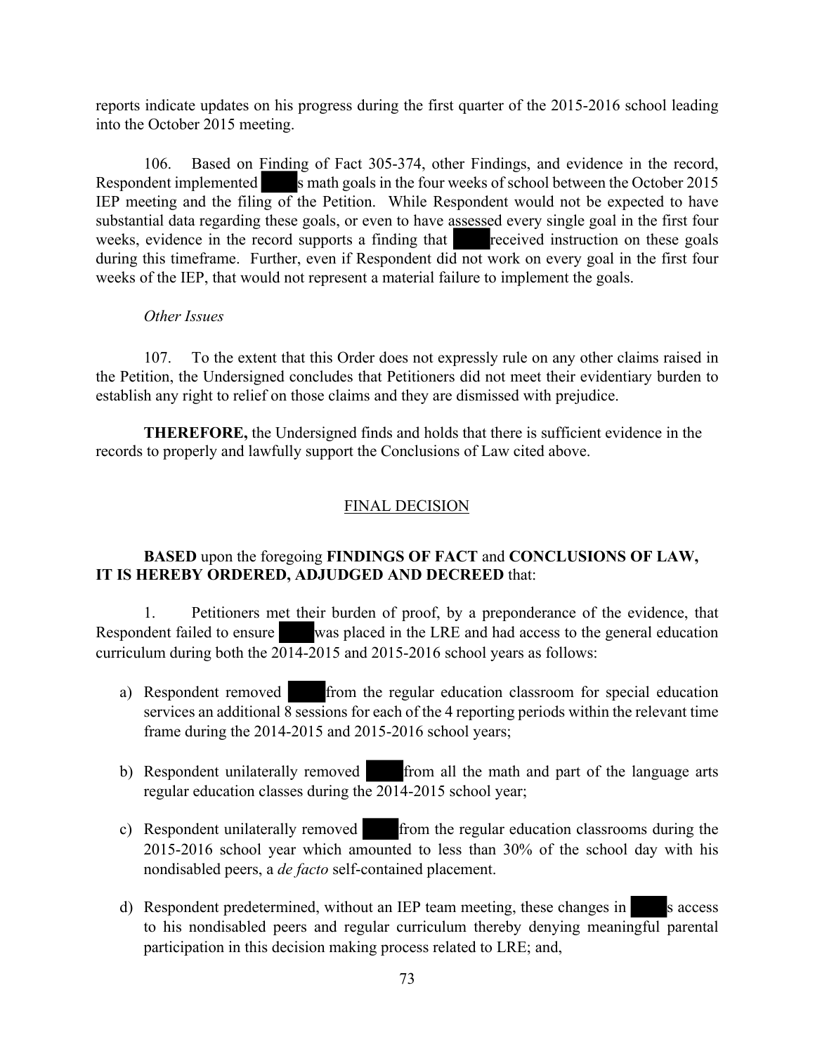reports indicate updates on his progress during the first quarter of the 2015-2016 school leading into the October 2015 meeting.

106. Based on Finding of Fact 305-374, other Findings, and evidence in the record, Respondent implemented ████s math goals in the four weeks of school between the October 2015 IEP meeting and the filing of the Petition. While Respondent would not be expected to have substantial data regarding these goals, or even to have assessed every single goal in the first four weeks, evidence in the record supports a finding that ████ received instruction on these goals during this timeframe. Further, even if Respondent did not work on every goal in the first four weeks of the IEP, that would not represent a material failure to implement the goals.

*Other Issues*

107. To the extent that this Order does not expressly rule on any other claims raised in the Petition, the Undersigned concludes that Petitioners did not meet their evidentiary burden to establish any right to relief on those claims and they are dismissed with prejudice.

**THEREFORE,** the Undersigned finds and holds that there is sufficient evidence in the records to properly and lawfully support the Conclusions of Law cited above.

## FINAL DECISION

**BASED** upon the foregoing **FINDINGS OF FACT** and **CONCLUSIONS OF LAW, IT IS HEREBY ORDERED, ADJUDGED AND DECREED** that:

1. Petitioners met their burden of proof, by a preponderance of the evidence, that Respondent failed to ensure ████ was placed in the LRE and had access to the general education curriculum during both the 2014-2015 and 2015-2016 school years as follows:

a) Respondent removed ████ from the regular education classroom for special education services an additional 8 sessions for each of the 4 reporting periods within the relevant time frame during the 2014-2015 and 2015-2016 school years;

b) Respondent unilaterally removed ████ from all the math and part of the language arts regular education classes during the 2014-2015 school year;

c) Respondent unilaterally removed ████ from the regular education classrooms during the 2015-2016 school year which amounted to less than 30% of the school day with his nondisabled peers, a *de facto* self-contained placement.

d) Respondent predetermined, without an IEP team meeting, these changes in ████s access to his nondisabled peers and regular curriculum thereby denying meaningful parental participation in this decision making process related to LRE; and,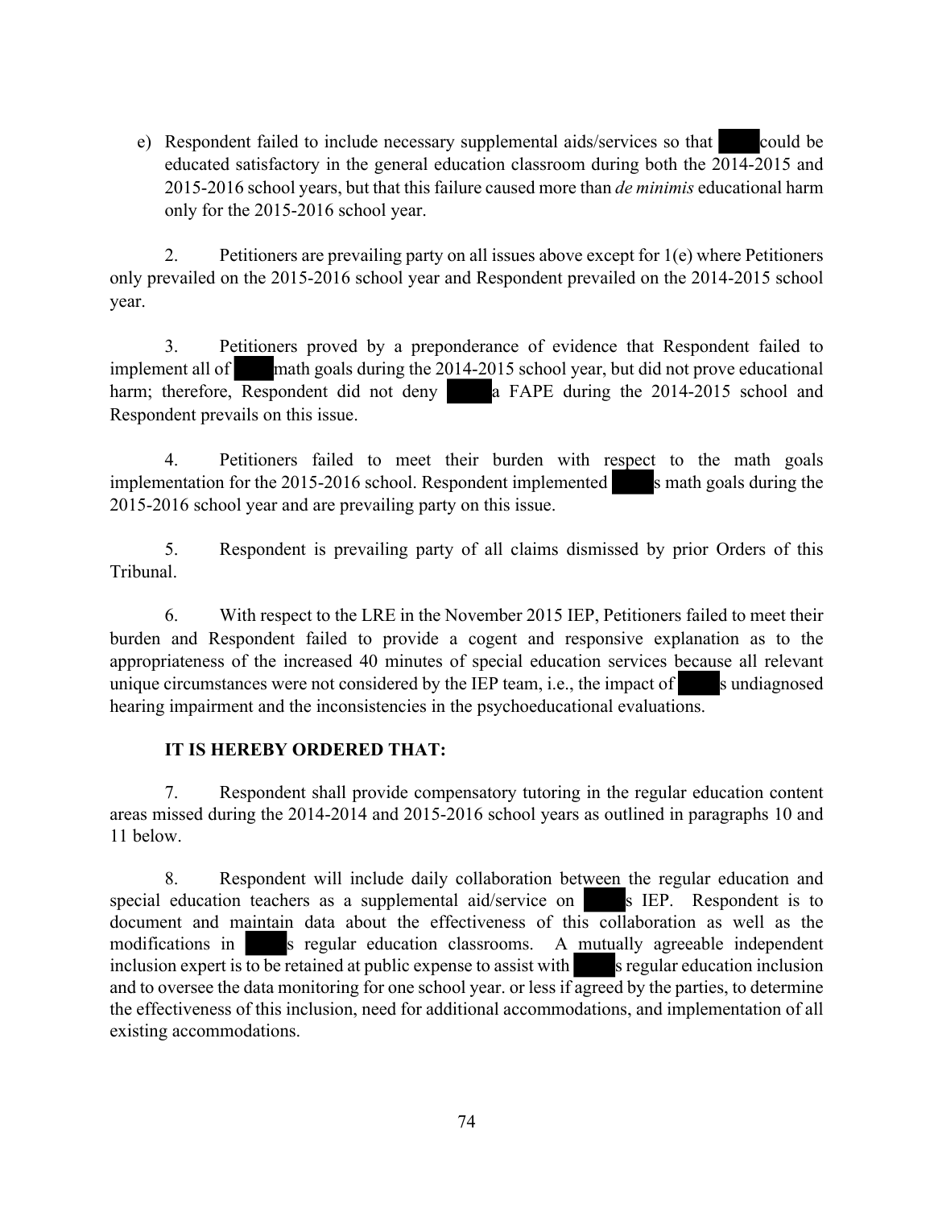e) Respondent failed to include necessary supplemental aids/services so that ████ could be educated satisfactory in the general education classroom during both the 2014-2015 and 2015-2016 school years, but that this failure caused more than *de minimis* educational harm only for the 2015-2016 school year.

2. Petitioners are prevailing party on all issues above except for 1(e) where Petitioners only prevailed on the 2015-2016 school year and Respondent prevailed on the 2014-2015 school year.

3. Petitioners proved by a preponderance of evidence that Respondent failed to implement all of ████ math goals during the 2014-2015 school year, but did not prove educational harm; therefore, Respondent did not deny ████ a FAPE during the 2014-2015 school and Respondent prevails on this issue.

4. Petitioners failed to meet their burden with respect to the math goals implementation for the 2015-2016 school. Respondent implemented ████s math goals during the 2015-2016 school year and are prevailing party on this issue.

5. Respondent is prevailing party of all claims dismissed by prior Orders of this Tribunal.

6. With respect to the LRE in the November 2015 IEP, Petitioners failed to meet their burden and Respondent failed to provide a cogent and responsive explanation as to the appropriateness of the increased 40 minutes of special education services because all relevant unique circumstances were not considered by the IEP team, i.e., the impact of ████s undiagnosed hearing impairment and the inconsistencies in the psychoeducational evaluations.

**IT IS HEREBY ORDERED THAT:**

7. Respondent shall provide compensatory tutoring in the regular education content areas missed during the 2014-2014 and 2015-2016 school years as outlined in paragraphs 10 and 11 below.

8. Respondent will include daily collaboration between the regular education and special education teachers as a supplemental aid/service on ████s IEP. Respondent is to document and maintain data about the effectiveness of this collaboration as well as the modifications in ████s regular education classrooms. A mutually agreeable independent inclusion expert is to be retained at public expense to assist with ████s regular education inclusion and to oversee the data monitoring for one school year. or less if agreed by the parties, to determine the effectiveness of this inclusion, need for additional accommodations, and implementation of all existing accommodations.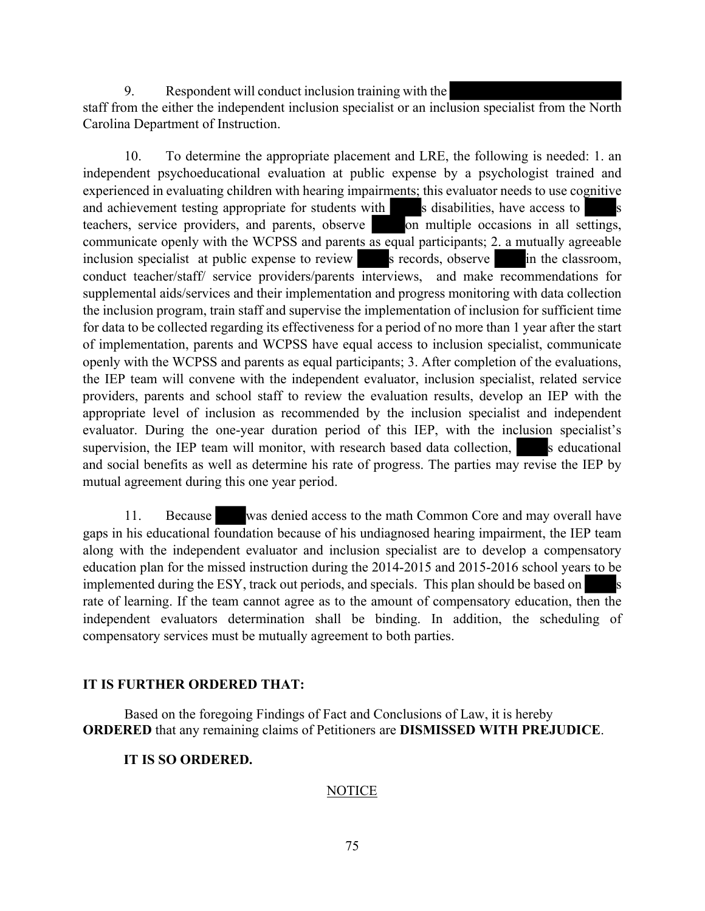9. Respondent will conduct inclusion training with the staff from the either the independent inclusion specialist or an inclusion specialist from the North Carolina Department of Instruction.

10. To determine the appropriate placement and LRE, the following is needed: 1. an independent psychoeducational evaluation at public expense by a psychologist trained and experienced in evaluating children with hearing impairments; this evaluator needs to use cognitive and achievement testing appropriate for students with s disabilities, have access to s teachers, service providers, and parents, observe on multiple occasions in all settings, communicate openly with the WCPSS and parents as equal participants; 2. a mutually agreeable inclusion specialist at public expense to review s records, observe in the classroom, conduct teacher/staff/ service providers/parents interviews, and make recommendations for supplemental aids/services and their implementation and progress monitoring with data collection the inclusion program, train staff and supervise the implementation of inclusion for sufficient time for data to be collected regarding its effectiveness for a period of no more than 1 year after the start of implementation, parents and WCPSS have equal access to inclusion specialist, communicate openly with the WCPSS and parents as equal participants; 3. After completion of the evaluations, the IEP team will convene with the independent evaluator, inclusion specialist, related service providers, parents and school staff to review the evaluation results, develop an IEP with the appropriate level of inclusion as recommended by the inclusion specialist and independent evaluator. During the one-year duration period of this IEP, with the inclusion specialist's supervision, the IEP team will monitor, with research based data collection, s educational and social benefits as well as determine his rate of progress. The parties may revise the IEP by mutual agreement during this one year period.

11. Because was denied access to the math Common Core and may overall have gaps in his educational foundation because of his undiagnosed hearing impairment, the IEP team along with the independent evaluator and inclusion specialist are to develop a compensatory education plan for the missed instruction during the 2014-2015 and 2015-2016 school years to be implemented during the ESY, track out periods, and specials. This plan should be based on s rate of learning. If the team cannot agree as to the amount of compensatory education, then the independent evaluators determination shall be binding. In addition, the scheduling of compensatory services must be mutually agreement to both parties.

**IT IS FURTHER ORDERED THAT:**

Based on the foregoing Findings of Fact and Conclusions of Law, it is hereby **ORDERED** that any remaining claims of Petitioners are **DISMISSED WITH PREJUDICE**.

**IT IS SO ORDERED.**

NOTICE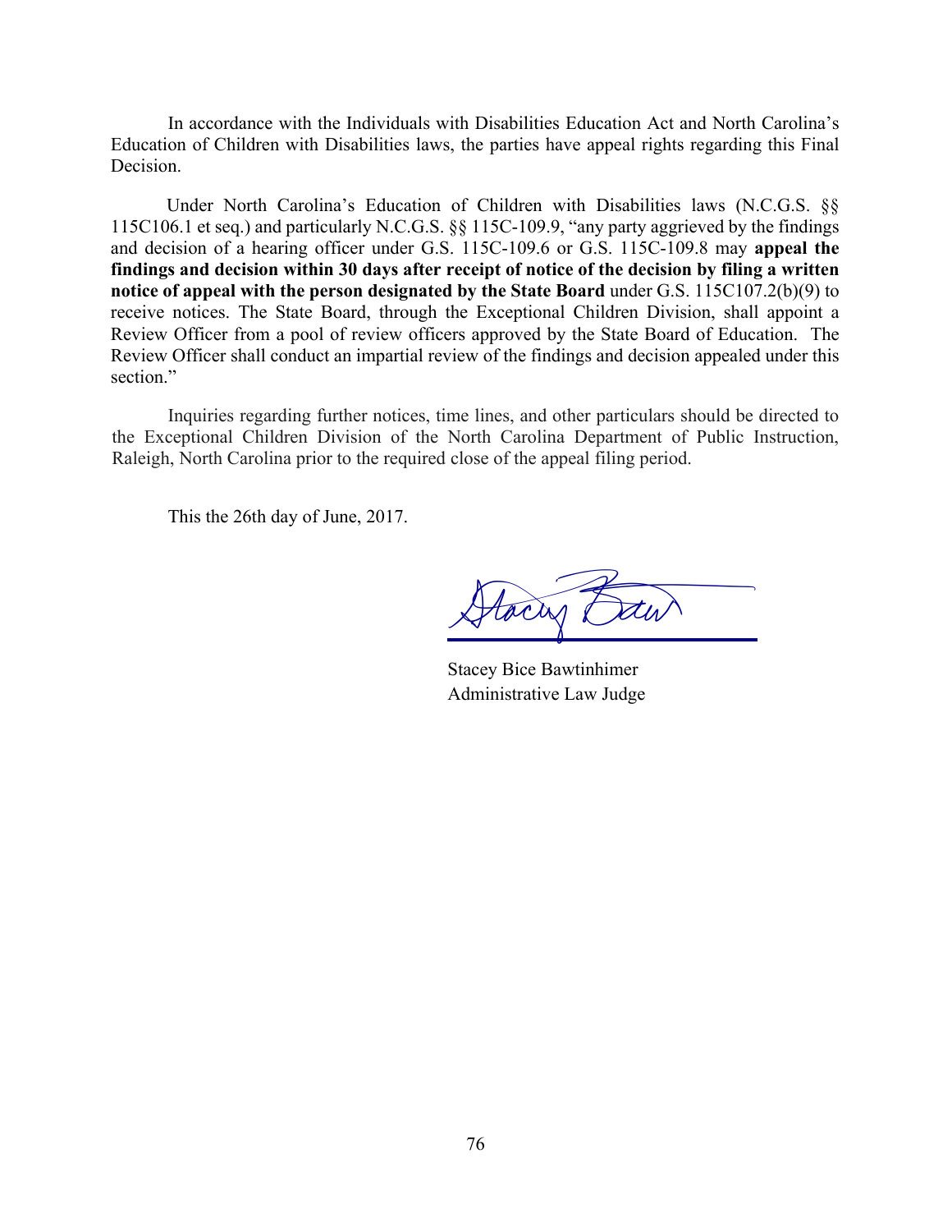In accordance with the Individuals with Disabilities Education Act and North Carolina's Education of Children with Disabilities laws, the parties have appeal rights regarding this Final Decision.

Under North Carolina's Education of Children with Disabilities laws (N.C.G.S. §§ 115C106.1 et seq.) and particularly N.C.G.S. §§ 115C-109.9, "any party aggrieved by the findings and decision of a hearing officer under G.S. 115C-109.6 or G.S. 115C-109.8 may **appeal the findings and decision within 30 days after receipt of notice of the decision by filing a written notice of appeal with the person designated by the State Board** under G.S. 115C107.2(b)(9) to receive notices. The State Board, through the Exceptional Children Division, shall appoint a Review Officer from a pool of review officers approved by the State Board of Education. The Review Officer shall conduct an impartial review of the findings and decision appealed under this section."

Inquiries regarding further notices, time lines, and other particulars should be directed to the Exceptional Children Division of the North Carolina Department of Public Instruction, Raleigh, North Carolina prior to the required close of the appeal filing period.

This the 26th day of June, 2017.

Stacey Bice Bawtinhimer
Administrative Law Judge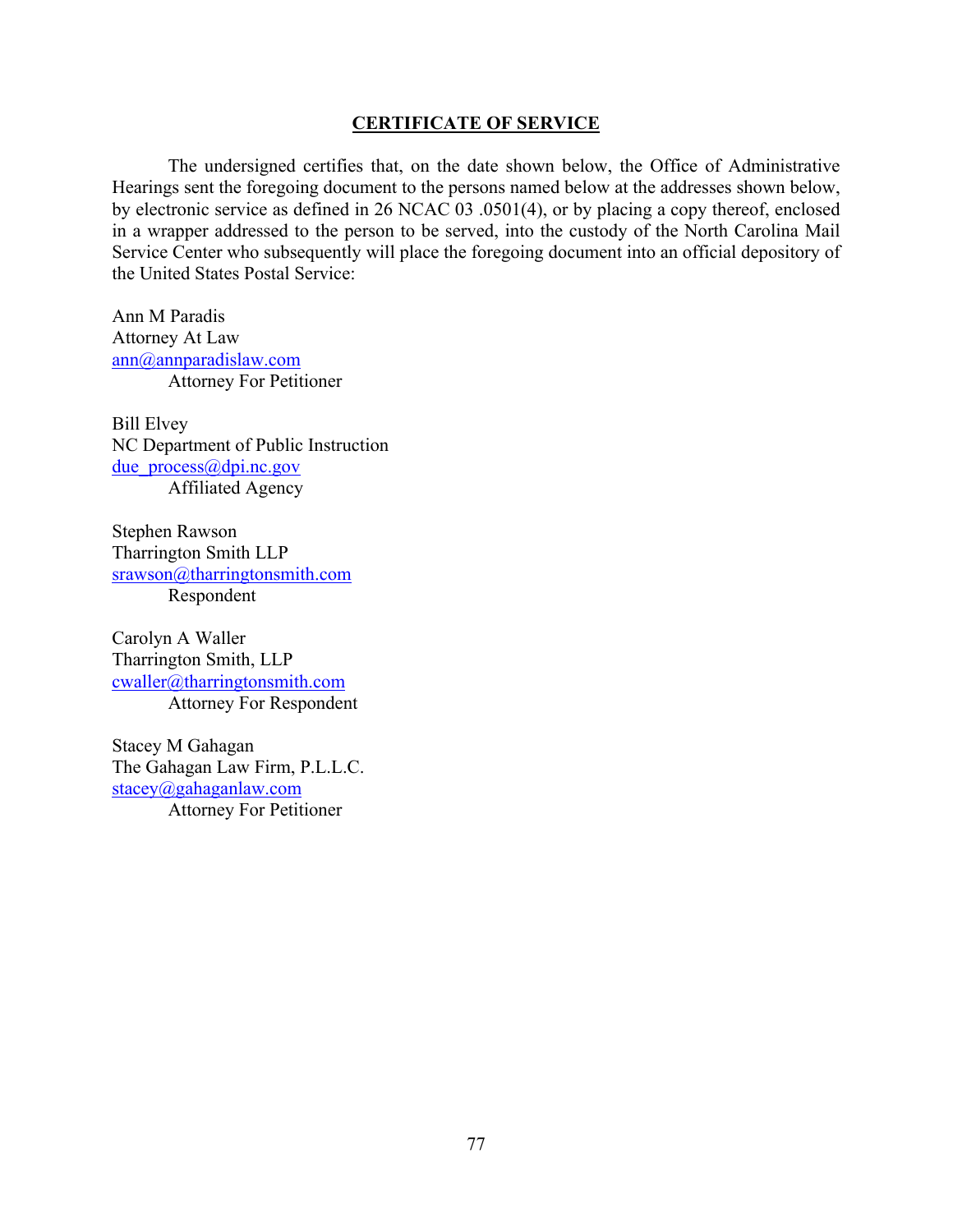## CERTIFICATE OF SERVICE

The undersigned certifies that, on the date shown below, the Office of Administrative Hearings sent the foregoing document to the persons named below at the addresses shown below, by electronic service as defined in 26 NCAC 03 .0501(4), or by placing a copy thereof, enclosed in a wrapper addressed to the person to be served, into the custody of the North Carolina Mail Service Center who subsequently will place the foregoing document into an official depository of the United States Postal Service:

Ann M Paradis
Attorney At Law
ann@annparadislaw.com
Attorney For Petitioner

Bill Elvey
NC Department of Public Instruction
due_process@dpi.nc.gov
Affiliated Agency

Stephen Rawson
Tharrington Smith LLP
srawson@tharringtonsmith.com
Respondent

Carolyn A Waller
Tharrington Smith, LLP
cwaller@tharringtonsmith.com
Attorney For Respondent

Stacey M Gahagan
The Gahagan Law Firm, P.L.L.C.
stacey@gahaganlaw.com
Attorney For Petitioner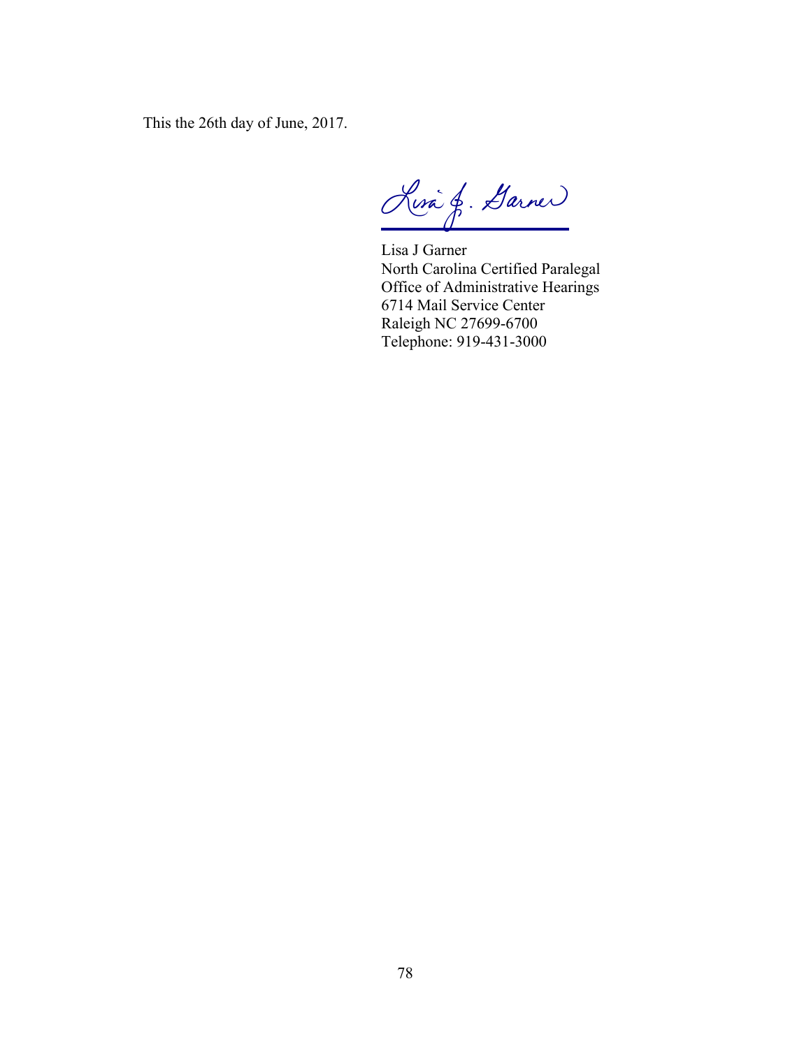This the 26th day of June, 2017.

Lisa J Garner
North Carolina Certified Paralegal
Office of Administrative Hearings
6714 Mail Service Center
Raleigh NC 27699-6700
Telephone: 919-431-3000